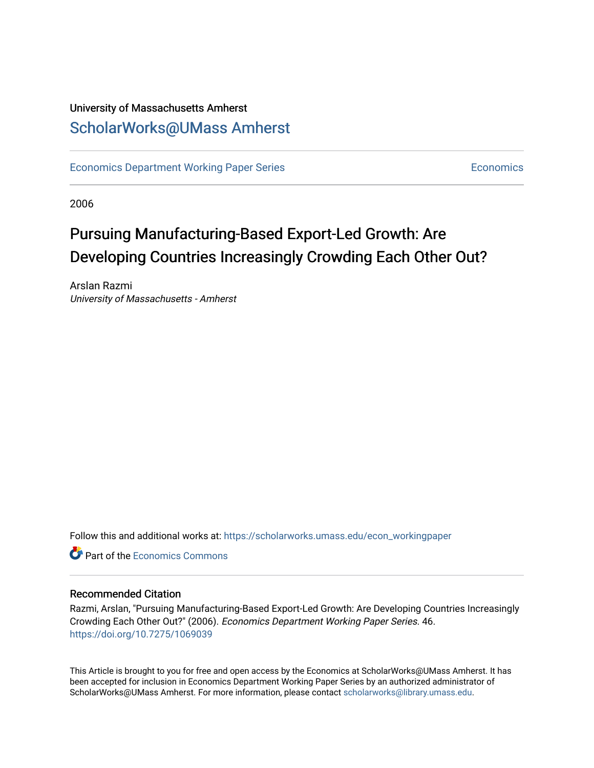University of Massachusetts Amherst

# ScholarWorks@UMass Amherst

Economics Department Working Paper Series — Economics

2006

# Pursuing Manufacturing-Based Export-Led Growth: Are Developing Countries Increasingly Crowding Each Other Out?

Arslan Razmi
*University of Massachusetts - Amherst*

Follow this and additional works at: https://scholarworks.umass.edu/econ_workingpaper

Part of the Economics Commons

## Recommended Citation

Razmi, Arslan, "Pursuing Manufacturing-Based Export-Led Growth: Are Developing Countries Increasingly Crowding Each Other Out?" (2006). *Economics Department Working Paper Series*. 46.
https://doi.org/10.7275/1069039

This Article is brought to you for free and open access by the Economics at ScholarWorks@UMass Amherst. It has been accepted for inclusion in Economics Department Working Paper Series by an authorized administrator of ScholarWorks@UMass Amherst. For more information, please contact scholarworks@library.umass.edu.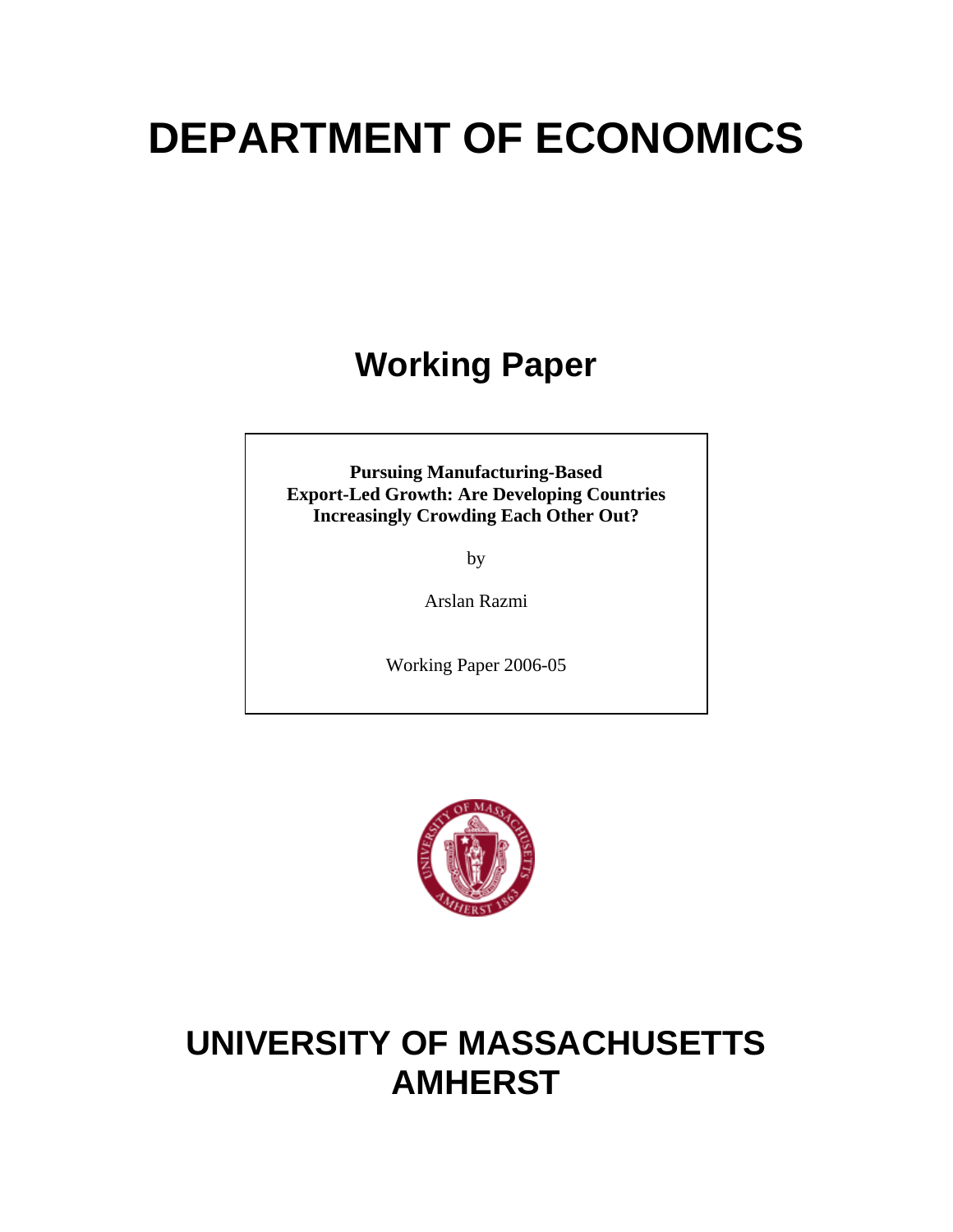# DEPARTMENT OF ECONOMICS

## Working Paper

**Pursuing Manufacturing-Based Export-Led Growth: Are Developing Countries Increasingly Crowding Each Other Out?**

by

Arslan Razmi

Working Paper 2006-05

# UNIVERSITY OF MASSACHUSETTS AMHERST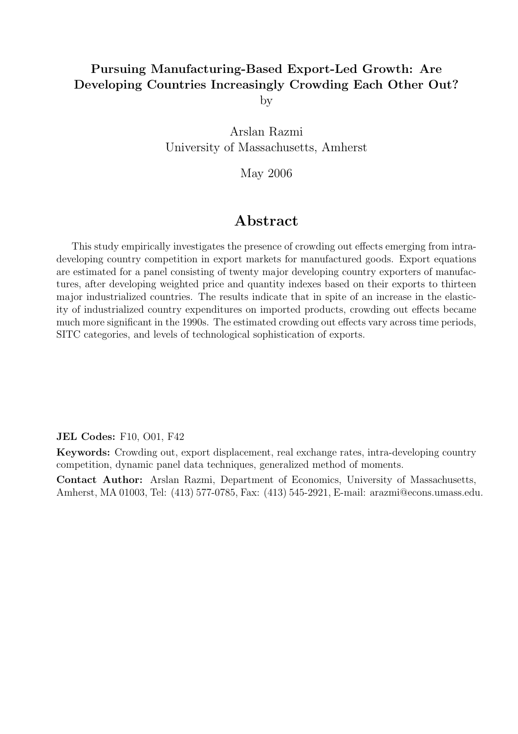**Pursuing Manufacturing-Based Export-Led Growth: Are Developing Countries Increasingly Crowding Each Other Out?**

by

Arslan Razmi
University of Massachusetts, Amherst

May 2006

# Abstract

This study empirically investigates the presence of crowding out effects emerging from intra-developing country competition in export markets for manufactured goods. Export equations are estimated for a panel consisting of twenty major developing country exporters of manufactures, after developing weighted price and quantity indexes based on their exports to thirteen major industrialized countries. The results indicate that in spite of an increase in the elasticity of industrialized country expenditures on imported products, crowding out effects became much more significant in the 1990s. The estimated crowding out effects vary across time periods, SITC categories, and levels of technological sophistication of exports.

**JEL Codes:** F10, O01, F42

**Keywords:** Crowding out, export displacement, real exchange rates, intra-developing country competition, dynamic panel data techniques, generalized method of moments.

**Contact Author:** Arslan Razmi, Department of Economics, University of Massachusetts, Amherst, MA 01003, Tel: (413) 577-0785, Fax: (413) 545-2921, E-mail: arazmi@econs.umass.edu.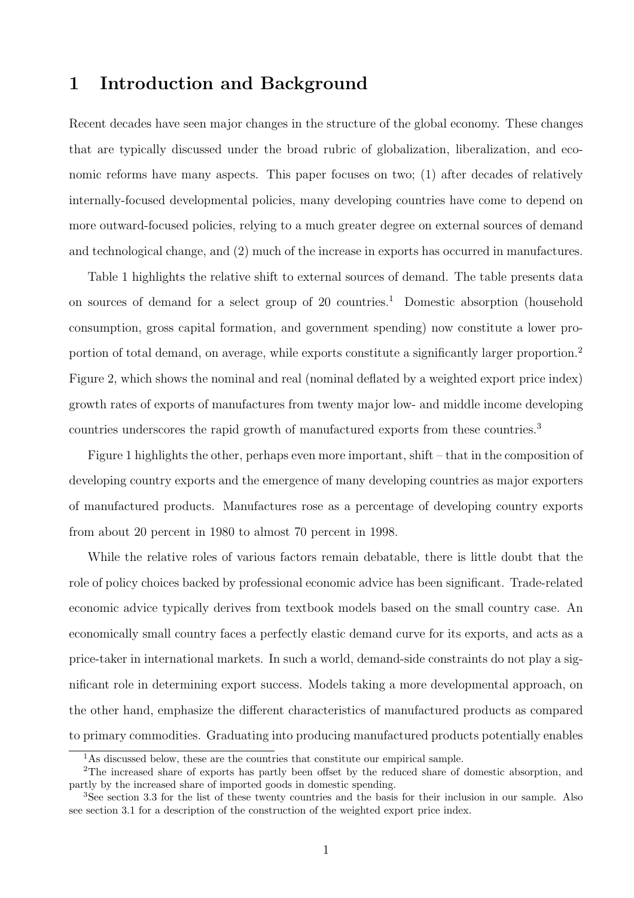# 1 Introduction and Background

Recent decades have seen major changes in the structure of the global economy. These changes that are typically discussed under the broad rubric of globalization, liberalization, and economic reforms have many aspects. This paper focuses on two; (1) after decades of relatively internally-focused developmental policies, many developing countries have come to depend on more outward-focused policies, relying to a much greater degree on external sources of demand and technological change, and (2) much of the increase in exports has occurred in manufactures.

Table 1 highlights the relative shift to external sources of demand. The table presents data on sources of demand for a select group of 20 countries.[1] Domestic absorption (household consumption, gross capital formation, and government spending) now constitute a lower proportion of total demand, on average, while exports constitute a significantly larger proportion.[2] Figure 2, which shows the nominal and real (nominal deflated by a weighted export price index) growth rates of exports of manufactures from twenty major low- and middle income developing countries underscores the rapid growth of manufactured exports from these countries.[3]

Figure 1 highlights the other, perhaps even more important, shift – that in the composition of developing country exports and the emergence of many developing countries as major exporters of manufactured products. Manufactures rose as a percentage of developing country exports from about 20 percent in 1980 to almost 70 percent in 1998.

While the relative roles of various factors remain debatable, there is little doubt that the role of policy choices backed by professional economic advice has been significant. Trade-related economic advice typically derives from textbook models based on the small country case. An economically small country faces a perfectly elastic demand curve for its exports, and acts as a price-taker in international markets. In such a world, demand-side constraints do not play a significant role in determining export success. Models taking a more developmental approach, on the other hand, emphasize the different characteristics of manufactured products as compared to primary commodities. Graduating into producing manufactured products potentially enables

[1] As discussed below, these are the countries that constitute our empirical sample.

[2] The increased share of exports has partly been offset by the reduced share of domestic absorption, and partly by the increased share of imported goods in domestic spending.

[3] See section 3.3 for the list of these twenty countries and the basis for their inclusion in our sample. Also see section 3.1 for a description of the construction of the weighted export price index.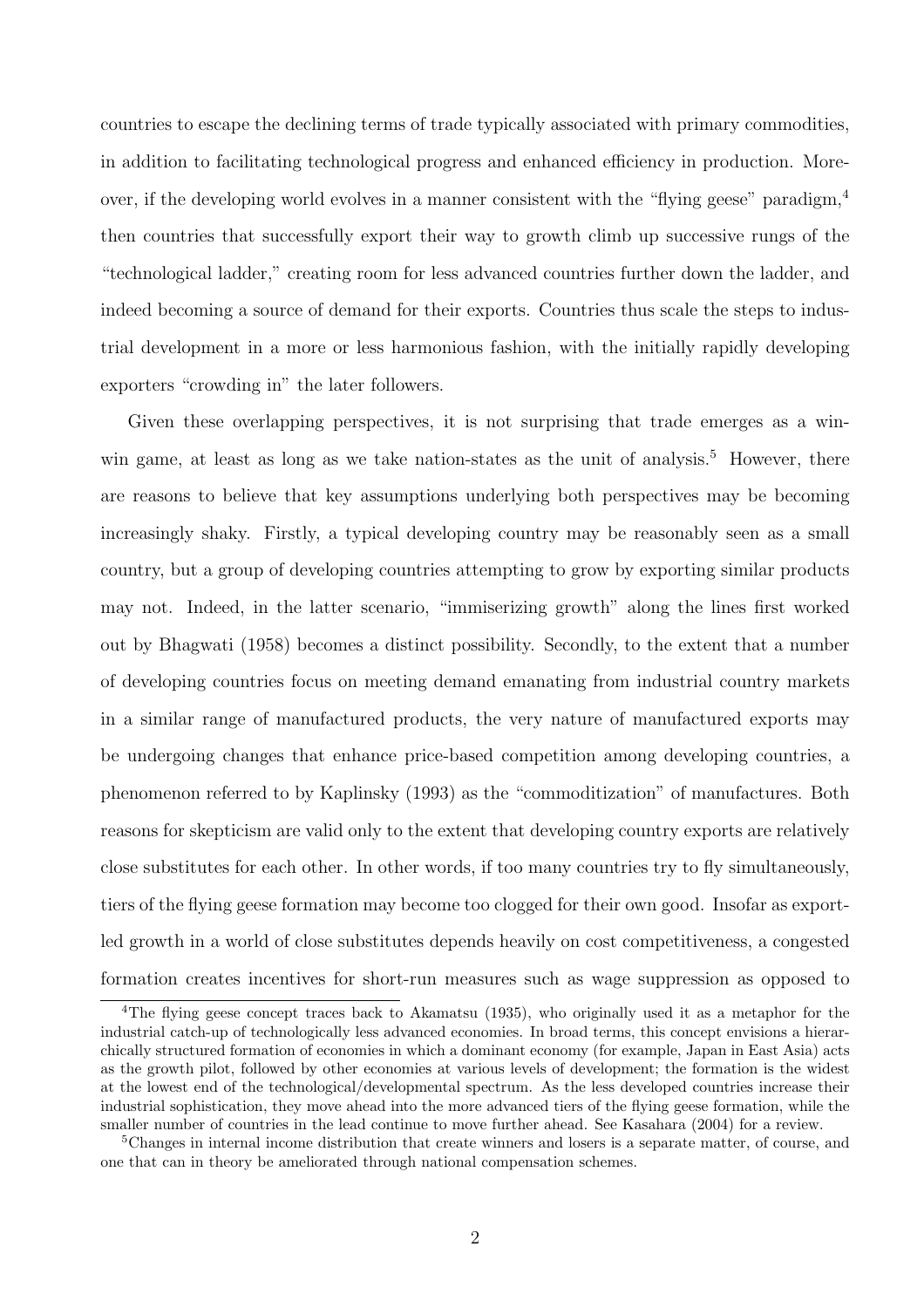countries to escape the declining terms of trade typically associated with primary commodities, in addition to facilitating technological progress and enhanced efficiency in production. Moreover, if the developing world evolves in a manner consistent with the "flying geese" paradigm,[4] then countries that successfully export their way to growth climb up successive rungs of the "technological ladder," creating room for less advanced countries further down the ladder, and indeed becoming a source of demand for their exports. Countries thus scale the steps to industrial development in a more or less harmonious fashion, with the initially rapidly developing exporters "crowding in" the later followers.

Given these overlapping perspectives, it is not surprising that trade emerges as a win-win game, at least as long as we take nation-states as the unit of analysis.[5] However, there are reasons to believe that key assumptions underlying both perspectives may be becoming increasingly shaky. Firstly, a typical developing country may be reasonably seen as a small country, but a group of developing countries attempting to grow by exporting similar products may not. Indeed, in the latter scenario, "immiserizing growth" along the lines first worked out by Bhagwati (1958) becomes a distinct possibility. Secondly, to the extent that a number of developing countries focus on meeting demand emanating from industrial country markets in a similar range of manufactured products, the very nature of manufactured exports may be undergoing changes that enhance price-based competition among developing countries, a phenomenon referred to by Kaplinsky (1993) as the "commoditization" of manufactures. Both reasons for skepticism are valid only to the extent that developing country exports are relatively close substitutes for each other. In other words, if too many countries try to fly simultaneously, tiers of the flying geese formation may become too clogged for their own good. Insofar as export-led growth in a world of close substitutes depends heavily on cost competitiveness, a congested formation creates incentives for short-run measures such as wage suppression as opposed to

[4] The flying geese concept traces back to Akamatsu (1935), who originally used it as a metaphor for the industrial catch-up of technologically less advanced economies. In broad terms, this concept envisions a hierarchically structured formation of economies in which a dominant economy (for example, Japan in East Asia) acts as the growth pilot, followed by other economies at various levels of development; the formation is the widest at the lowest end of the technological/developmental spectrum. As the less developed countries increase their industrial sophistication, they move ahead into the more advanced tiers of the flying geese formation, while the smaller number of countries in the lead continue to move further ahead. See Kasahara (2004) for a review.

[5] Changes in internal income distribution that create winners and losers is a separate matter, of course, and one that can in theory be ameliorated through national compensation schemes.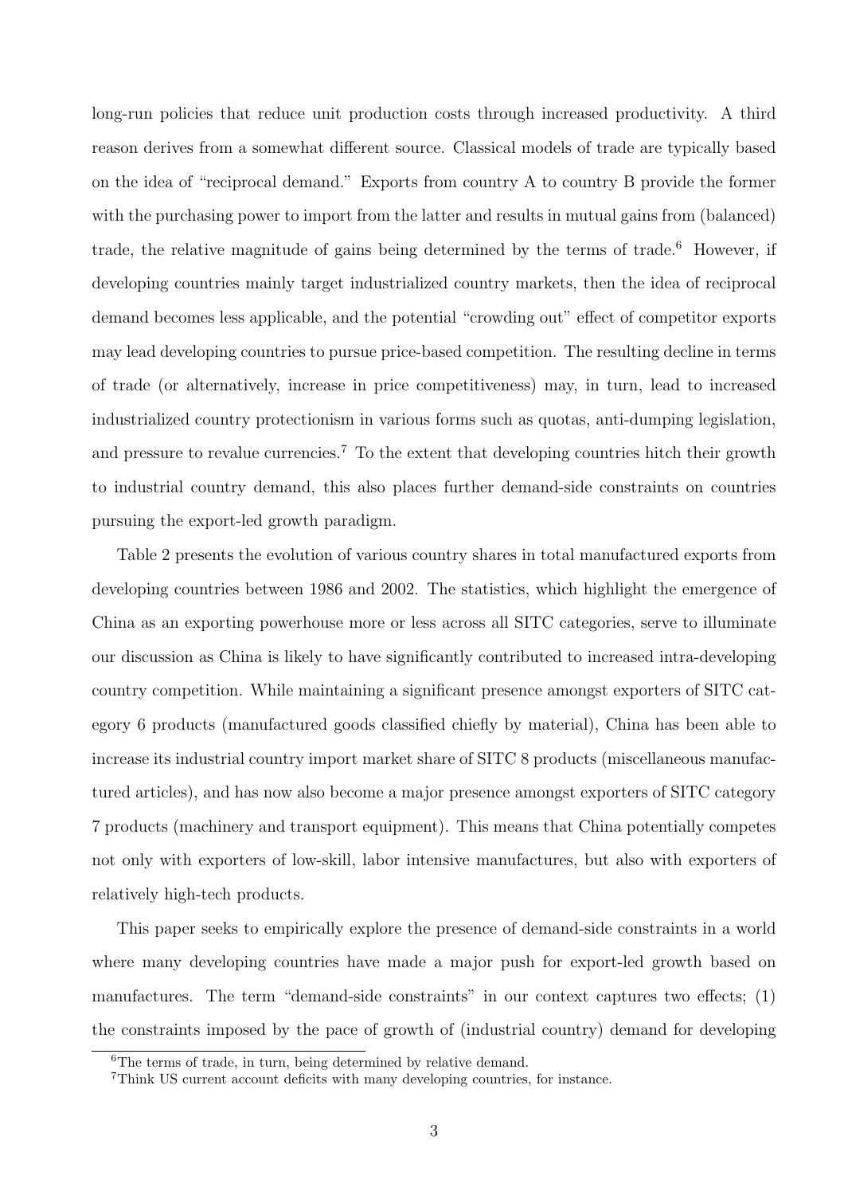long-run policies that reduce unit production costs through increased productivity. A third reason derives from a somewhat different source. Classical models of trade are typically based on the idea of "reciprocal demand." Exports from country A to country B provide the former with the purchasing power to import from the latter and results in mutual gains from (balanced) trade, the relative magnitude of gains being determined by the terms of trade.[6] However, if developing countries mainly target industrialized country markets, then the idea of reciprocal demand becomes less applicable, and the potential "crowding out" effect of competitor exports may lead developing countries to pursue price-based competition. The resulting decline in terms of trade (or alternatively, increase in price competitiveness) may, in turn, lead to increased industrialized country protectionism in various forms such as quotas, anti-dumping legislation, and pressure to revalue currencies.[7] To the extent that developing countries hitch their growth to industrial country demand, this also places further demand-side constraints on countries pursuing the export-led growth paradigm.

Table 2 presents the evolution of various country shares in total manufactured exports from developing countries between 1986 and 2002. The statistics, which highlight the emergence of China as an exporting powerhouse more or less across all SITC categories, serve to illuminate our discussion as China is likely to have significantly contributed to increased intra-developing country competition. While maintaining a significant presence amongst exporters of SITC category 6 products (manufactured goods classified chiefly by material), China has been able to increase its industrial country import market share of SITC 8 products (miscellaneous manufactured articles), and has now also become a major presence amongst exporters of SITC category 7 products (machinery and transport equipment). This means that China potentially competes not only with exporters of low-skill, labor intensive manufactures, but also with exporters of relatively high-tech products.

This paper seeks to empirically explore the presence of demand-side constraints in a world where many developing countries have made a major push for export-led growth based on manufactures. The term "demand-side constraints" in our context captures two effects; (1) the constraints imposed by the pace of growth of (industrial country) demand for developing

[6] The terms of trade, in turn, being determined by relative demand.

[7] Think US current account deficits with many developing countries, for instance.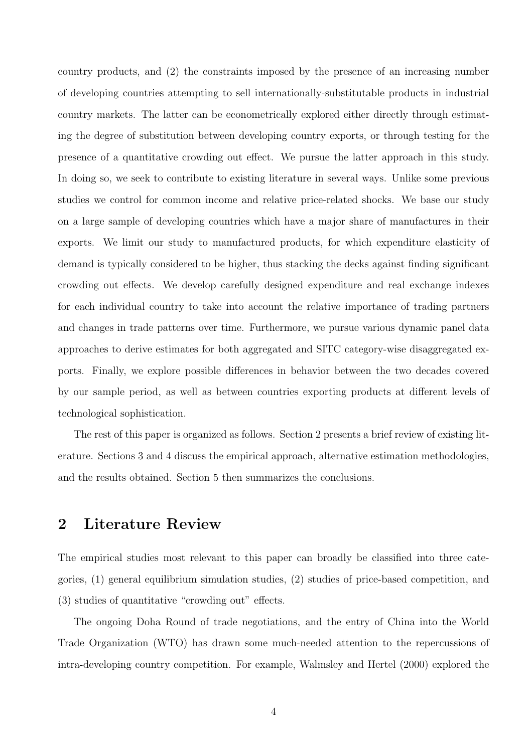country products, and (2) the constraints imposed by the presence of an increasing number of developing countries attempting to sell internationally-substitutable products in industrial country markets. The latter can be econometrically explored either directly through estimating the degree of substitution between developing country exports, or through testing for the presence of a quantitative crowding out effect. We pursue the latter approach in this study. In doing so, we seek to contribute to existing literature in several ways. Unlike some previous studies we control for common income and relative price-related shocks. We base our study on a large sample of developing countries which have a major share of manufactures in their exports. We limit our study to manufactured products, for which expenditure elasticity of demand is typically considered to be higher, thus stacking the decks against finding significant crowding out effects. We develop carefully designed expenditure and real exchange indexes for each individual country to take into account the relative importance of trading partners and changes in trade patterns over time. Furthermore, we pursue various dynamic panel data approaches to derive estimates for both aggregated and SITC category-wise disaggregated exports. Finally, we explore possible differences in behavior between the two decades covered by our sample period, as well as between countries exporting products at different levels of technological sophistication.

The rest of this paper is organized as follows. Section 2 presents a brief review of existing literature. Sections 3 and 4 discuss the empirical approach, alternative estimation methodologies, and the results obtained. Section 5 then summarizes the conclusions.

## 2 Literature Review

The empirical studies most relevant to this paper can broadly be classified into three categories, (1) general equilibrium simulation studies, (2) studies of price-based competition, and (3) studies of quantitative "crowding out" effects.

The ongoing Doha Round of trade negotiations, and the entry of China into the World Trade Organization (WTO) has drawn some much-needed attention to the repercussions of intra-developing country competition. For example, Walmsley and Hertel (2000) explored the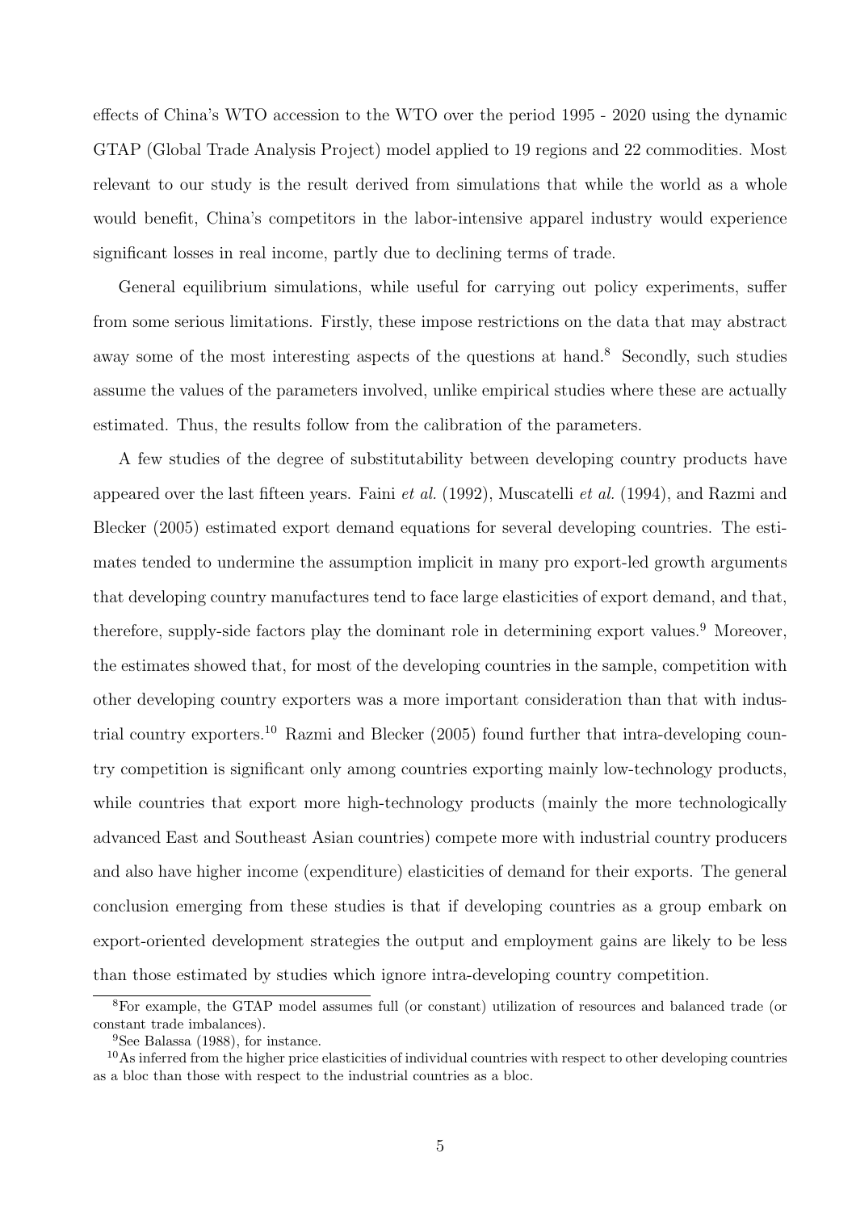effects of China's WTO accession to the WTO over the period 1995 - 2020 using the dynamic GTAP (Global Trade Analysis Project) model applied to 19 regions and 22 commodities. Most relevant to our study is the result derived from simulations that while the world as a whole would benefit, China's competitors in the labor-intensive apparel industry would experience significant losses in real income, partly due to declining terms of trade.

General equilibrium simulations, while useful for carrying out policy experiments, suffer from some serious limitations. Firstly, these impose restrictions on the data that may abstract away some of the most interesting aspects of the questions at hand.[8] Secondly, such studies assume the values of the parameters involved, unlike empirical studies where these are actually estimated. Thus, the results follow from the calibration of the parameters.

A few studies of the degree of substitutability between developing country products have appeared over the last fifteen years. Faini *et al.* (1992), Muscatelli *et al.* (1994), and Razmi and Blecker (2005) estimated export demand equations for several developing countries. The estimates tended to undermine the assumption implicit in many pro export-led growth arguments that developing country manufactures tend to face large elasticities of export demand, and that, therefore, supply-side factors play the dominant role in determining export values.[9] Moreover, the estimates showed that, for most of the developing countries in the sample, competition with other developing country exporters was a more important consideration than that with industrial country exporters.[10] Razmi and Blecker (2005) found further that intra-developing country competition is significant only among countries exporting mainly low-technology products, while countries that export more high-technology products (mainly the more technologically advanced East and Southeast Asian countries) compete more with industrial country producers and also have higher income (expenditure) elasticities of demand for their exports. The general conclusion emerging from these studies is that if developing countries as a group embark on export-oriented development strategies the output and employment gains are likely to be less than those estimated by studies which ignore intra-developing country competition.

[8] For example, the GTAP model assumes full (or constant) utilization of resources and balanced trade (or constant trade imbalances).

[9] See Balassa (1988), for instance.

[10] As inferred from the higher price elasticities of individual countries with respect to other developing countries as a bloc than those with respect to the industrial countries as a bloc.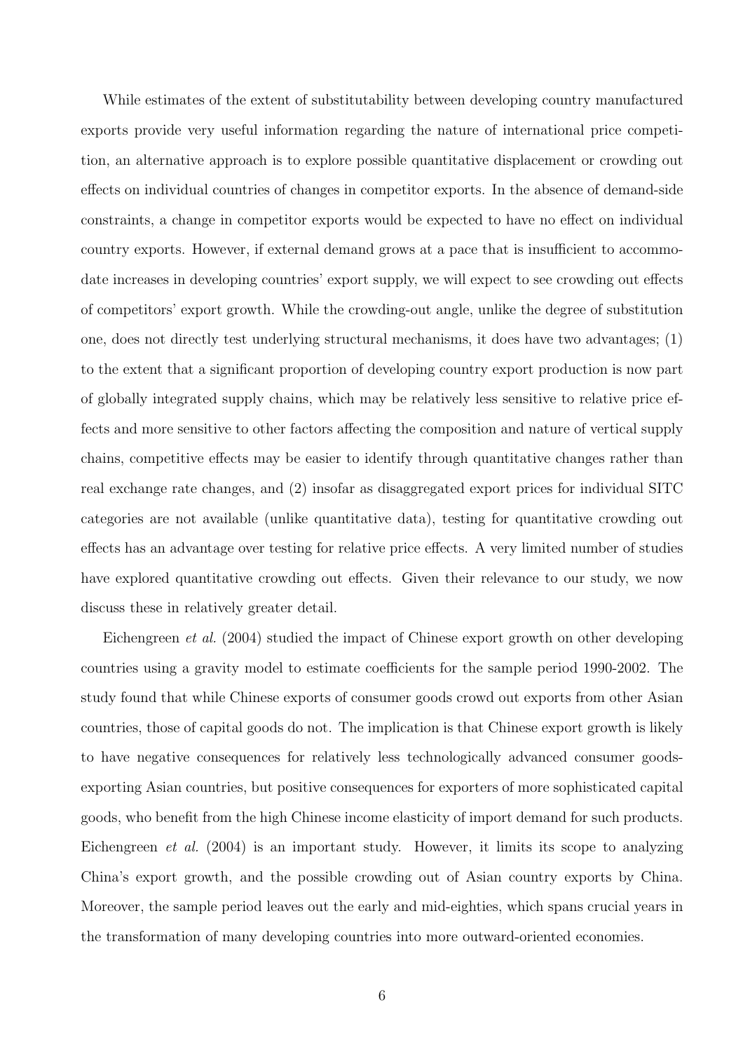While estimates of the extent of substitutability between developing country manufactured exports provide very useful information regarding the nature of international price competition, an alternative approach is to explore possible quantitative displacement or crowding out effects on individual countries of changes in competitor exports. In the absence of demand-side constraints, a change in competitor exports would be expected to have no effect on individual country exports. However, if external demand grows at a pace that is insufficient to accommodate increases in developing countries' export supply, we will expect to see crowding out effects of competitors' export growth. While the crowding-out angle, unlike the degree of substitution one, does not directly test underlying structural mechanisms, it does have two advantages; (1) to the extent that a significant proportion of developing country export production is now part of globally integrated supply chains, which may be relatively less sensitive to relative price effects and more sensitive to other factors affecting the composition and nature of vertical supply chains, competitive effects may be easier to identify through quantitative changes rather than real exchange rate changes, and (2) insofar as disaggregated export prices for individual SITC categories are not available (unlike quantitative data), testing for quantitative crowding out effects has an advantage over testing for relative price effects. A very limited number of studies have explored quantitative crowding out effects. Given their relevance to our study, we now discuss these in relatively greater detail.

Eichengreen *et al.* (2004) studied the impact of Chinese export growth on other developing countries using a gravity model to estimate coefficients for the sample period 1990-2002. The study found that while Chinese exports of consumer goods crowd out exports from other Asian countries, those of capital goods do not. The implication is that Chinese export growth is likely to have negative consequences for relatively less technologically advanced consumer goods-exporting Asian countries, but positive consequences for exporters of more sophisticated capital goods, who benefit from the high Chinese income elasticity of import demand for such products. Eichengreen *et al.* (2004) is an important study. However, it limits its scope to analyzing China's export growth, and the possible crowding out of Asian country exports by China. Moreover, the sample period leaves out the early and mid-eighties, which spans crucial years in the transformation of many developing countries into more outward-oriented economies.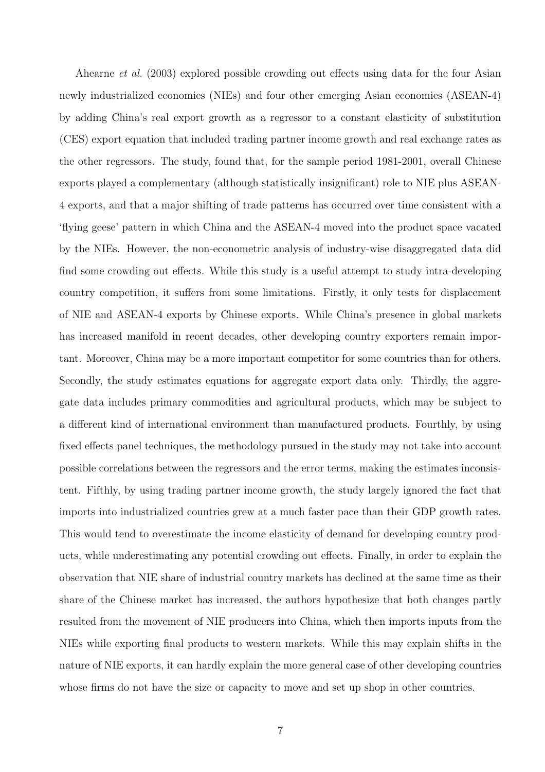Ahearne *et al.* (2003) explored possible crowding out effects using data for the four Asian newly industrialized economies (NIEs) and four other emerging Asian economies (ASEAN-4) by adding China's real export growth as a regressor to a constant elasticity of substitution (CES) export equation that included trading partner income growth and real exchange rates as the other regressors. The study, found that, for the sample period 1981-2001, overall Chinese exports played a complementary (although statistically insignificant) role to NIE plus ASEAN-4 exports, and that a major shifting of trade patterns has occurred over time consistent with a 'flying geese' pattern in which China and the ASEAN-4 moved into the product space vacated by the NIEs. However, the non-econometric analysis of industry-wise disaggregated data did find some crowding out effects. While this study is a useful attempt to study intra-developing country competition, it suffers from some limitations. Firstly, it only tests for displacement of NIE and ASEAN-4 exports by Chinese exports. While China's presence in global markets has increased manifold in recent decades, other developing country exporters remain important. Moreover, China may be a more important competitor for some countries than for others. Secondly, the study estimates equations for aggregate export data only. Thirdly, the aggregate data includes primary commodities and agricultural products, which may be subject to a different kind of international environment than manufactured products. Fourthly, by using fixed effects panel techniques, the methodology pursued in the study may not take into account possible correlations between the regressors and the error terms, making the estimates inconsistent. Fifthly, by using trading partner income growth, the study largely ignored the fact that imports into industrialized countries grew at a much faster pace than their GDP growth rates. This would tend to overestimate the income elasticity of demand for developing country products, while underestimating any potential crowding out effects. Finally, in order to explain the observation that NIE share of industrial country markets has declined at the same time as their share of the Chinese market has increased, the authors hypothesize that both changes partly resulted from the movement of NIE producers into China, which then imports inputs from the NIEs while exporting final products to western markets. While this may explain shifts in the nature of NIE exports, it can hardly explain the more general case of other developing countries whose firms do not have the size or capacity to move and set up shop in other countries.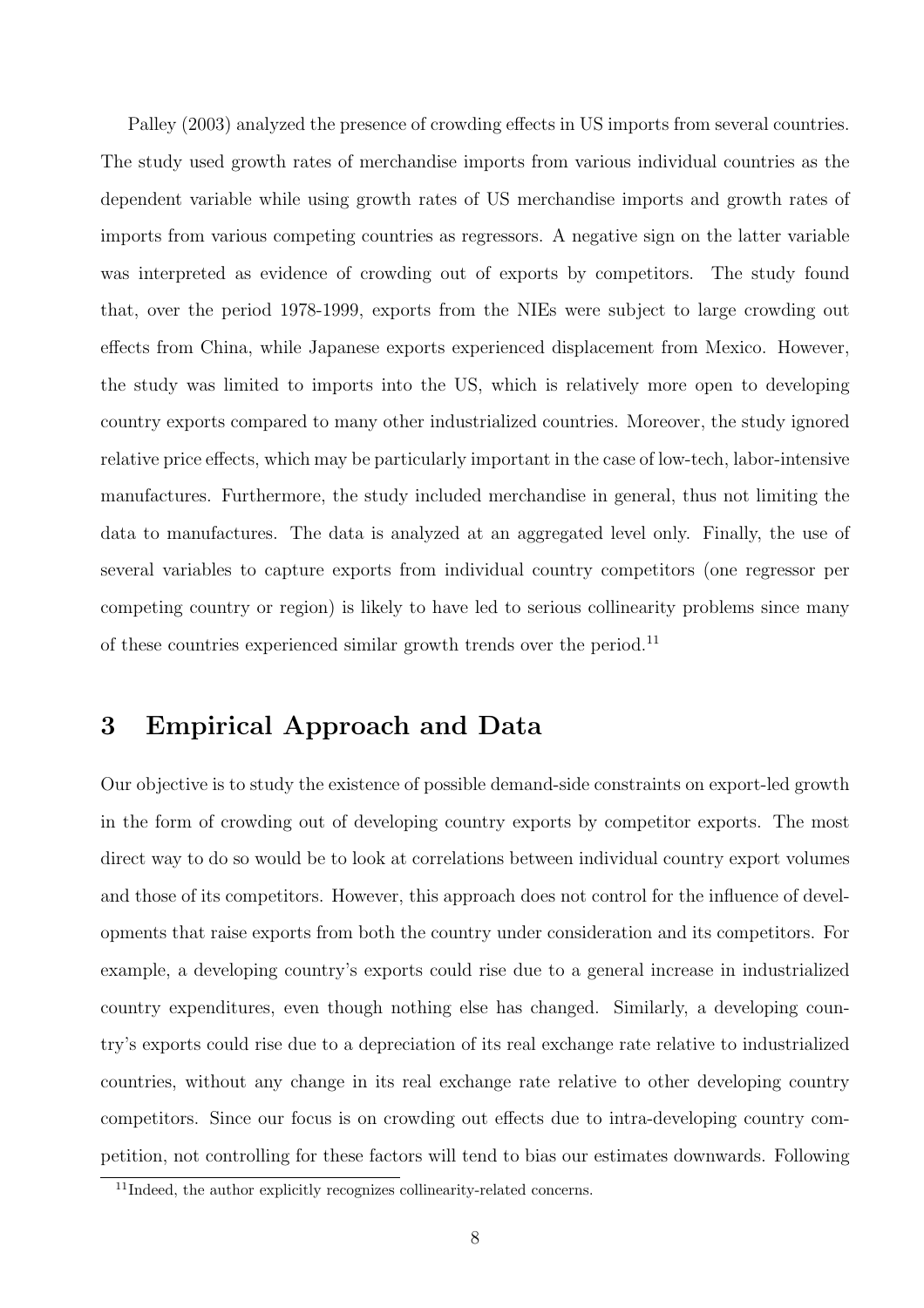Palley (2003) analyzed the presence of crowding effects in US imports from several countries. The study used growth rates of merchandise imports from various individual countries as the dependent variable while using growth rates of US merchandise imports and growth rates of imports from various competing countries as regressors. A negative sign on the latter variable was interpreted as evidence of crowding out of exports by competitors. The study found that, over the period 1978-1999, exports from the NIEs were subject to large crowding out effects from China, while Japanese exports experienced displacement from Mexico. However, the study was limited to imports into the US, which is relatively more open to developing country exports compared to many other industrialized countries. Moreover, the study ignored relative price effects, which may be particularly important in the case of low-tech, labor-intensive manufactures. Furthermore, the study included merchandise in general, thus not limiting the data to manufactures. The data is analyzed at an aggregated level only. Finally, the use of several variables to capture exports from individual country competitors (one regressor per competing country or region) is likely to have led to serious collinearity problems since many of these countries experienced similar growth trends over the period.[11]

# 3 Empirical Approach and Data

Our objective is to study the existence of possible demand-side constraints on export-led growth in the form of crowding out of developing country exports by competitor exports. The most direct way to do so would be to look at correlations between individual country export volumes and those of its competitors. However, this approach does not control for the influence of developments that raise exports from both the country under consideration and its competitors. For example, a developing country's exports could rise due to a general increase in industrialized country expenditures, even though nothing else has changed. Similarly, a developing country's exports could rise due to a depreciation of its real exchange rate relative to industrialized countries, without any change in its real exchange rate relative to other developing country competitors. Since our focus is on crowding out effects due to intra-developing country competition, not controlling for these factors will tend to bias our estimates downwards. Following

[11] Indeed, the author explicitly recognizes collinearity-related concerns.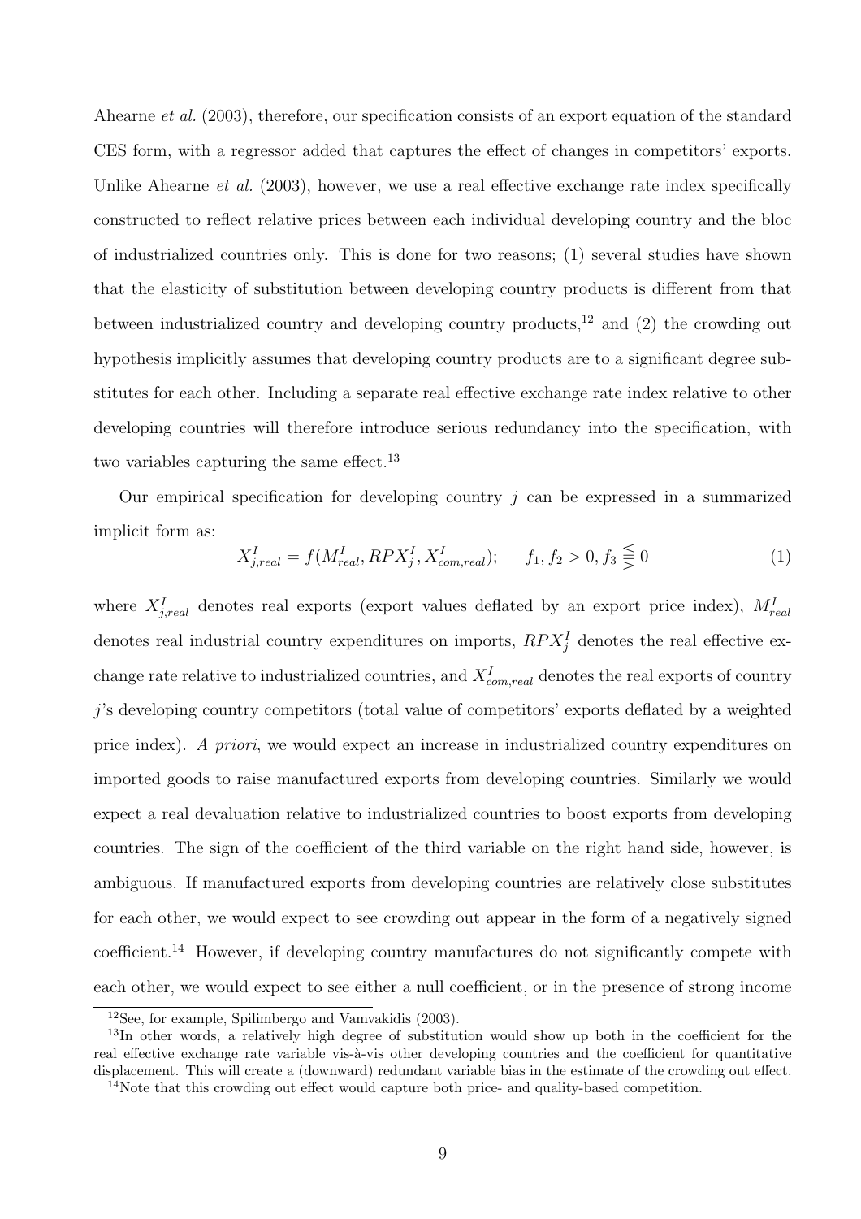Ahearne *et al.* (2003), therefore, our specification consists of an export equation of the standard CES form, with a regressor added that captures the effect of changes in competitors' exports. Unlike Ahearne *et al.* (2003), however, we use a real effective exchange rate index specifically constructed to reflect relative prices between each individual developing country and the bloc of industrialized countries only. This is done for two reasons; (1) several studies have shown that the elasticity of substitution between developing country products is different from that between industrialized country and developing country products,[12] and (2) the crowding out hypothesis implicitly assumes that developing country products are to a significant degree substitutes for each other. Including a separate real effective exchange rate index relative to other developing countries will therefore introduce serious redundancy into the specification, with two variables capturing the same effect.[13]

Our empirical specification for developing country $j$ can be expressed in a summarized implicit form as:

$$X^I_{j,real} = f(M^I_{real}, RPX^I_j, X^I_{com,real}); \qquad f_1, f_2 > 0, f_3 \lesseqqgtr 0 \tag{1}$$

where $X^I_{j,real}$ denotes real exports (export values deflated by an export price index), $M^I_{real}$ denotes real industrial country expenditures on imports, $RPX^I_j$ denotes the real effective exchange rate relative to industrialized countries, and $X^I_{com,real}$ denotes the real exports of country $j$'s developing country competitors (total value of competitors' exports deflated by a weighted price index). *A priori*, we would expect an increase in industrialized country expenditures on imported goods to raise manufactured exports from developing countries. Similarly we would expect a real devaluation relative to industrialized countries to boost exports from developing countries. The sign of the coefficient of the third variable on the right hand side, however, is ambiguous. If manufactured exports from developing countries are relatively close substitutes for each other, we would expect to see crowding out appear in the form of a negatively signed coefficient.[14] However, if developing country manufactures do not significantly compete with each other, we would expect to see either a null coefficient, or in the presence of strong income

[12] See, for example, Spilimbergo and Vamvakidis (2003).

[13] In other words, a relatively high degree of substitution would show up both in the coefficient for the real effective exchange rate variable vis-à-vis other developing countries and the coefficient for quantitative displacement. This will create a (downward) redundant variable bias in the estimate of the crowding out effect.

[14] Note that this crowding out effect would capture both price- and quality-based competition.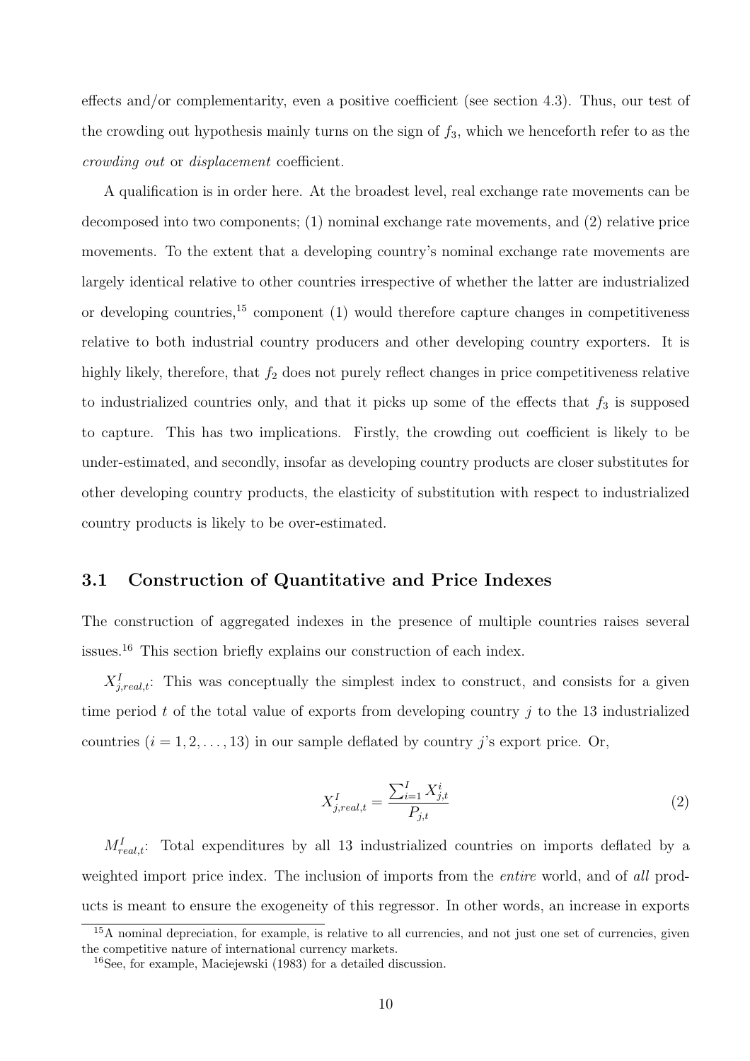effects and/or complementarity, even a positive coefficient (see section 4.3). Thus, our test of the crowding out hypothesis mainly turns on the sign of $f_3$, which we henceforth refer to as the *crowding out* or *displacement* coefficient.

A qualification is in order here. At the broadest level, real exchange rate movements can be decomposed into two components; (1) nominal exchange rate movements, and (2) relative price movements. To the extent that a developing country's nominal exchange rate movements are largely identical relative to other countries irrespective of whether the latter are industrialized or developing countries,[15] component (1) would therefore capture changes in competitiveness relative to both industrial country producers and other developing country exporters. It is highly likely, therefore, that $f_2$ does not purely reflect changes in price competitiveness relative to industrialized countries only, and that it picks up some of the effects that $f_3$ is supposed to capture. This has two implications. Firstly, the crowding out coefficient is likely to be under-estimated, and secondly, insofar as developing country products are closer substitutes for other developing country products, the elasticity of substitution with respect to industrialized country products is likely to be over-estimated.

## 3.1 Construction of Quantitative and Price Indexes

The construction of aggregated indexes in the presence of multiple countries raises several issues.[16] This section briefly explains our construction of each index.

$X^I_{j,real,t}$: This was conceptually the simplest index to construct, and consists for a given time period $t$ of the total value of exports from developing country $j$ to the 13 industrialized countries ($i = 1, 2, \ldots, 13$) in our sample deflated by country $j$'s export price. Or,

$$X^I_{j,real,t} = \frac{\sum_{i=1}^{I} X^i_{j,t}}{P_{j,t}} \tag{2}$$

$M^I_{real,t}$: Total expenditures by all 13 industrialized countries on imports deflated by a weighted import price index. The inclusion of imports from the *entire* world, and of *all* products is meant to ensure the exogeneity of this regressor. In other words, an increase in exports

[15] A nominal depreciation, for example, is relative to all currencies, and not just one set of currencies, given the competitive nature of international currency markets.

[16] See, for example, Maciejewski (1983) for a detailed discussion.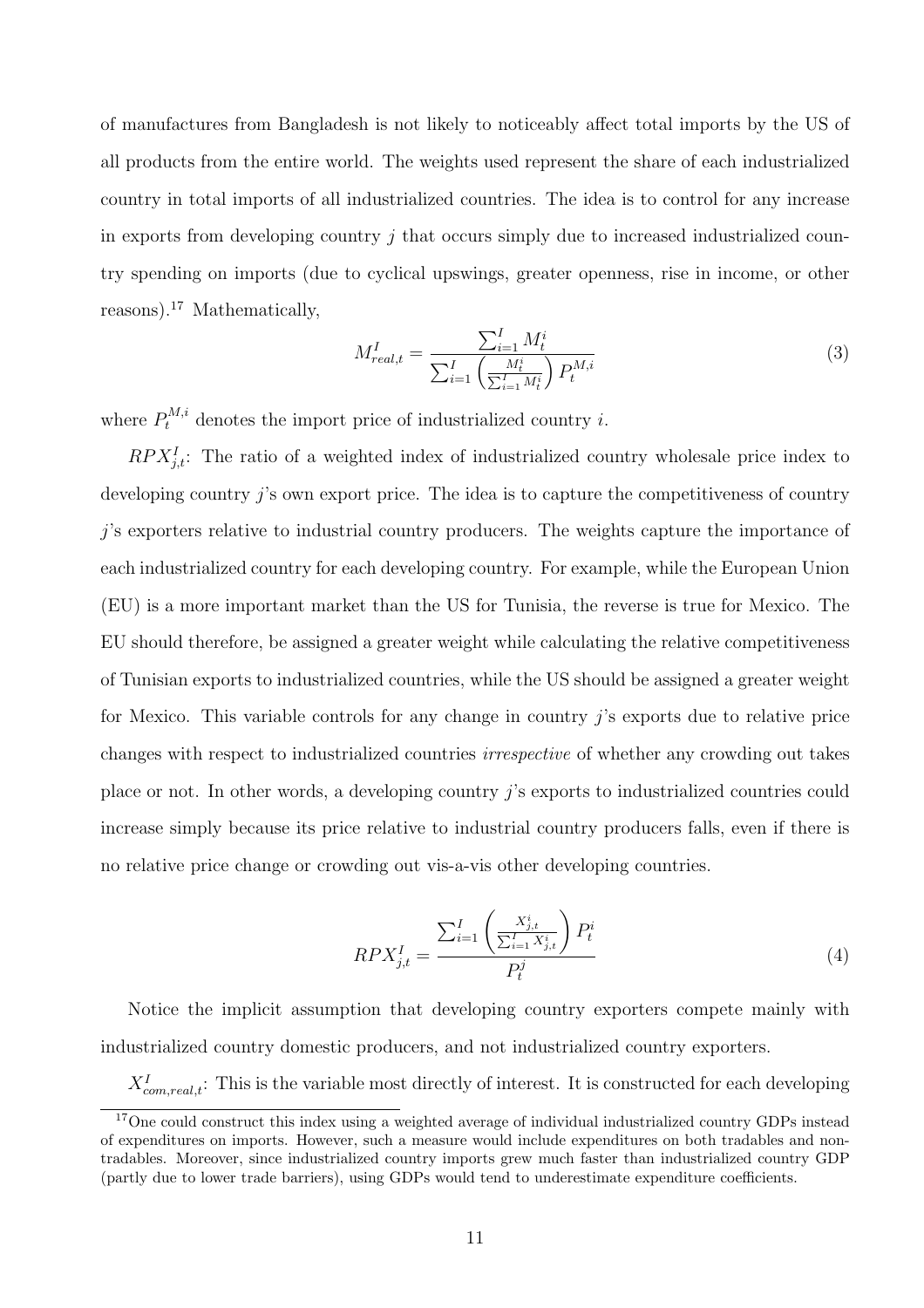of manufactures from Bangladesh is not likely to noticeably affect total imports by the US of all products from the entire world. The weights used represent the share of each industrialized country in total imports of all industrialized countries. The idea is to control for any increase in exports from developing country $j$ that occurs simply due to increased industrialized country spending on imports (due to cyclical upswings, greater openness, rise in income, or other reasons).[17] Mathematically,

$$M^{I}_{real,t} = \frac{\sum_{i=1}^{I} M^{i}_{t}}{\sum_{i=1}^{I} \left( \frac{M^{i}_{t}}{\sum_{i=1}^{I} M^{i}_{t}} \right) P^{M,i}_{t}} \tag{3}$$

where $P^{M,i}_{t}$ denotes the import price of industrialized country $i$.

$RPX^{I}_{j,t}$: The ratio of a weighted index of industrialized country wholesale price index to developing country $j$'s own export price. The idea is to capture the competitiveness of country $j$'s exporters relative to industrial country producers. The weights capture the importance of each industrialized country for each developing country. For example, while the European Union (EU) is a more important market than the US for Tunisia, the reverse is true for Mexico. The EU should therefore, be assigned a greater weight while calculating the relative competitiveness of Tunisian exports to industrialized countries, while the US should be assigned a greater weight for Mexico. This variable controls for any change in country $j$'s exports due to relative price changes with respect to industrialized countries *irrespective* of whether any crowding out takes place or not. In other words, a developing country $j$'s exports to industrialized countries could increase simply because its price relative to industrial country producers falls, even if there is no relative price change or crowding out vis-a-vis other developing countries.

$$RPX^{I}_{j,t} = \frac{\sum_{i=1}^{I} \left( \frac{X^{i}_{j,t}}{\sum_{i=1}^{I} X^{i}_{j,t}} \right) P^{i}_{t}}{P^{j}_{t}} \tag{4}$$

Notice the implicit assumption that developing country exporters compete mainly with industrialized country domestic producers, and not industrialized country exporters.

$X^{I}_{com,real,t}$: This is the variable most directly of interest. It is constructed for each developing

[17] One could construct this index using a weighted average of individual industrialized country GDPs instead of expenditures on imports. However, such a measure would include expenditures on both tradables and non-tradables. Moreover, since industrialized country imports grew much faster than industrialized country GDP (partly due to lower trade barriers), using GDPs would tend to underestimate expenditure coefficients.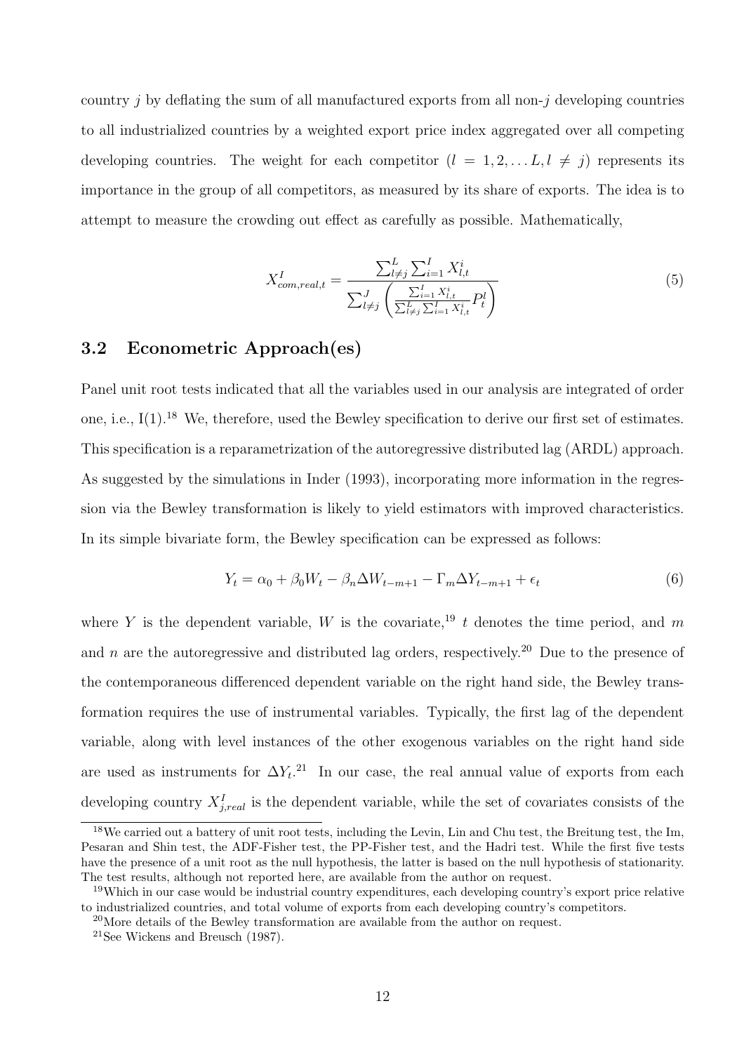country $j$ by deflating the sum of all manufactured exports from all non-$j$ developing countries to all industrialized countries by a weighted export price index aggregated over all competing developing countries. The weight for each competitor ($l = 1, 2, \ldots L, l \neq j$) represents its importance in the group of all competitors, as measured by its share of exports. The idea is to attempt to measure the crowding out effect as carefully as possible. Mathematically,

$$X^I_{com,real,t} = \frac{\sum_{l \neq j}^{L} \sum_{i=1}^{I} X^i_{l,t}}{\sum_{l \neq j}^{J} \left( \frac{\sum_{i=1}^{I} X^i_{l,t}}{\sum_{l \neq j}^{L} \sum_{i=1}^{I} X^i_{l,t}} P^l_t \right)} \tag{5}$$

## 3.2 Econometric Approach(es)

Panel unit root tests indicated that all the variables used in our analysis are integrated of order one, i.e., I(1).[18] We, therefore, used the Bewley specification to derive our first set of estimates. This specification is a reparametrization of the autoregressive distributed lag (ARDL) approach. As suggested by the simulations in Inder (1993), incorporating more information in the regression via the Bewley transformation is likely to yield estimators with improved characteristics. In its simple bivariate form, the Bewley specification can be expressed as follows:

$$Y_t = \alpha_0 + \beta_0 W_t - \beta_n \Delta W_{t-m+1} - \Gamma_m \Delta Y_{t-m+1} + \epsilon_t \tag{6}$$

where $Y$ is the dependent variable, $W$ is the covariate,[19] $t$ denotes the time period, and $m$ and $n$ are the autoregressive and distributed lag orders, respectively.[20] Due to the presence of the contemporaneous differenced dependent variable on the right hand side, the Bewley transformation requires the use of instrumental variables. Typically, the first lag of the dependent variable, along with level instances of the other exogenous variables on the right hand side are used as instruments for $\Delta Y_t$.[21] In our case, the real annual value of exports from each developing country $X^I_{j,real}$ is the dependent variable, while the set of covariates consists of the

---

[18] We carried out a battery of unit root tests, including the Levin, Lin and Chu test, the Breitung test, the Im, Pesaran and Shin test, the ADF-Fisher test, the PP-Fisher test, and the Hadri test. While the first five tests have the presence of a unit root as the null hypothesis, the latter is based on the null hypothesis of stationarity. The test results, although not reported here, are available from the author on request.

[19] Which in our case would be industrial country expenditures, each developing country's export price relative to industrialized countries, and total volume of exports from each developing country's competitors.

[20] More details of the Bewley transformation are available from the author on request.

[21] See Wickens and Breusch (1987).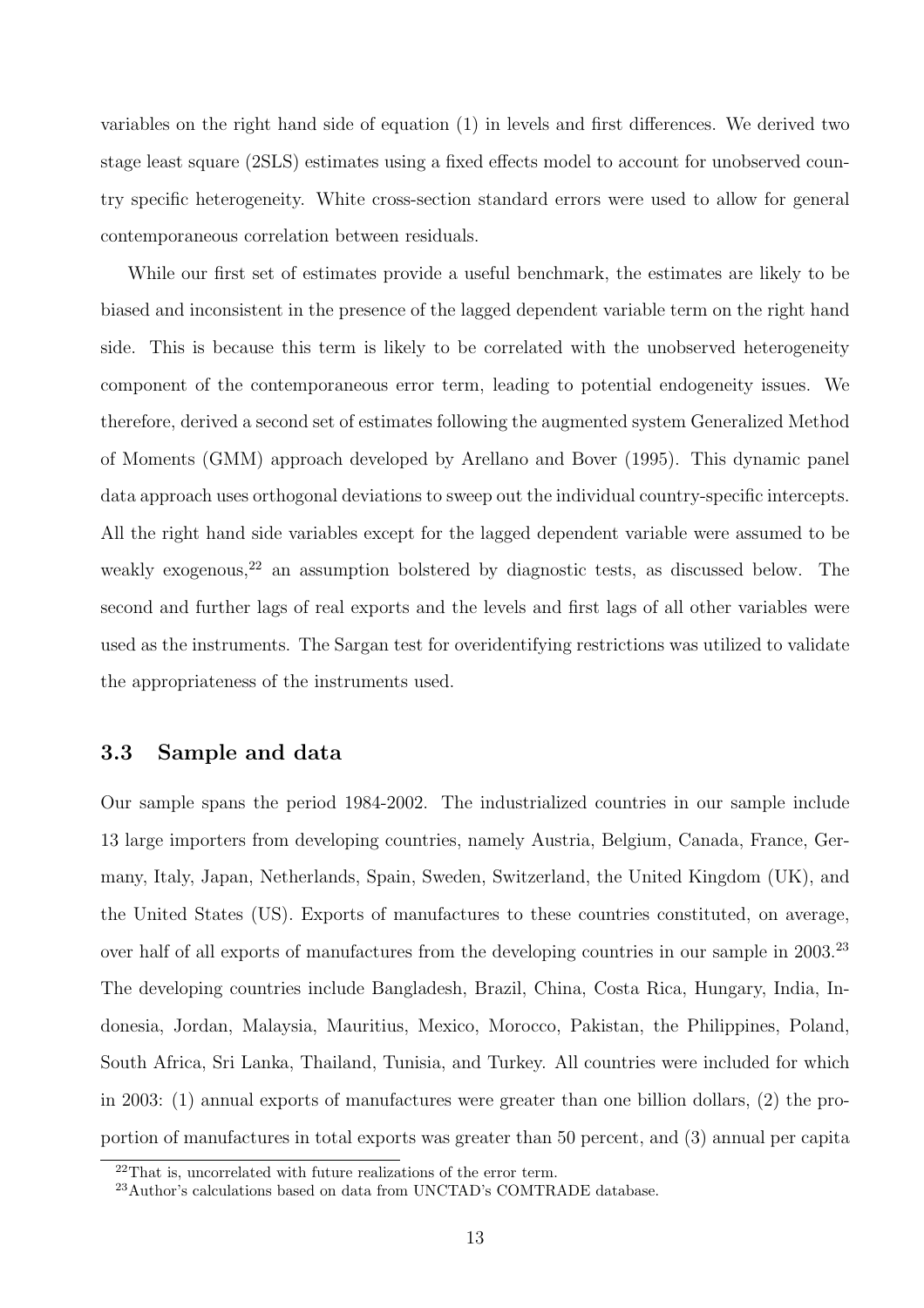variables on the right hand side of equation (1) in levels and first differences. We derived two stage least square (2SLS) estimates using a fixed effects model to account for unobserved country specific heterogeneity. White cross-section standard errors were used to allow for general contemporaneous correlation between residuals.

While our first set of estimates provide a useful benchmark, the estimates are likely to be biased and inconsistent in the presence of the lagged dependent variable term on the right hand side. This is because this term is likely to be correlated with the unobserved heterogeneity component of the contemporaneous error term, leading to potential endogeneity issues. We therefore, derived a second set of estimates following the augmented system Generalized Method of Moments (GMM) approach developed by Arellano and Bover (1995). This dynamic panel data approach uses orthogonal deviations to sweep out the individual country-specific intercepts. All the right hand side variables except for the lagged dependent variable were assumed to be weakly exogenous,[22] an assumption bolstered by diagnostic tests, as discussed below. The second and further lags of real exports and the levels and first lags of all other variables were used as the instruments. The Sargan test for overidentifying restrictions was utilized to validate the appropriateness of the instruments used.

### 3.3 Sample and data

Our sample spans the period 1984-2002. The industrialized countries in our sample include 13 large importers from developing countries, namely Austria, Belgium, Canada, France, Germany, Italy, Japan, Netherlands, Spain, Sweden, Switzerland, the United Kingdom (UK), and the United States (US). Exports of manufactures to these countries constituted, on average, over half of all exports of manufactures from the developing countries in our sample in 2003.[23] The developing countries include Bangladesh, Brazil, China, Costa Rica, Hungary, India, Indonesia, Jordan, Malaysia, Mauritius, Mexico, Morocco, Pakistan, the Philippines, Poland, South Africa, Sri Lanka, Thailand, Tunisia, and Turkey. All countries were included for which in 2003: (1) annual exports of manufactures were greater than one billion dollars, (2) the proportion of manufactures in total exports was greater than 50 percent, and (3) annual per capita

[22] That is, uncorrelated with future realizations of the error term.

[23] Author's calculations based on data from UNCTAD's COMTRADE database.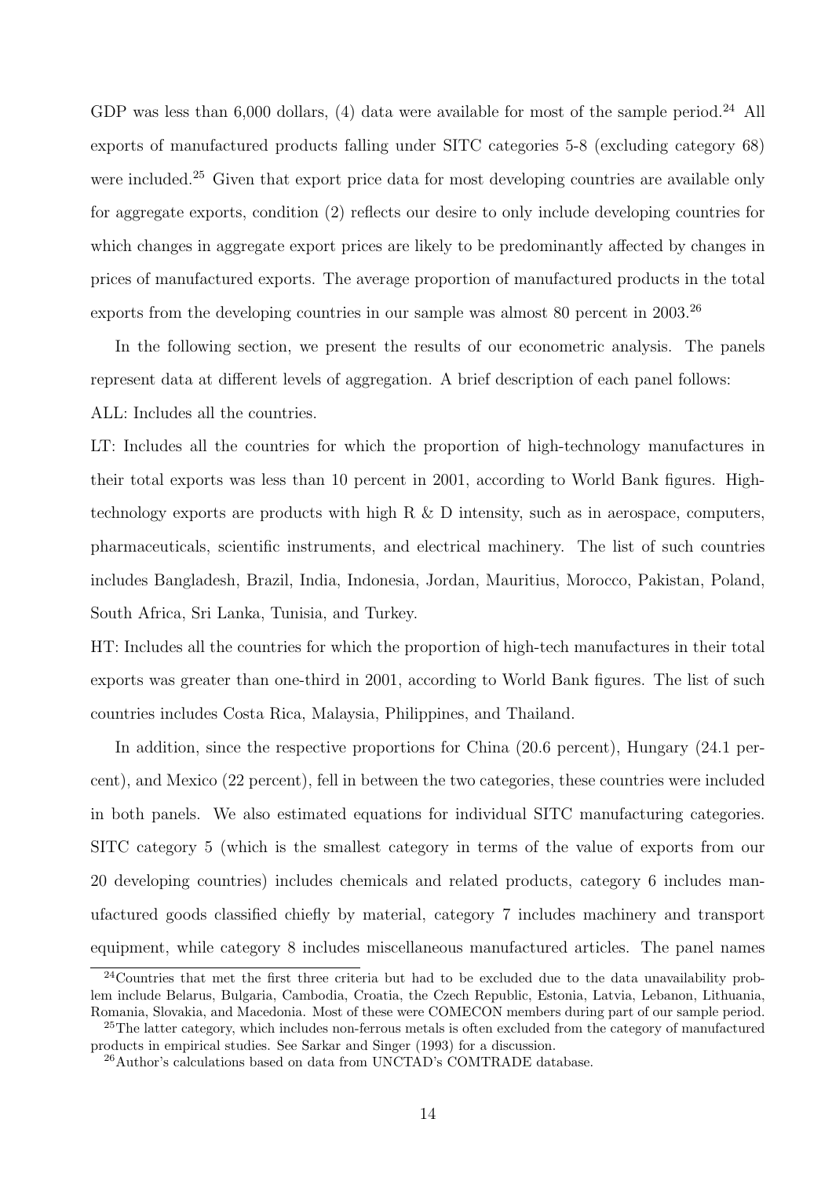GDP was less than 6,000 dollars, (4) data were available for most of the sample period.[24] All exports of manufactured products falling under SITC categories 5-8 (excluding category 68) were included.[25] Given that export price data for most developing countries are available only for aggregate exports, condition (2) reflects our desire to only include developing countries for which changes in aggregate export prices are likely to be predominantly affected by changes in prices of manufactured exports. The average proportion of manufactured products in the total exports from the developing countries in our sample was almost 80 percent in 2003.[26]

In the following section, we present the results of our econometric analysis. The panels represent data at different levels of aggregation. A brief description of each panel follows:

ALL: Includes all the countries.

LT: Includes all the countries for which the proportion of high-technology manufactures in their total exports was less than 10 percent in 2001, according to World Bank figures. High-technology exports are products with high R & D intensity, such as in aerospace, computers, pharmaceuticals, scientific instruments, and electrical machinery. The list of such countries includes Bangladesh, Brazil, India, Indonesia, Jordan, Mauritius, Morocco, Pakistan, Poland, South Africa, Sri Lanka, Tunisia, and Turkey.

HT: Includes all the countries for which the proportion of high-tech manufactures in their total exports was greater than one-third in 2001, according to World Bank figures. The list of such countries includes Costa Rica, Malaysia, Philippines, and Thailand.

In addition, since the respective proportions for China (20.6 percent), Hungary (24.1 percent), and Mexico (22 percent), fell in between the two categories, these countries were included in both panels. We also estimated equations for individual SITC manufacturing categories. SITC category 5 (which is the smallest category in terms of the value of exports from our 20 developing countries) includes chemicals and related products, category 6 includes manufactured goods classified chiefly by material, category 7 includes machinery and transport equipment, while category 8 includes miscellaneous manufactured articles. The panel names

[24] Countries that met the first three criteria but had to be excluded due to the data unavailability problem include Belarus, Bulgaria, Cambodia, Croatia, the Czech Republic, Estonia, Latvia, Lebanon, Lithuania, Romania, Slovakia, and Macedonia. Most of these were COMECON members during part of our sample period.

[25] The latter category, which includes non-ferrous metals is often excluded from the category of manufactured products in empirical studies. See Sarkar and Singer (1993) for a discussion.

[26] Author's calculations based on data from UNCTAD's COMTRADE database.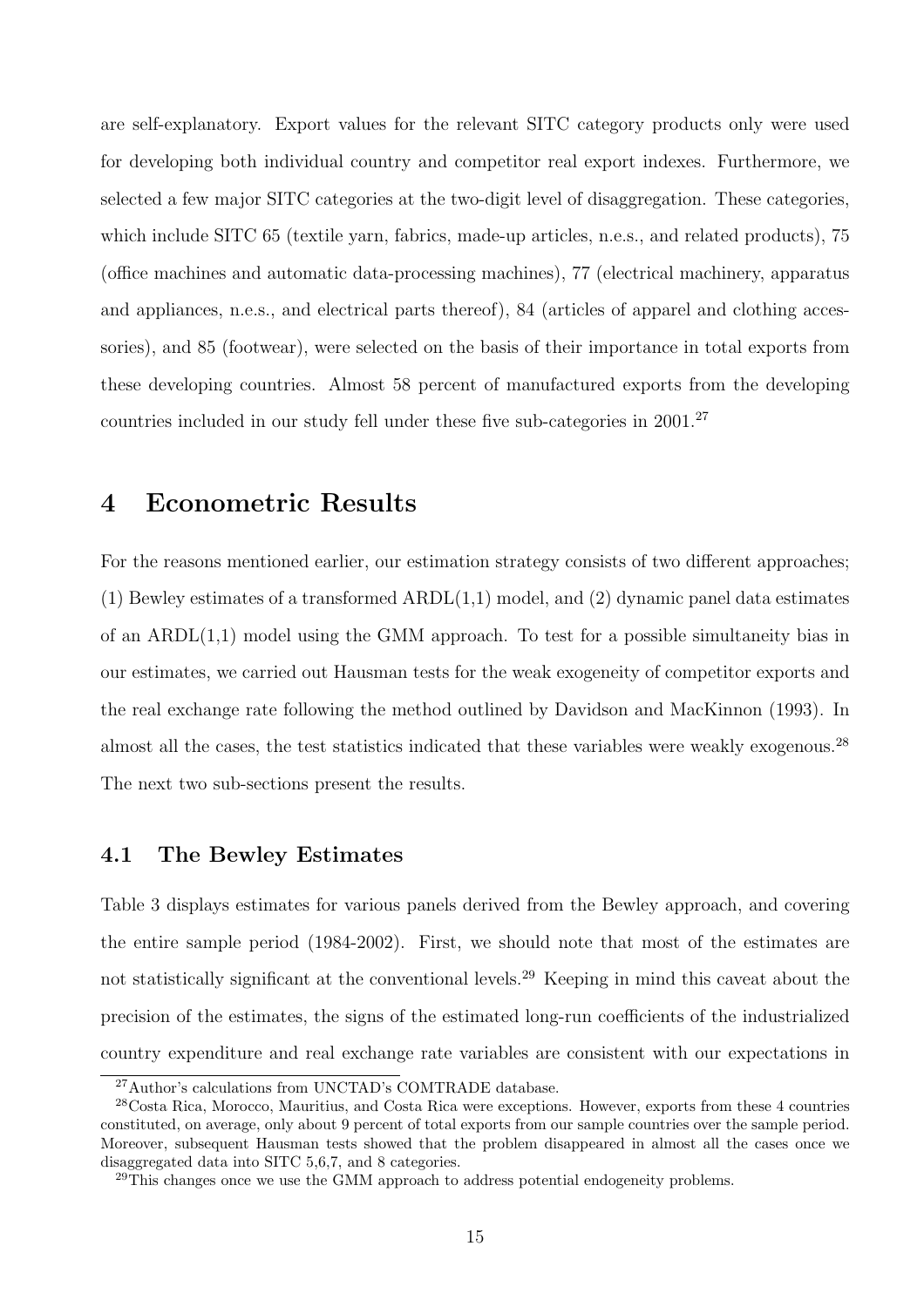are self-explanatory. Export values for the relevant SITC category products only were used for developing both individual country and competitor real export indexes. Furthermore, we selected a few major SITC categories at the two-digit level of disaggregation. These categories, which include SITC 65 (textile yarn, fabrics, made-up articles, n.e.s., and related products), 75 (office machines and automatic data-processing machines), 77 (electrical machinery, apparatus and appliances, n.e.s., and electrical parts thereof), 84 (articles of apparel and clothing accessories), and 85 (footwear), were selected on the basis of their importance in total exports from these developing countries. Almost 58 percent of manufactured exports from the developing countries included in our study fell under these five sub-categories in 2001.[27]

# 4 Econometric Results

For the reasons mentioned earlier, our estimation strategy consists of two different approaches; (1) Bewley estimates of a transformed ARDL(1,1) model, and (2) dynamic panel data estimates of an ARDL(1,1) model using the GMM approach. To test for a possible simultaneity bias in our estimates, we carried out Hausman tests for the weak exogeneity of competitor exports and the real exchange rate following the method outlined by Davidson and MacKinnon (1993). In almost all the cases, the test statistics indicated that these variables were weakly exogenous.[28] The next two sub-sections present the results.

## 4.1 The Bewley Estimates

Table 3 displays estimates for various panels derived from the Bewley approach, and covering the entire sample period (1984-2002). First, we should note that most of the estimates are not statistically significant at the conventional levels.[29] Keeping in mind this caveat about the precision of the estimates, the signs of the estimated long-run coefficients of the industrialized country expenditure and real exchange rate variables are consistent with our expectations in

[27] Author's calculations from UNCTAD's COMTRADE database.

[28] Costa Rica, Morocco, Mauritius, and Costa Rica were exceptions. However, exports from these 4 countries constituted, on average, only about 9 percent of total exports from our sample countries over the sample period. Moreover, subsequent Hausman tests showed that the problem disappeared in almost all the cases once we disaggregated data into SITC 5,6,7, and 8 categories.

[29] This changes once we use the GMM approach to address potential endogeneity problems.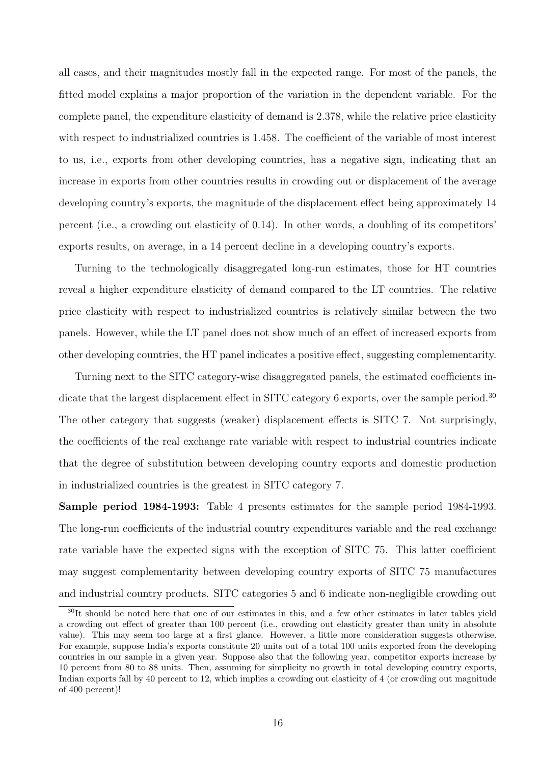all cases, and their magnitudes mostly fall in the expected range. For most of the panels, the fitted model explains a major proportion of the variation in the dependent variable. For the complete panel, the expenditure elasticity of demand is 2.378, while the relative price elasticity with respect to industrialized countries is 1.458. The coefficient of the variable of most interest to us, i.e., exports from other developing countries, has a negative sign, indicating that an increase in exports from other countries results in crowding out or displacement of the average developing country's exports, the magnitude of the displacement effect being approximately 14 percent (i.e., a crowding out elasticity of 0.14). In other words, a doubling of its competitors' exports results, on average, in a 14 percent decline in a developing country's exports.

Turning to the technologically disaggregated long-run estimates, those for HT countries reveal a higher expenditure elasticity of demand compared to the LT countries. The relative price elasticity with respect to industrialized countries is relatively similar between the two panels. However, while the LT panel does not show much of an effect of increased exports from other developing countries, the HT panel indicates a positive effect, suggesting complementarity.

Turning next to the SITC category-wise disaggregated panels, the estimated coefficients indicate that the largest displacement effect in SITC category 6 exports, over the sample period.[30] The other category that suggests (weaker) displacement effects is SITC 7. Not surprisingly, the coefficients of the real exchange rate variable with respect to industrial countries indicate that the degree of substitution between developing country exports and domestic production in industrialized countries is the greatest in SITC category 7.

**Sample period 1984-1993:** Table 4 presents estimates for the sample period 1984-1993. The long-run coefficients of the industrial country expenditures variable and the real exchange rate variable have the expected signs with the exception of SITC 75. This latter coefficient may suggest complementarity between developing country exports of SITC 75 manufactures and industrial country products. SITC categories 5 and 6 indicate non-negligible crowding out

[30]It should be noted here that one of our estimates in this, and a few other estimates in later tables yield a crowding out effect of greater than 100 percent (i.e., crowding out elasticity greater than unity in absolute value). This may seem too large at a first glance. However, a little more consideration suggests otherwise. For example, suppose India's exports constitute 20 units out of a total 100 units exported from the developing countries in our sample in a given year. Suppose also that the following year, competitor exports increase by 10 percent from 80 to 88 units. Then, assuming for simplicity no growth in total developing country exports, Indian exports fall by 40 percent to 12, which implies a crowding out elasticity of 4 (or crowding out magnitude of 400 percent)!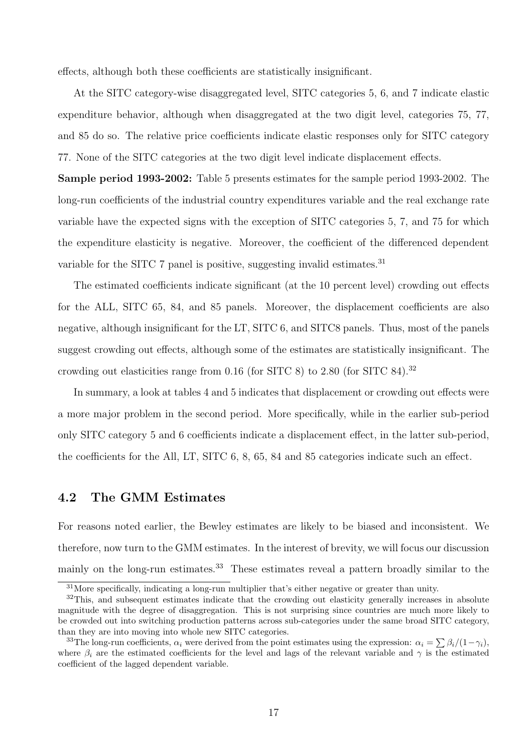effects, although both these coefficients are statistically insignificant.

At the SITC category-wise disaggregated level, SITC categories 5, 6, and 7 indicate elastic expenditure behavior, although when disaggregated at the two digit level, categories 75, 77, and 85 do so. The relative price coefficients indicate elastic responses only for SITC category 77. None of the SITC categories at the two digit level indicate displacement effects.

**Sample period 1993-2002:** Table 5 presents estimates for the sample period 1993-2002. The long-run coefficients of the industrial country expenditures variable and the real exchange rate variable have the expected signs with the exception of SITC categories 5, 7, and 75 for which the expenditure elasticity is negative. Moreover, the coefficient of the differenced dependent variable for the SITC 7 panel is positive, suggesting invalid estimates.[31]

The estimated coefficients indicate significant (at the 10 percent level) crowding out effects for the ALL, SITC 65, 84, and 85 panels. Moreover, the displacement coefficients are also negative, although insignificant for the LT, SITC 6, and SITC8 panels. Thus, most of the panels suggest crowding out effects, although some of the estimates are statistically insignificant. The crowding out elasticities range from 0.16 (for SITC 8) to 2.80 (for SITC 84).[32]

In summary, a look at tables 4 and 5 indicates that displacement or crowding out effects were a more major problem in the second period. More specifically, while in the earlier sub-period only SITC category 5 and 6 coefficients indicate a displacement effect, in the latter sub-period, the coefficients for the All, LT, SITC 6, 8, 65, 84 and 85 categories indicate such an effect.

## 4.2 The GMM Estimates

For reasons noted earlier, the Bewley estimates are likely to be biased and inconsistent. We therefore, now turn to the GMM estimates. In the interest of brevity, we will focus our discussion mainly on the long-run estimates.[33] These estimates reveal a pattern broadly similar to the

[31] More specifically, indicating a long-run multiplier that's either negative or greater than unity.

[32] This, and subsequent estimates indicate that the crowding out elasticity generally increases in absolute magnitude with the degree of disaggregation. This is not surprising since countries are much more likely to be crowded out into switching production patterns across sub-categories under the same broad SITC category, than they are into moving into whole new SITC categories.

[33] The long-run coefficients, $\alpha_i$ were derived from the point estimates using the expression: $\alpha_i = \sum \beta_i/(1-\gamma_i)$, where $\beta_i$ are the estimated coefficients for the level and lags of the relevant variable and $\gamma$ is the estimated coefficient of the lagged dependent variable.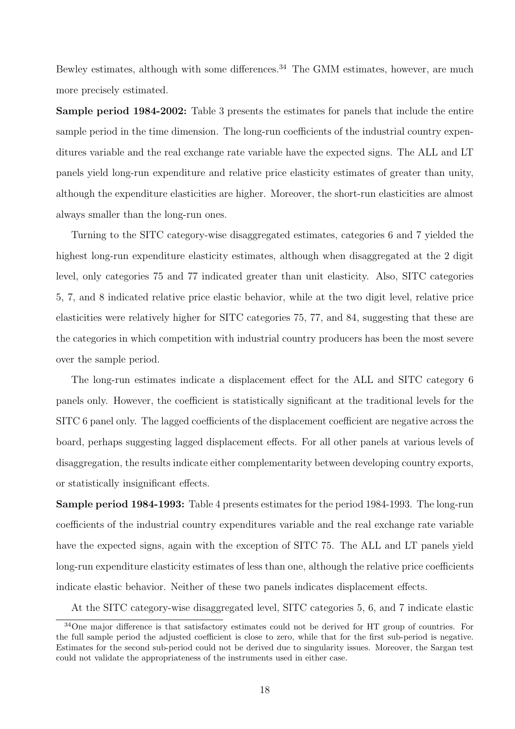Bewley estimates, although with some differences.[34] The GMM estimates, however, are much more precisely estimated.

**Sample period 1984-2002:** Table 3 presents the estimates for panels that include the entire sample period in the time dimension. The long-run coefficients of the industrial country expenditures variable and the real exchange rate variable have the expected signs. The ALL and LT panels yield long-run expenditure and relative price elasticity estimates of greater than unity, although the expenditure elasticities are higher. Moreover, the short-run elasticities are almost always smaller than the long-run ones.

Turning to the SITC category-wise disaggregated estimates, categories 6 and 7 yielded the highest long-run expenditure elasticity estimates, although when disaggregated at the 2 digit level, only categories 75 and 77 indicated greater than unit elasticity. Also, SITC categories 5, 7, and 8 indicated relative price elastic behavior, while at the two digit level, relative price elasticities were relatively higher for SITC categories 75, 77, and 84, suggesting that these are the categories in which competition with industrial country producers has been the most severe over the sample period.

The long-run estimates indicate a displacement effect for the ALL and SITC category 6 panels only. However, the coefficient is statistically significant at the traditional levels for the SITC 6 panel only. The lagged coefficients of the displacement coefficient are negative across the board, perhaps suggesting lagged displacement effects. For all other panels at various levels of disaggregation, the results indicate either complementarity between developing country exports, or statistically insignificant effects.

**Sample period 1984-1993:** Table 4 presents estimates for the period 1984-1993. The long-run coefficients of the industrial country expenditures variable and the real exchange rate variable have the expected signs, again with the exception of SITC 75. The ALL and LT panels yield long-run expenditure elasticity estimates of less than one, although the relative price coefficients indicate elastic behavior. Neither of these two panels indicates displacement effects.

At the SITC category-wise disaggregated level, SITC categories 5, 6, and 7 indicate elastic

[34] One major difference is that satisfactory estimates could not be derived for HT group of countries. For the full sample period the adjusted coefficient is close to zero, while that for the first sub-period is negative. Estimates for the second sub-period could not be derived due to singularity issues. Moreover, the Sargan test could not validate the appropriateness of the instruments used in either case.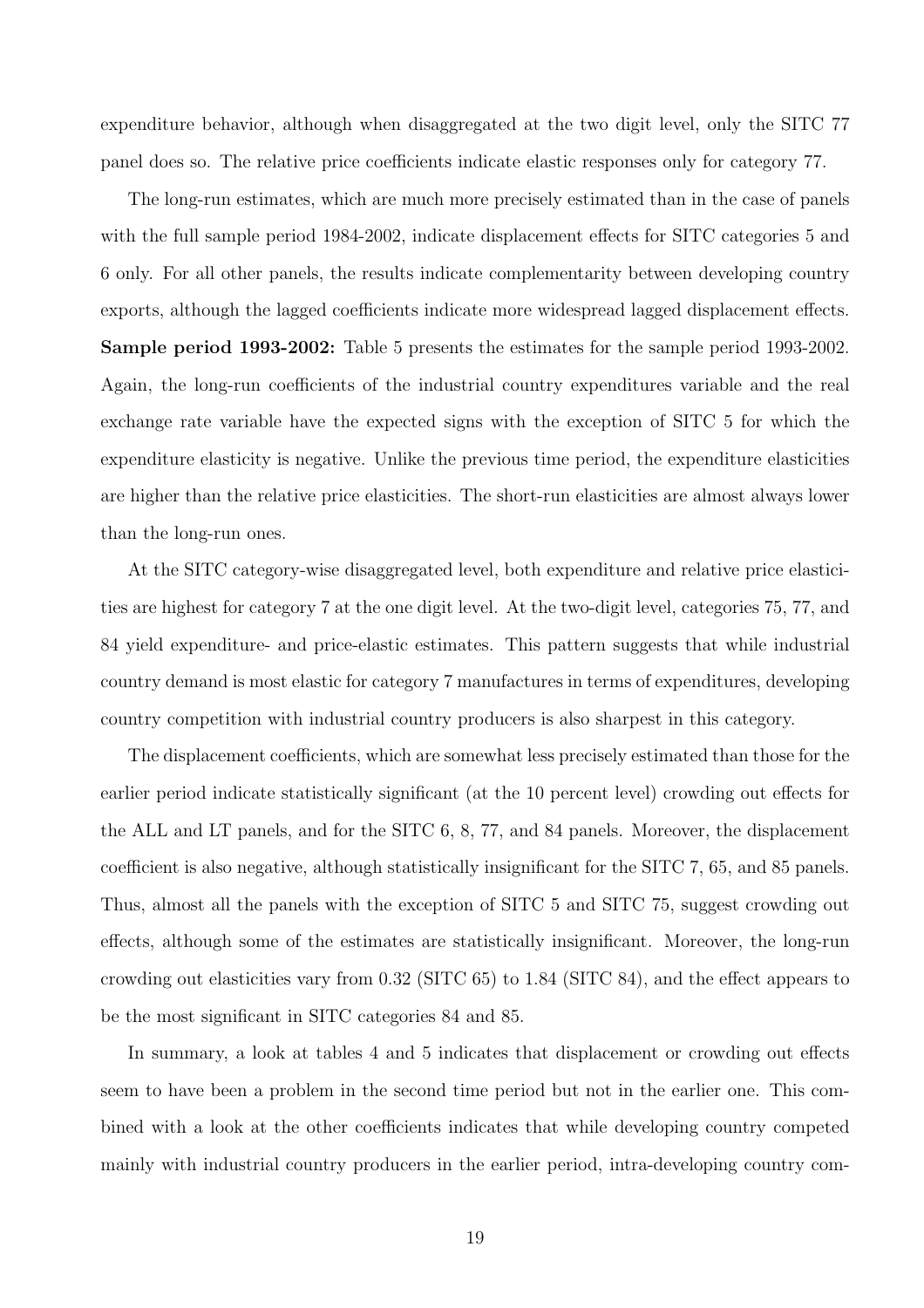expenditure behavior, although when disaggregated at the two digit level, only the SITC 77 panel does so. The relative price coefficients indicate elastic responses only for category 77.

The long-run estimates, which are much more precisely estimated than in the case of panels with the full sample period 1984-2002, indicate displacement effects for SITC categories 5 and 6 only. For all other panels, the results indicate complementarity between developing country exports, although the lagged coefficients indicate more widespread lagged displacement effects.

**Sample period 1993-2002:** Table 5 presents the estimates for the sample period 1993-2002. Again, the long-run coefficients of the industrial country expenditures variable and the real exchange rate variable have the expected signs with the exception of SITC 5 for which the expenditure elasticity is negative. Unlike the previous time period, the expenditure elasticities are higher than the relative price elasticities. The short-run elasticities are almost always lower than the long-run ones.

At the SITC category-wise disaggregated level, both expenditure and relative price elasticities are highest for category 7 at the one digit level. At the two-digit level, categories 75, 77, and 84 yield expenditure- and price-elastic estimates. This pattern suggests that while industrial country demand is most elastic for category 7 manufactures in terms of expenditures, developing country competition with industrial country producers is also sharpest in this category.

The displacement coefficients, which are somewhat less precisely estimated than those for the earlier period indicate statistically significant (at the 10 percent level) crowding out effects for the ALL and LT panels, and for the SITC 6, 8, 77, and 84 panels. Moreover, the displacement coefficient is also negative, although statistically insignificant for the SITC 7, 65, and 85 panels. Thus, almost all the panels with the exception of SITC 5 and SITC 75, suggest crowding out effects, although some of the estimates are statistically insignificant. Moreover, the long-run crowding out elasticities vary from 0.32 (SITC 65) to 1.84 (SITC 84), and the effect appears to be the most significant in SITC categories 84 and 85.

In summary, a look at tables 4 and 5 indicates that displacement or crowding out effects seem to have been a problem in the second time period but not in the earlier one. This combined with a look at the other coefficients indicates that while developing country competed mainly with industrial country producers in the earlier period, intra-developing country com-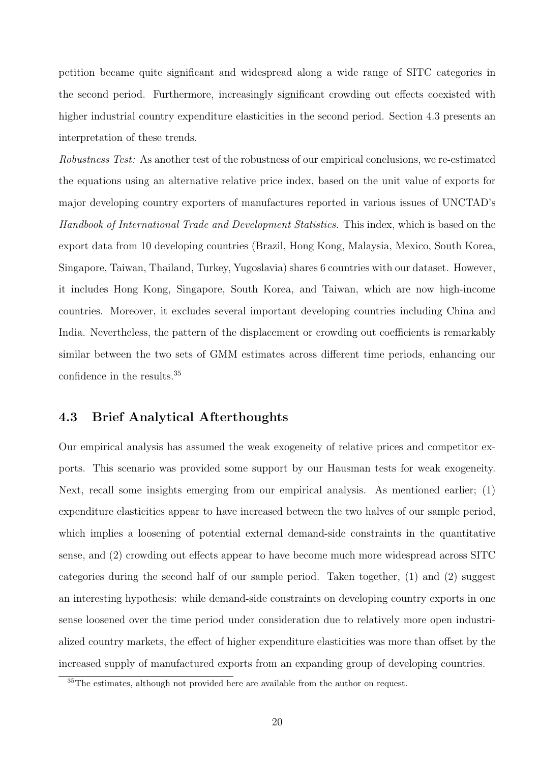petition became quite significant and widespread along a wide range of SITC categories in the second period. Furthermore, increasingly significant crowding out effects coexisted with higher industrial country expenditure elasticities in the second period. Section 4.3 presents an interpretation of these trends.

*Robustness Test:* As another test of the robustness of our empirical conclusions, we re-estimated the equations using an alternative relative price index, based on the unit value of exports for major developing country exporters of manufactures reported in various issues of UNCTAD's *Handbook of International Trade and Development Statistics*. This index, which is based on the export data from 10 developing countries (Brazil, Hong Kong, Malaysia, Mexico, South Korea, Singapore, Taiwan, Thailand, Turkey, Yugoslavia) shares 6 countries with our dataset. However, it includes Hong Kong, Singapore, South Korea, and Taiwan, which are now high-income countries. Moreover, it excludes several important developing countries including China and India. Nevertheless, the pattern of the displacement or crowding out coefficients is remarkably similar between the two sets of GMM estimates across different time periods, enhancing our confidence in the results.[35]

### 4.3 Brief Analytical Afterthoughts

Our empirical analysis has assumed the weak exogeneity of relative prices and competitor exports. This scenario was provided some support by our Hausman tests for weak exogeneity. Next, recall some insights emerging from our empirical analysis. As mentioned earlier; (1) expenditure elasticities appear to have increased between the two halves of our sample period, which implies a loosening of potential external demand-side constraints in the quantitative sense, and (2) crowding out effects appear to have become much more widespread across SITC categories during the second half of our sample period. Taken together, (1) and (2) suggest an interesting hypothesis: while demand-side constraints on developing country exports in one sense loosened over the time period under consideration due to relatively more open industrialized country markets, the effect of higher expenditure elasticities was more than offset by the increased supply of manufactured exports from an expanding group of developing countries.

[35] The estimates, although not provided here are available from the author on request.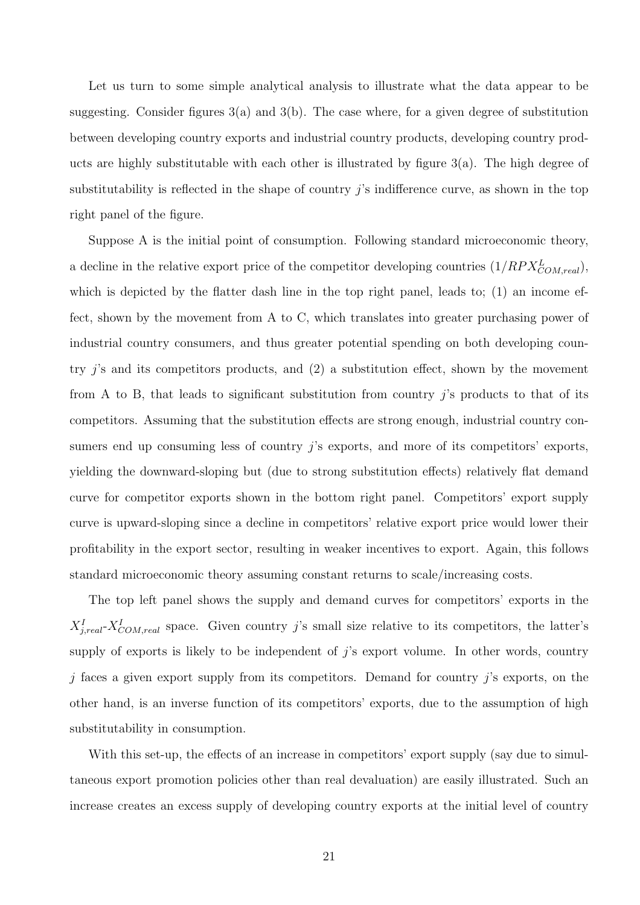Let us turn to some simple analytical analysis to illustrate what the data appear to be suggesting. Consider figures 3(a) and 3(b). The case where, for a given degree of substitution between developing country exports and industrial country products, developing country products are highly substitutable with each other is illustrated by figure 3(a). The high degree of substitutability is reflected in the shape of country $j$'s indifference curve, as shown in the top right panel of the figure.

Suppose A is the initial point of consumption. Following standard microeconomic theory, a decline in the relative export price of the competitor developing countries ($1/RPX^{L}_{COM,real}$), which is depicted by the flatter dash line in the top right panel, leads to; (1) an income effect, shown by the movement from A to C, which translates into greater purchasing power of industrial country consumers, and thus greater potential spending on both developing country $j$'s and its competitors products, and (2) a substitution effect, shown by the movement from A to B, that leads to significant substitution from country $j$'s products to that of its competitors. Assuming that the substitution effects are strong enough, industrial country consumers end up consuming less of country $j$'s exports, and more of its competitors' exports, yielding the downward-sloping but (due to strong substitution effects) relatively flat demand curve for competitor exports shown in the bottom right panel. Competitors' export supply curve is upward-sloping since a decline in competitors' relative export price would lower their profitability in the export sector, resulting in weaker incentives to export. Again, this follows standard microeconomic theory assuming constant returns to scale/increasing costs.

The top left panel shows the supply and demand curves for competitors' exports in the $X^{I}_{j,real}$-$X^{I}_{COM,real}$ space. Given country $j$'s small size relative to its competitors, the latter's supply of exports is likely to be independent of $j$'s export volume. In other words, country $j$ faces a given export supply from its competitors. Demand for country $j$'s exports, on the other hand, is an inverse function of its competitors' exports, due to the assumption of high substitutability in consumption.

With this set-up, the effects of an increase in competitors' export supply (say due to simultaneous export promotion policies other than real devaluation) are easily illustrated. Such an increase creates an excess supply of developing country exports at the initial level of country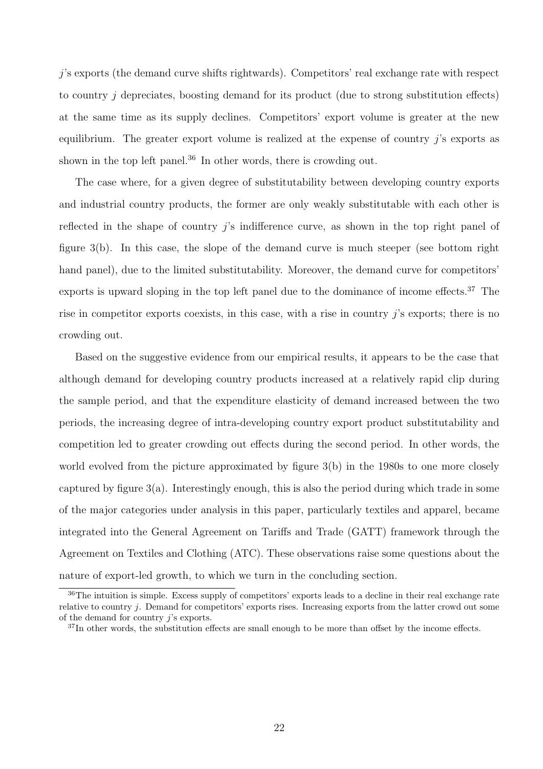$j$'s exports (the demand curve shifts rightwards). Competitors' real exchange rate with respect to country $j$ depreciates, boosting demand for its product (due to strong substitution effects) at the same time as its supply declines. Competitors' export volume is greater at the new equilibrium. The greater export volume is realized at the expense of country $j$'s exports as shown in the top left panel.[36] In other words, there is crowding out.

The case where, for a given degree of substitutability between developing country exports and industrial country products, the former are only weakly substitutable with each other is reflected in the shape of country $j$'s indifference curve, as shown in the top right panel of figure 3(b). In this case, the slope of the demand curve is much steeper (see bottom right hand panel), due to the limited substitutability. Moreover, the demand curve for competitors' exports is upward sloping in the top left panel due to the dominance of income effects.[37] The rise in competitor exports coexists, in this case, with a rise in country $j$'s exports; there is no crowding out.

Based on the suggestive evidence from our empirical results, it appears to be the case that although demand for developing country products increased at a relatively rapid clip during the sample period, and that the expenditure elasticity of demand increased between the two periods, the increasing degree of intra-developing country export product substitutability and competition led to greater crowding out effects during the second period. In other words, the world evolved from the picture approximated by figure 3(b) in the 1980s to one more closely captured by figure 3(a). Interestingly enough, this is also the period during which trade in some of the major categories under analysis in this paper, particularly textiles and apparel, became integrated into the General Agreement on Tariffs and Trade (GATT) framework through the Agreement on Textiles and Clothing (ATC). These observations raise some questions about the nature of export-led growth, to which we turn in the concluding section.

[36] The intuition is simple. Excess supply of competitors' exports leads to a decline in their real exchange rate relative to country $j$. Demand for competitors' exports rises. Increasing exports from the latter crowd out some of the demand for country $j$'s exports.

[37] In other words, the substitution effects are small enough to be more than offset by the income effects.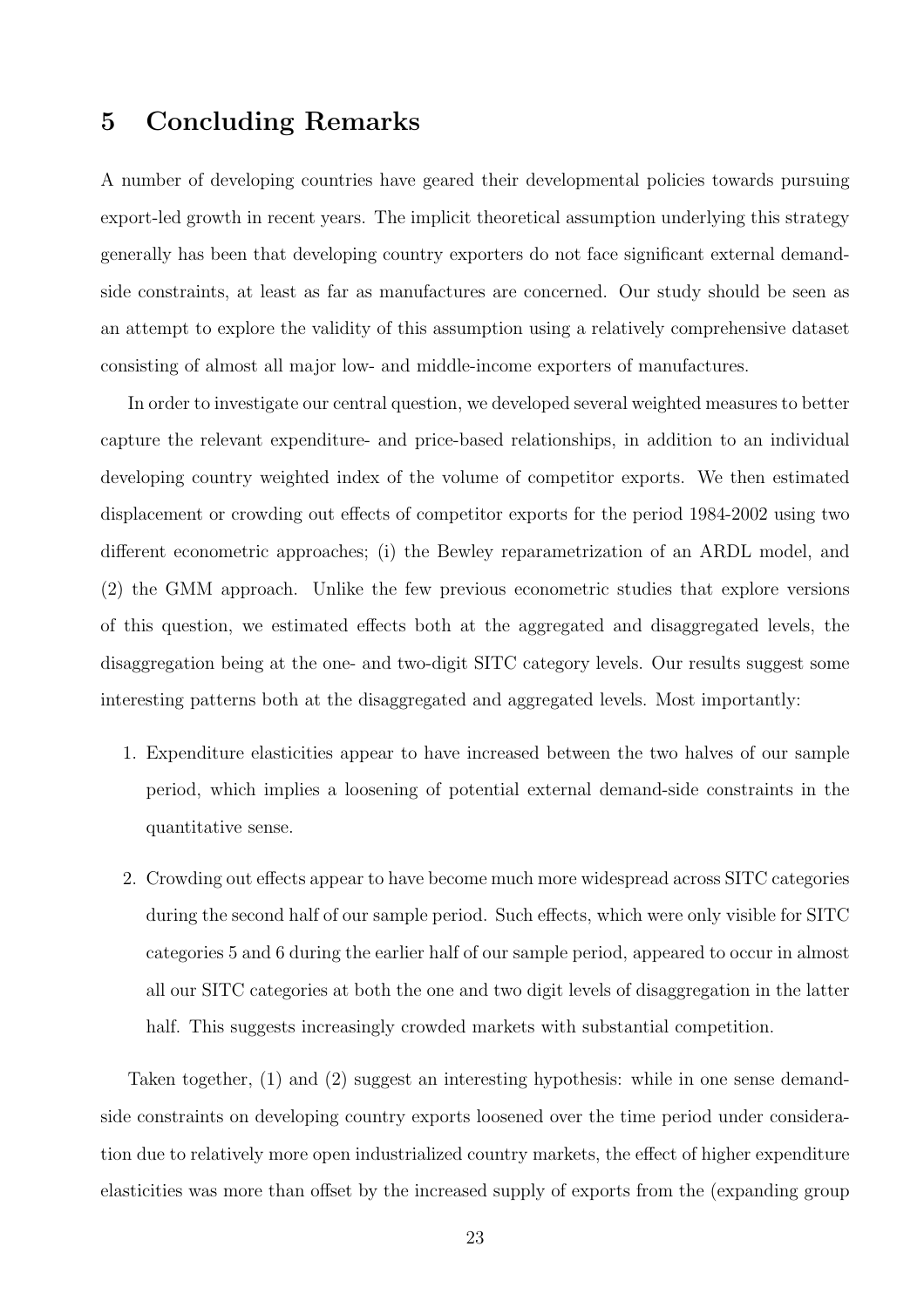## 5 Concluding Remarks

A number of developing countries have geared their developmental policies towards pursuing export-led growth in recent years. The implicit theoretical assumption underlying this strategy generally has been that developing country exporters do not face significant external demand-side constraints, at least as far as manufactures are concerned. Our study should be seen as an attempt to explore the validity of this assumption using a relatively comprehensive dataset consisting of almost all major low- and middle-income exporters of manufactures.

In order to investigate our central question, we developed several weighted measures to better capture the relevant expenditure- and price-based relationships, in addition to an individual developing country weighted index of the volume of competitor exports. We then estimated displacement or crowding out effects of competitor exports for the period 1984-2002 using two different econometric approaches; (i) the Bewley reparametrization of an ARDL model, and (2) the GMM approach. Unlike the few previous econometric studies that explore versions of this question, we estimated effects both at the aggregated and disaggregated levels, the disaggregation being at the one- and two-digit SITC category levels. Our results suggest some interesting patterns both at the disaggregated and aggregated levels. Most importantly:

1. Expenditure elasticities appear to have increased between the two halves of our sample period, which implies a loosening of potential external demand-side constraints in the quantitative sense.

2. Crowding out effects appear to have become much more widespread across SITC categories during the second half of our sample period. Such effects, which were only visible for SITC categories 5 and 6 during the earlier half of our sample period, appeared to occur in almost all our SITC categories at both the one and two digit levels of disaggregation in the latter half. This suggests increasingly crowded markets with substantial competition.

Taken together, (1) and (2) suggest an interesting hypothesis: while in one sense demand-side constraints on developing country exports loosened over the time period under consideration due to relatively more open industrialized country markets, the effect of higher expenditure elasticities was more than offset by the increased supply of exports from the (expanding group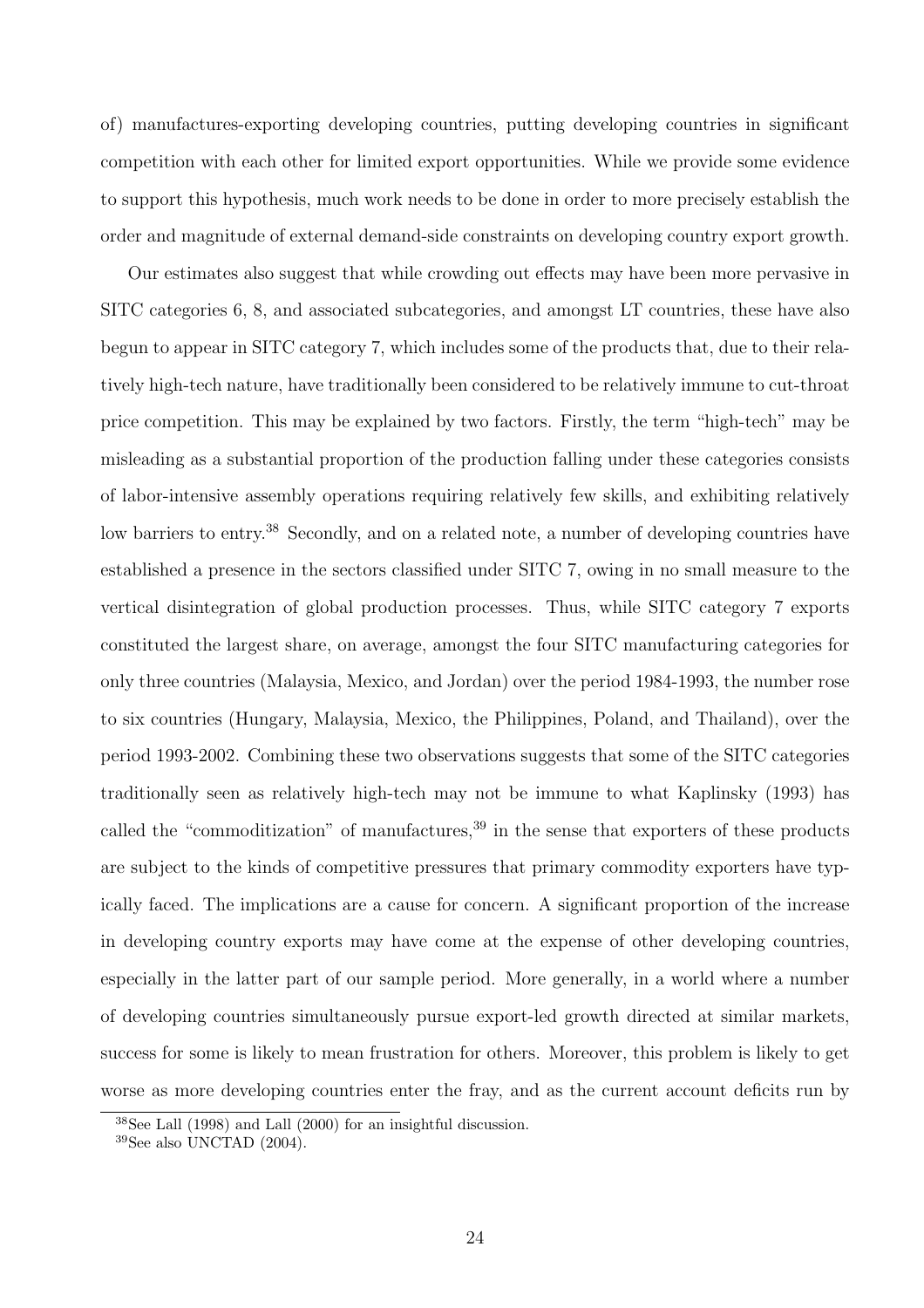of) manufactures-exporting developing countries, putting developing countries in significant competition with each other for limited export opportunities. While we provide some evidence to support this hypothesis, much work needs to be done in order to more precisely establish the order and magnitude of external demand-side constraints on developing country export growth.

Our estimates also suggest that while crowding out effects may have been more pervasive in SITC categories 6, 8, and associated subcategories, and amongst LT countries, these have also begun to appear in SITC category 7, which includes some of the products that, due to their relatively high-tech nature, have traditionally been considered to be relatively immune to cut-throat price competition. This may be explained by two factors. Firstly, the term "high-tech" may be misleading as a substantial proportion of the production falling under these categories consists of labor-intensive assembly operations requiring relatively few skills, and exhibiting relatively low barriers to entry.[38] Secondly, and on a related note, a number of developing countries have established a presence in the sectors classified under SITC 7, owing in no small measure to the vertical disintegration of global production processes. Thus, while SITC category 7 exports constituted the largest share, on average, amongst the four SITC manufacturing categories for only three countries (Malaysia, Mexico, and Jordan) over the period 1984-1993, the number rose to six countries (Hungary, Malaysia, Mexico, the Philippines, Poland, and Thailand), over the period 1993-2002. Combining these two observations suggests that some of the SITC categories traditionally seen as relatively high-tech may not be immune to what Kaplinsky (1993) has called the "commoditization" of manufactures,[39] in the sense that exporters of these products are subject to the kinds of competitive pressures that primary commodity exporters have typically faced. The implications are a cause for concern. A significant proportion of the increase in developing country exports may have come at the expense of other developing countries, especially in the latter part of our sample period. More generally, in a world where a number of developing countries simultaneously pursue export-led growth directed at similar markets, success for some is likely to mean frustration for others. Moreover, this problem is likely to get worse as more developing countries enter the fray, and as the current account deficits run by

[38] See Lall (1998) and Lall (2000) for an insightful discussion.

[39] See also UNCTAD (2004).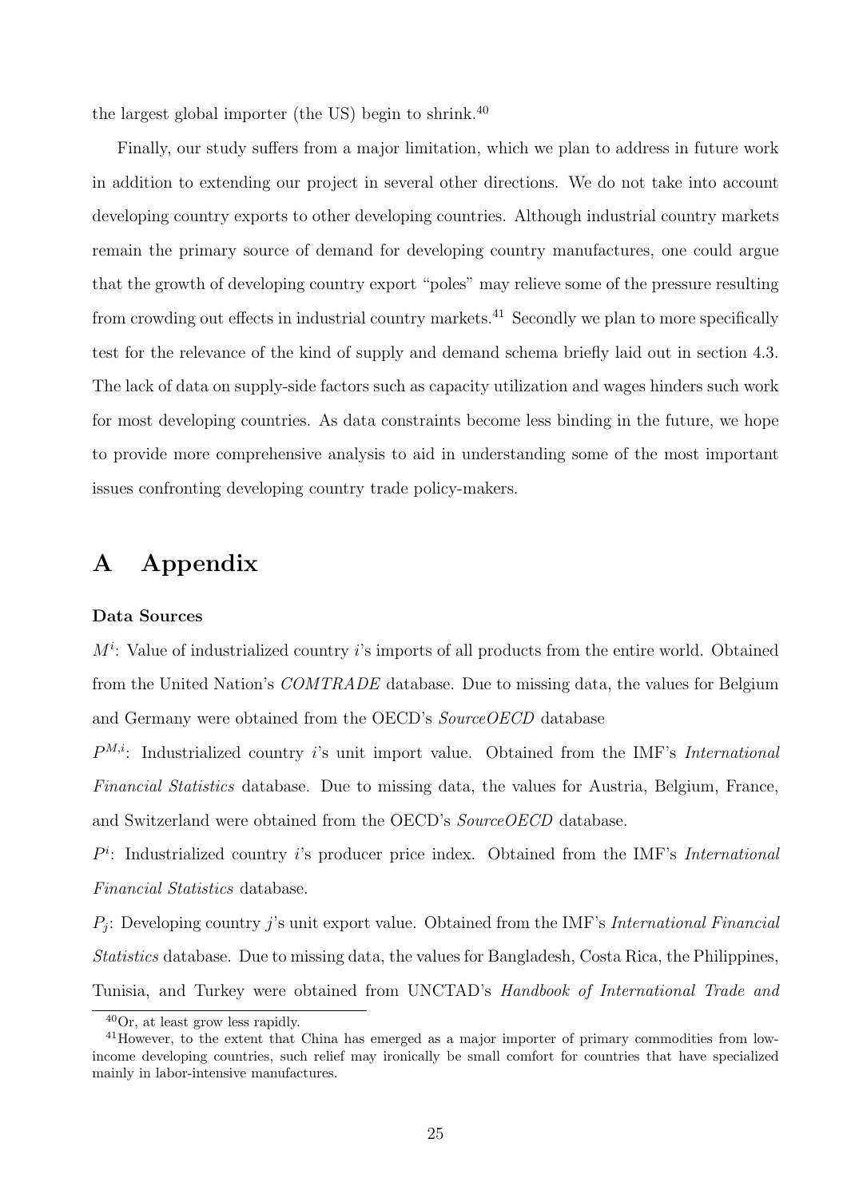the largest global importer (the US) begin to shrink.[40]

Finally, our study suffers from a major limitation, which we plan to address in future work in addition to extending our project in several other directions. We do not take into account developing country exports to other developing countries. Although industrial country markets remain the primary source of demand for developing country manufactures, one could argue that the growth of developing country export "poles" may relieve some of the pressure resulting from crowding out effects in industrial country markets.[41] Secondly we plan to more specifically test for the relevance of the kind of supply and demand schema briefly laid out in section 4.3. The lack of data on supply-side factors such as capacity utilization and wages hinders such work for most developing countries. As data constraints become less binding in the future, we hope to provide more comprehensive analysis to aid in understanding some of the most important issues confronting developing country trade policy-makers.

# A Appendix

### Data Sources

$M^i$: Value of industrialized country $i$'s imports of all products from the entire world. Obtained from the United Nation's *COMTRADE* database. Due to missing data, the values for Belgium and Germany were obtained from the OECD's *SourceOECD* database

$P^{M,i}$: Industrialized country $i$'s unit import value. Obtained from the IMF's *International Financial Statistics* database. Due to missing data, the values for Austria, Belgium, France, and Switzerland were obtained from the OECD's *SourceOECD* database.

$P^i$: Industrialized country $i$'s producer price index. Obtained from the IMF's *International Financial Statistics* database.

$P_j$: Developing country $j$'s unit export value. Obtained from the IMF's *International Financial Statistics* database. Due to missing data, the values for Bangladesh, Costa Rica, the Philippines, Tunisia, and Turkey were obtained from UNCTAD's *Handbook of International Trade and*

[40] Or, at least grow less rapidly.

[41] However, to the extent that China has emerged as a major importer of primary commodities from low-income developing countries, such relief may ironically be small comfort for countries that have specialized mainly in labor-intensive manufactures.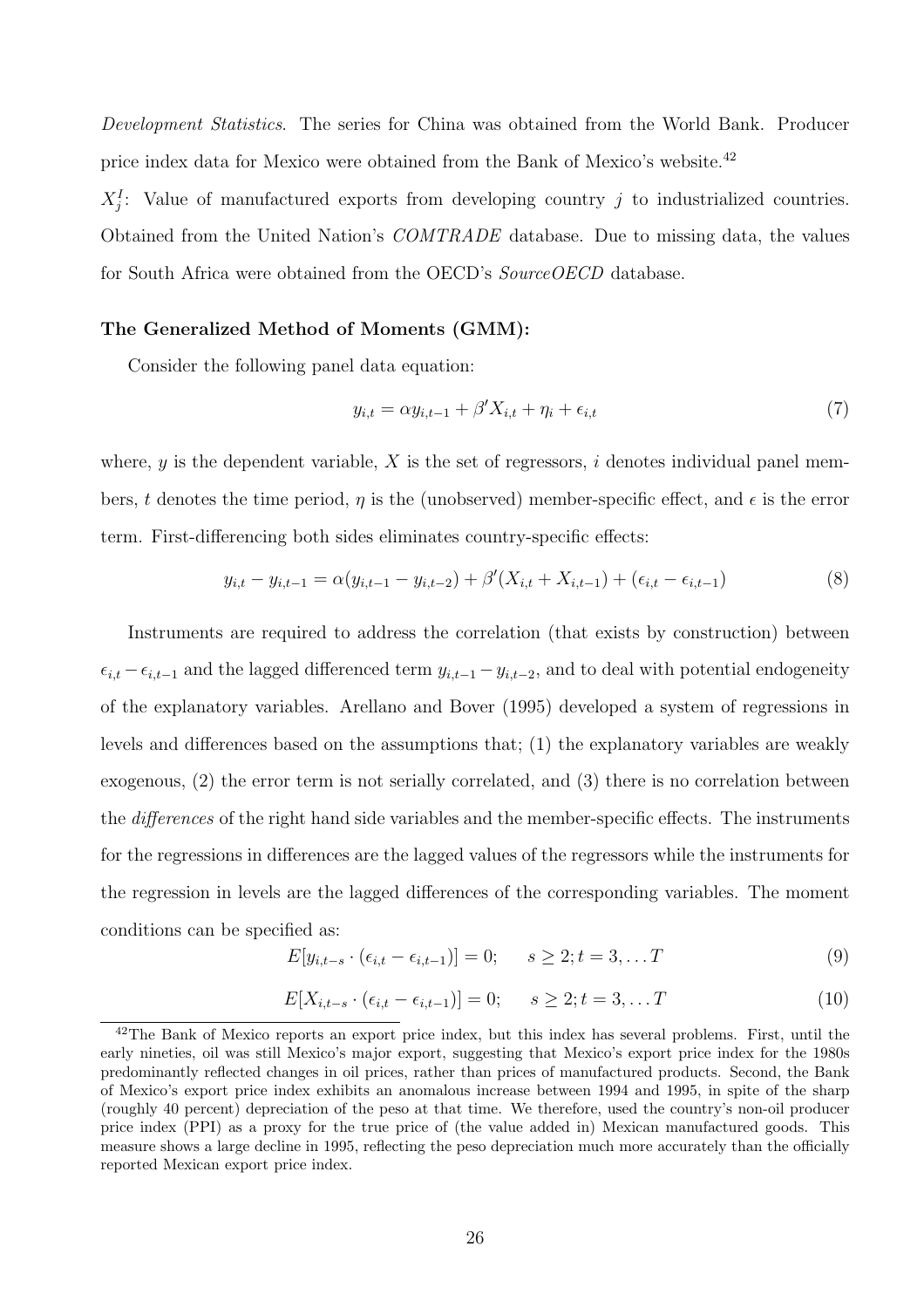*Development Statistics*. The series for China was obtained from the World Bank. Producer price index data for Mexico were obtained from the Bank of Mexico's website.[42]

$X_j^I$: Value of manufactured exports from developing country $j$ to industrialized countries. Obtained from the United Nation's *COMTRADE* database. Due to missing data, the values for South Africa were obtained from the OECD's *SourceOECD* database.

**The Generalized Method of Moments (GMM):**

Consider the following panel data equation:

$$y_{i,t} = \alpha y_{i,t-1} + \beta' X_{i,t} + \eta_i + \epsilon_{i,t} \tag{7}$$

where, $y$ is the dependent variable, $X$ is the set of regressors, $i$ denotes individual panel members, $t$ denotes the time period, $\eta$ is the (unobserved) member-specific effect, and $\epsilon$ is the error term. First-differencing both sides eliminates country-specific effects:

$$y_{i,t} - y_{i,t-1} = \alpha(y_{i,t-1} - y_{i,t-2}) + \beta'(X_{i,t} + X_{i,t-1}) + (\epsilon_{i,t} - \epsilon_{i,t-1}) \tag{8}$$

Instruments are required to address the correlation (that exists by construction) between $\epsilon_{i,t} - \epsilon_{i,t-1}$ and the lagged differenced term $y_{i,t-1} - y_{i,t-2}$, and to deal with potential endogeneity of the explanatory variables. Arellano and Bover (1995) developed a system of regressions in levels and differences based on the assumptions that; (1) the explanatory variables are weakly exogenous, (2) the error term is not serially correlated, and (3) there is no correlation between the *differences* of the right hand side variables and the member-specific effects. The instruments for the regressions in differences are the lagged values of the regressors while the instruments for the regression in levels are the lagged differences of the corresponding variables. The moment conditions can be specified as:

$$E[y_{i,t-s} \cdot (\epsilon_{i,t} - \epsilon_{i,t-1})] = 0; \qquad s \geq 2; t = 3, \dots T \tag{9}$$

$$E[X_{i,t-s} \cdot (\epsilon_{i,t} - \epsilon_{i,t-1})] = 0; \qquad s \geq 2; t = 3, \dots T \tag{10}$$

[42] The Bank of Mexico reports an export price index, but this index has several problems. First, until the early nineties, oil was still Mexico's major export, suggesting that Mexico's export price index for the 1980s predominantly reflected changes in oil prices, rather than prices of manufactured products. Second, the Bank of Mexico's export price index exhibits an anomalous increase between 1994 and 1995, in spite of the sharp (roughly 40 percent) depreciation of the peso at that time. We therefore, used the country's non-oil producer price index (PPI) as a proxy for the true price of (the value added in) Mexican manufactured goods. This measure shows a large decline in 1995, reflecting the peso depreciation much more accurately than the officially reported Mexican export price index.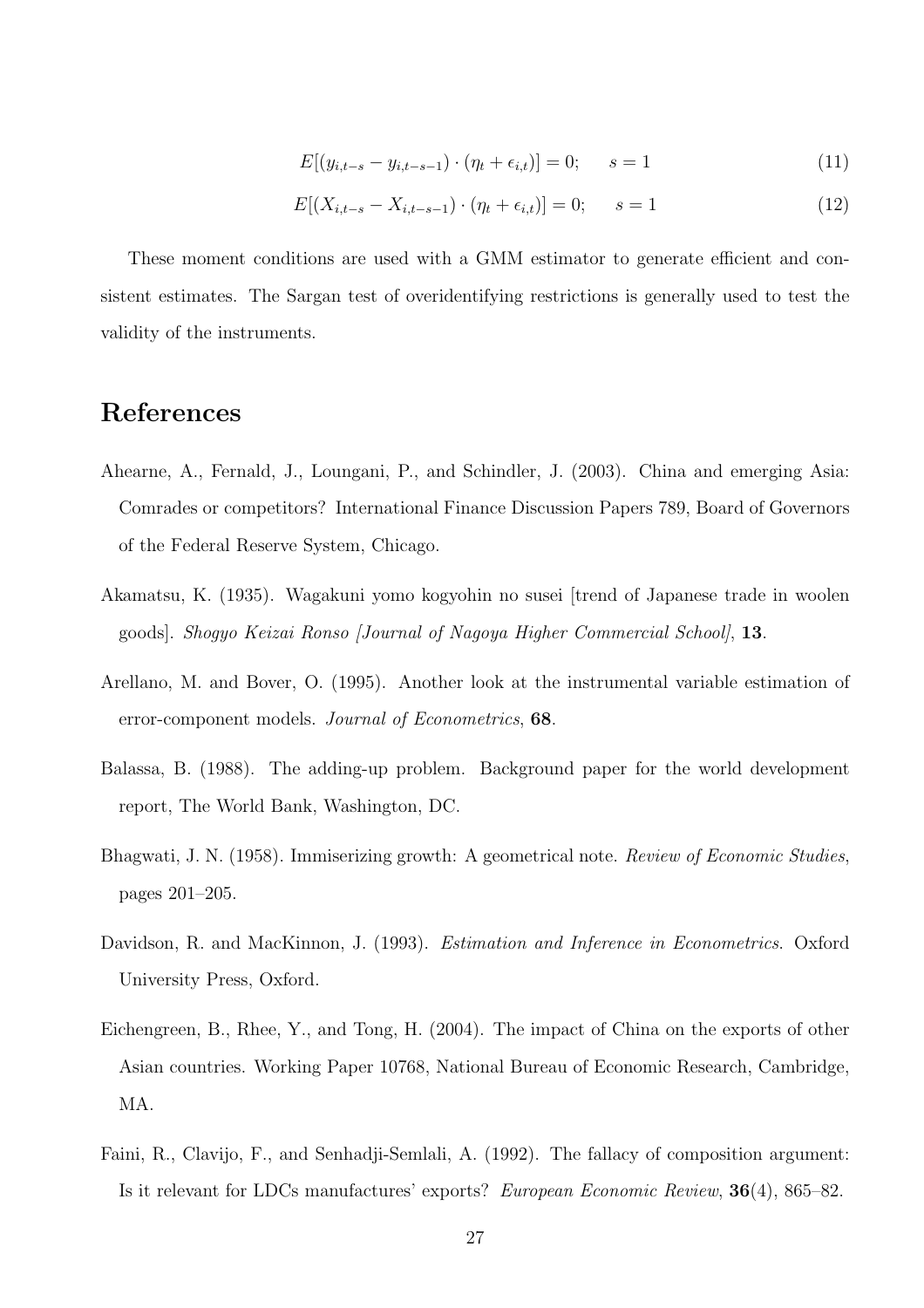$$E[(y_{i,t-s} - y_{i,t-s-1}) \cdot (\eta_t + \epsilon_{i,t})] = 0; \quad s = 1 \tag{11}$$

$$E[(X_{i,t-s} - X_{i,t-s-1}) \cdot (\eta_t + \epsilon_{i,t})] = 0; \quad s = 1 \tag{12}$$

These moment conditions are used with a GMM estimator to generate efficient and consistent estimates. The Sargan test of overidentifying restrictions is generally used to test the validity of the instruments.

## References

Ahearne, A., Fernald, J., Loungani, P., and Schindler, J. (2003). China and emerging Asia: Comrades or competitors? International Finance Discussion Papers 789, Board of Governors of the Federal Reserve System, Chicago.

Akamatsu, K. (1935). Wagakuni yomo kogyohin no susei [trend of Japanese trade in woolen goods]. *Shogyo Keizai Ronso [Journal of Nagoya Higher Commercial School]*, **13**.

Arellano, M. and Bover, O. (1995). Another look at the instrumental variable estimation of error-component models. *Journal of Econometrics*, **68**.

Balassa, B. (1988). The adding-up problem. Background paper for the world development report, The World Bank, Washington, DC.

Bhagwati, J. N. (1958). Immiserizing growth: A geometrical note. *Review of Economic Studies*, pages 201–205.

Davidson, R. and MacKinnon, J. (1993). *Estimation and Inference in Econometrics*. Oxford University Press, Oxford.

Eichengreen, B., Rhee, Y., and Tong, H. (2004). The impact of China on the exports of other Asian countries. Working Paper 10768, National Bureau of Economic Research, Cambridge, MA.

Faini, R., Clavijo, F., and Senhadji-Semlali, A. (1992). The fallacy of composition argument: Is it relevant for LDCs manufactures' exports? *European Economic Review*, **36**(4), 865–82.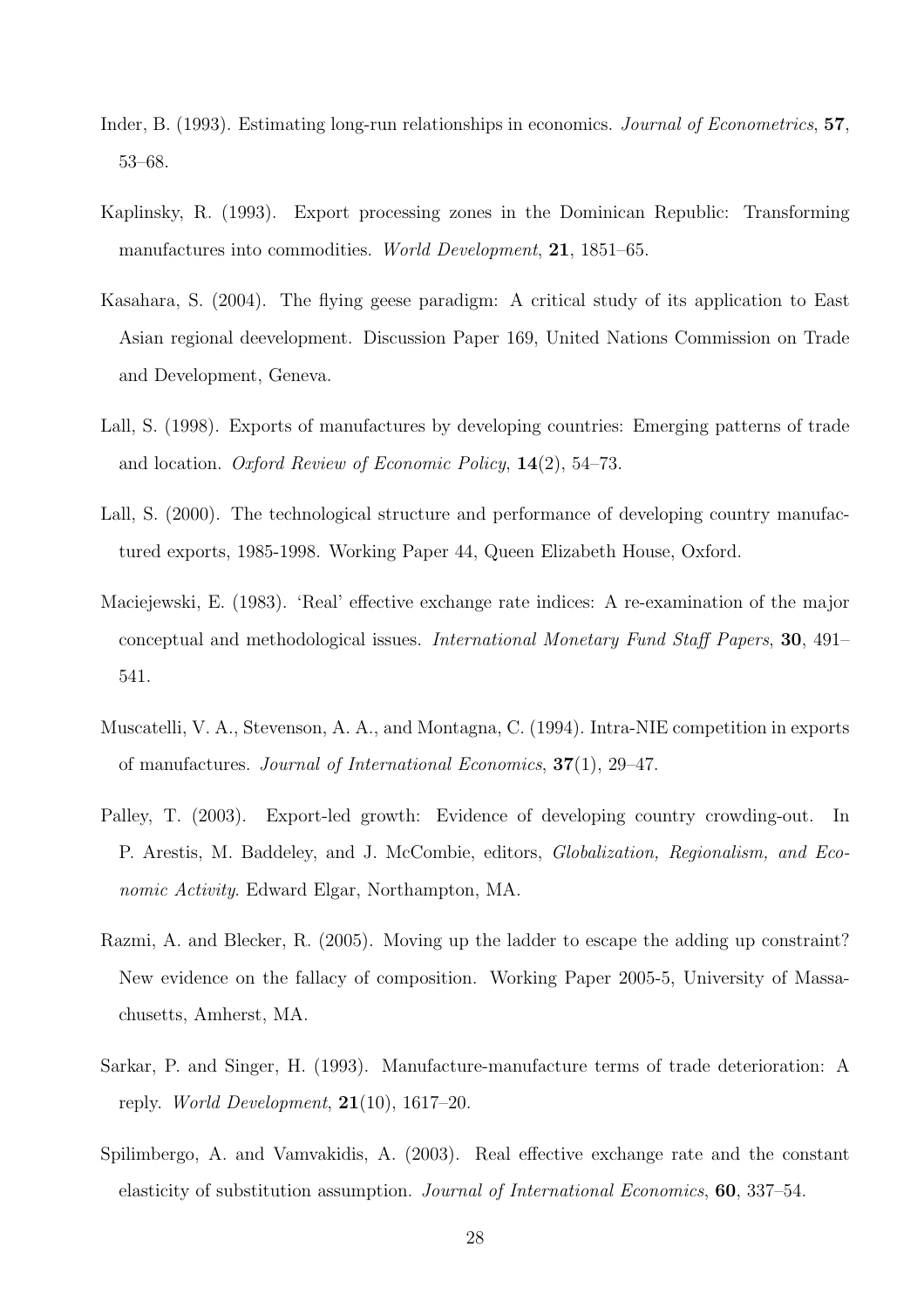Inder, B. (1993). Estimating long-run relationships in economics. *Journal of Econometrics*, **57**, 53–68.

Kaplinsky, R. (1993). Export processing zones in the Dominican Republic: Transforming manufactures into commodities. *World Development*, **21**, 1851–65.

Kasahara, S. (2004). The flying geese paradigm: A critical study of its application to East Asian regional deevelopment. Discussion Paper 169, United Nations Commission on Trade and Development, Geneva.

Lall, S. (1998). Exports of manufactures by developing countries: Emerging patterns of trade and location. *Oxford Review of Economic Policy*, **14**(2), 54–73.

Lall, S. (2000). The technological structure and performance of developing country manufactured exports, 1985-1998. Working Paper 44, Queen Elizabeth House, Oxford.

Maciejewski, E. (1983). 'Real' effective exchange rate indices: A re-examination of the major conceptual and methodological issues. *International Monetary Fund Staff Papers*, **30**, 491–541.

Muscatelli, V. A., Stevenson, A. A., and Montagna, C. (1994). Intra-NIE competition in exports of manufactures. *Journal of International Economics*, **37**(1), 29–47.

Palley, T. (2003). Export-led growth: Evidence of developing country crowding-out. In P. Arestis, M. Baddeley, and J. McCombie, editors, *Globalization, Regionalism, and Economic Activity*. Edward Elgar, Northampton, MA.

Razmi, A. and Blecker, R. (2005). Moving up the ladder to escape the adding up constraint? New evidence on the fallacy of composition. Working Paper 2005-5, University of Massachusetts, Amherst, MA.

Sarkar, P. and Singer, H. (1993). Manufacture-manufacture terms of trade deterioration: A reply. *World Development*, **21**(10), 1617–20.

Spilimbergo, A. and Vamvakidis, A. (2003). Real effective exchange rate and the constant elasticity of substitution assumption. *Journal of International Economics*, **60**, 337–54.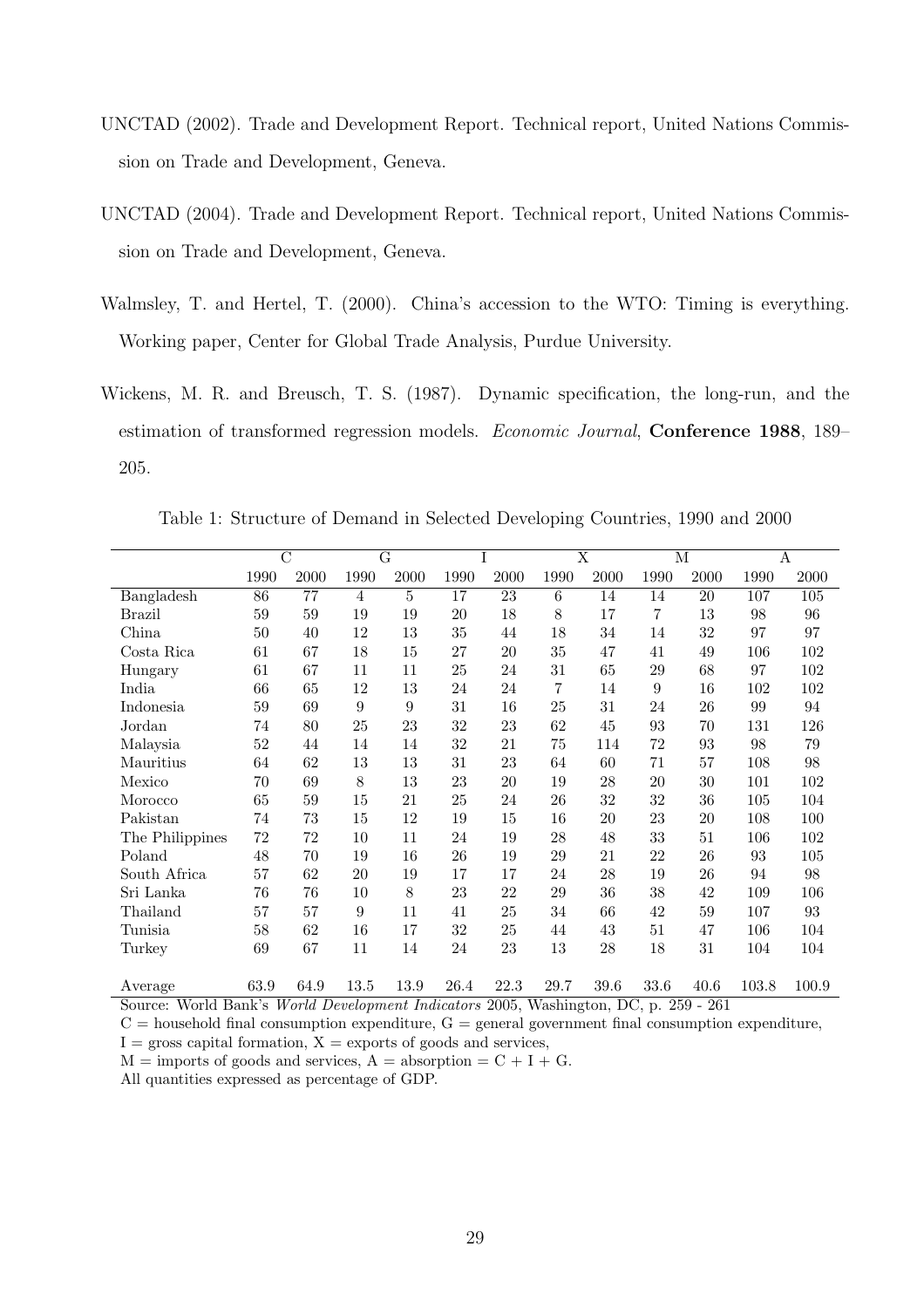UNCTAD (2002). Trade and Development Report. Technical report, United Nations Commission on Trade and Development, Geneva.

UNCTAD (2004). Trade and Development Report. Technical report, United Nations Commission on Trade and Development, Geneva.

Walmsley, T. and Hertel, T. (2000). China's accession to the WTO: Timing is everything. Working paper, Center for Global Trade Analysis, Purdue University.

Wickens, M. R. and Breusch, T. S. (1987). Dynamic specification, the long-run, and the estimation of transformed regression models. *Economic Journal*, **Conference 1988**, 189–205.

Table 1: Structure of Demand in Selected Developing Countries, 1990 and 2000

| | C | | G | | I | | X | | M | | A | |
|---|---|---|---|---|---|---|---|---|---|---|---|---|
| | 1990 | 2000 | 1990 | 2000 | 1990 | 2000 | 1990 | 2000 | 1990 | 2000 | 1990 | 2000 |
| Bangladesh | 86 | 77 | 4 | 5 | 17 | 23 | 6 | 14 | 14 | 20 | 107 | 105 |
| Brazil | 59 | 59 | 19 | 19 | 20 | 18 | 8 | 17 | 7 | 13 | 98 | 96 |
| China | 50 | 40 | 12 | 13 | 35 | 44 | 18 | 34 | 14 | 32 | 97 | 97 |
| Costa Rica | 61 | 67 | 18 | 15 | 27 | 20 | 35 | 47 | 41 | 49 | 106 | 102 |
| Hungary | 61 | 67 | 11 | 11 | 25 | 24 | 31 | 65 | 29 | 68 | 97 | 102 |
| India | 66 | 65 | 12 | 13 | 24 | 24 | 7 | 14 | 9 | 16 | 102 | 102 |
| Indonesia | 59 | 69 | 9 | 9 | 31 | 16 | 25 | 31 | 24 | 26 | 99 | 94 |
| Jordan | 74 | 80 | 25 | 23 | 32 | 23 | 62 | 45 | 93 | 70 | 131 | 126 |
| Malaysia | 52 | 44 | 14 | 14 | 32 | 21 | 75 | 114 | 72 | 93 | 98 | 79 |
| Mauritius | 64 | 62 | 13 | 13 | 31 | 23 | 64 | 60 | 71 | 57 | 108 | 98 |
| Mexico | 70 | 69 | 8 | 13 | 23 | 20 | 19 | 28 | 20 | 30 | 101 | 102 |
| Morocco | 65 | 59 | 15 | 21 | 25 | 24 | 26 | 32 | 32 | 36 | 105 | 104 |
| Pakistan | 74 | 73 | 15 | 12 | 19 | 15 | 16 | 20 | 23 | 20 | 108 | 100 |
| The Philippines | 72 | 72 | 10 | 11 | 24 | 19 | 28 | 48 | 33 | 51 | 106 | 102 |
| Poland | 48 | 70 | 19 | 16 | 26 | 19 | 29 | 21 | 22 | 26 | 93 | 105 |
| South Africa | 57 | 62 | 20 | 19 | 17 | 17 | 24 | 28 | 19 | 26 | 94 | 98 |
| Sri Lanka | 76 | 76 | 10 | 8 | 23 | 22 | 29 | 36 | 38 | 42 | 109 | 106 |
| Thailand | 57 | 57 | 9 | 11 | 41 | 25 | 34 | 66 | 42 | 59 | 107 | 93 |
| Tunisia | 58 | 62 | 16 | 17 | 32 | 25 | 44 | 43 | 51 | 47 | 106 | 104 |
| Turkey | 69 | 67 | 11 | 14 | 24 | 23 | 13 | 28 | 18 | 31 | 104 | 104 |
| Average | 63.9 | 64.9 | 13.5 | 13.9 | 26.4 | 22.3 | 29.7 | 39.6 | 33.6 | 40.6 | 103.8 | 100.9 |

Source: World Bank's *World Development Indicators* 2005, Washington, DC, p. 259 - 261

C = household final consumption expenditure, G = general government final consumption expenditure, I = gross capital formation, X = exports of goods and services, M = imports of goods and services, A = absorption = C + I + G.

All quantities expressed as percentage of GDP.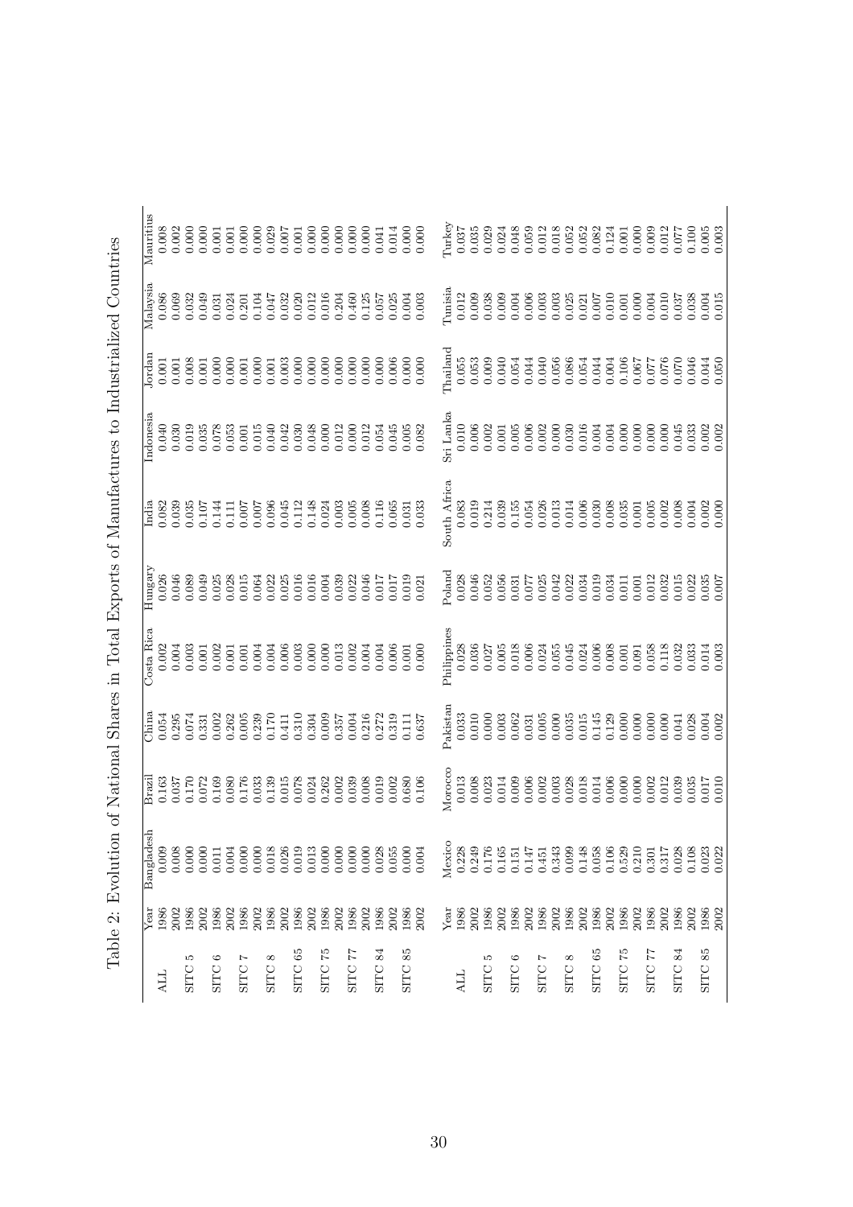## Table 2: Evolution of National Shares in Total Exports of Manufactures to Industrialized Countries

| | Year | Bangladesh | Brazil | China | Costa Rica | Hungary | India | Indonesia | Jordan | Malaysia | Mauritius |
|---|---|---|---|---|---|---|---|---|---|---|---|
| ALL | 1986 | 0.009 | 0.163 | 0.054 | 0.002 | 0.026 | 0.082 | 0.040 | 0.001 | 0.086 | 0.008 |
| | 2002 | 0.008 | 0.037 | 0.295 | 0.004 | 0.046 | 0.039 | 0.030 | 0.001 | 0.069 | 0.002 |
| SITC 5 | 1986 | 0.000 | 0.170 | 0.074 | 0.003 | 0.089 | 0.035 | 0.019 | 0.008 | 0.032 | 0.000 |
| | 2002 | 0.000 | 0.072 | 0.331 | 0.001 | 0.049 | 0.107 | 0.035 | 0.001 | 0.049 | 0.000 |
| SITC 6 | 1986 | 0.011 | 0.169 | 0.002 | 0.002 | 0.025 | 0.144 | 0.078 | 0.000 | 0.031 | 0.001 |
| | 2002 | 0.004 | 0.080 | 0.262 | 0.001 | 0.028 | 0.111 | 0.053 | 0.000 | 0.024 | 0.001 |
| SITC 7 | 1986 | 0.000 | 0.176 | 0.005 | 0.001 | 0.015 | 0.007 | 0.001 | 0.001 | 0.201 | 0.000 |
| | 2002 | 0.000 | 0.033 | 0.239 | 0.004 | 0.064 | 0.007 | 0.015 | 0.000 | 0.104 | 0.000 |
| SITC 8 | 1986 | 0.018 | 0.139 | 0.170 | 0.004 | 0.022 | 0.096 | 0.040 | 0.001 | 0.047 | 0.029 |
| | 2002 | 0.026 | 0.015 | 0.411 | 0.006 | 0.025 | 0.045 | 0.042 | 0.003 | 0.032 | 0.007 |
| SITC 65 | 1986 | 0.019 | 0.078 | 0.310 | 0.003 | 0.016 | 0.112 | 0.030 | 0.000 | 0.020 | 0.001 |
| | 2002 | 0.013 | 0.024 | 0.304 | 0.000 | 0.016 | 0.148 | 0.048 | 0.000 | 0.012 | 0.000 |
| SITC 75 | 1986 | 0.000 | 0.262 | 0.009 | 0.000 | 0.004 | 0.024 | 0.000 | 0.000 | 0.016 | 0.000 |
| | 2002 | 0.000 | 0.002 | 0.357 | 0.013 | 0.039 | 0.003 | 0.012 | 0.000 | 0.204 | 0.000 |
| SITC 77 | 1986 | 0.000 | 0.039 | 0.004 | 0.002 | 0.022 | 0.005 | 0.000 | 0.000 | 0.460 | 0.000 |
| | 2002 | 0.000 | 0.008 | 0.216 | 0.004 | 0.046 | 0.008 | 0.012 | 0.000 | 0.125 | 0.000 |
| SITC 84 | 1986 | 0.028 | 0.019 | 0.272 | 0.004 | 0.017 | 0.116 | 0.054 | 0.000 | 0.057 | 0.041 |
| | 2002 | 0.055 | 0.002 | 0.319 | 0.006 | 0.017 | 0.065 | 0.045 | 0.006 | 0.025 | 0.014 |
| SITC 85 | 1986 | 0.000 | 0.680 | 0.111 | 0.001 | 0.019 | 0.031 | 0.005 | 0.000 | 0.004 | 0.000 |
| | 2002 | 0.004 | 0.106 | 0.637 | 0.000 | 0.021 | 0.033 | 0.082 | 0.000 | 0.003 | 0.000 |

| | Year | Mexico | Morocco | Pakistan | Philippines | Poland | South Africa | Sri Lanka | Thailand | Tunisia | Turkey |
|---|---|---|---|---|---|---|---|---|---|---|---|
| ALL | 1986 | 0.228 | 0.013 | 0.033 | 0.028 | 0.028 | 0.083 | 0.010 | 0.055 | 0.012 | 0.037 |
| | 2002 | 0.249 | 0.008 | 0.010 | 0.036 | 0.046 | 0.019 | 0.006 | 0.053 | 0.009 | 0.035 |
| SITC 5 | 1986 | 0.176 | 0.023 | 0.000 | 0.027 | 0.052 | 0.214 | 0.002 | 0.009 | 0.038 | 0.029 |
| | 2002 | 0.165 | 0.014 | 0.003 | 0.005 | 0.056 | 0.039 | 0.001 | 0.040 | 0.009 | 0.024 |
| SITC 6 | 1986 | 0.151 | 0.009 | 0.062 | 0.018 | 0.031 | 0.155 | 0.005 | 0.054 | 0.004 | 0.048 |
| | 2002 | 0.147 | 0.006 | 0.031 | 0.006 | 0.077 | 0.054 | 0.006 | 0.044 | 0.006 | 0.059 |
| SITC 7 | 1986 | 0.451 | 0.002 | 0.005 | 0.024 | 0.025 | 0.026 | 0.002 | 0.040 | 0.003 | 0.012 |
| | 2002 | 0.343 | 0.003 | 0.000 | 0.055 | 0.042 | 0.013 | 0.000 | 0.056 | 0.003 | 0.018 |
| SITC 8 | 1986 | 0.099 | 0.028 | 0.035 | 0.045 | 0.022 | 0.014 | 0.030 | 0.086 | 0.025 | 0.052 |
| | 2002 | 0.148 | 0.018 | 0.015 | 0.024 | 0.034 | 0.006 | 0.016 | 0.054 | 0.021 | 0.052 |
| SITC 65 | 1986 | 0.058 | 0.014 | 0.145 | 0.006 | 0.019 | 0.030 | 0.004 | 0.044 | 0.007 | 0.082 |
| | 2002 | 0.106 | 0.006 | 0.129 | 0.008 | 0.034 | 0.008 | 0.004 | 0.004 | 0.010 | 0.124 |
| SITC 75 | 1986 | 0.529 | 0.000 | 0.000 | 0.001 | 0.011 | 0.035 | 0.000 | 0.106 | 0.001 | 0.001 |
| | 2002 | 0.210 | 0.000 | 0.000 | 0.091 | 0.001 | 0.001 | 0.000 | 0.067 | 0.000 | 0.000 |
| SITC 77 | 1986 | 0.301 | 0.002 | 0.000 | 0.058 | 0.012 | 0.005 | 0.000 | 0.077 | 0.004 | 0.009 |
| | 2002 | 0.317 | 0.012 | 0.000 | 0.118 | 0.032 | 0.002 | 0.000 | 0.076 | 0.010 | 0.012 |
| SITC 84 | 1986 | 0.028 | 0.039 | 0.041 | 0.032 | 0.015 | 0.008 | 0.045 | 0.070 | 0.037 | 0.077 |
| | 2002 | 0.108 | 0.035 | 0.028 | 0.033 | 0.022 | 0.004 | 0.033 | 0.046 | 0.038 | 0.100 |
| SITC 85 | 1986 | 0.023 | 0.017 | 0.004 | 0.014 | 0.035 | 0.002 | 0.002 | 0.044 | 0.004 | 0.005 |
| | 2002 | 0.022 | 0.010 | 0.002 | 0.003 | 0.007 | 0.000 | 0.002 | 0.050 | 0.015 | 0.003 |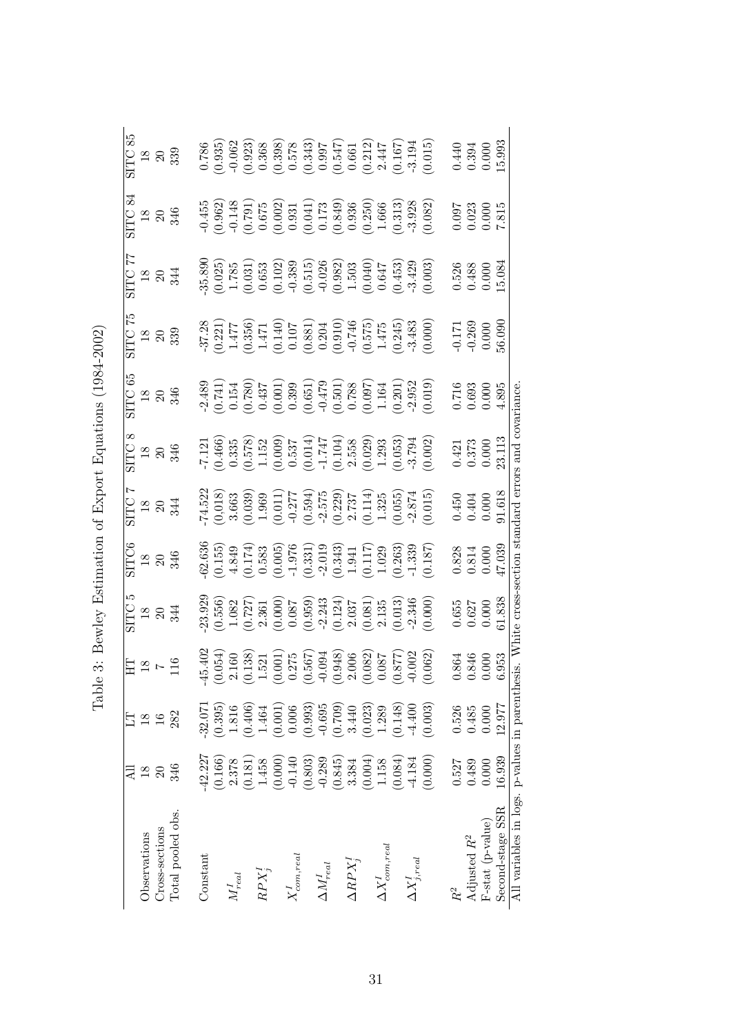Table 3: Bewley Estimation of Export Equations (1984-2002)

| | All | LT | HT | SITC 5 | SITC6 | SITC 7 | SITC 8 | SITC 65 | SITC 75 | SITC 77 | SITC 84 | SITC 85 |
|---|---|---|---|---|---|---|---|---|---|---|---|---|
| Observations | 18 | 18 | 18 | 18 | 18 | 18 | 18 | 18 | 18 | 18 | 18 | 18 |
| Cross-sections | 20 | 16 | 7 | 20 | 20 | 20 | 20 | 20 | 20 | 20 | 20 | 20 |
| Total pooled obs. | 346 | 282 | 116 | 344 | 346 | 344 | 346 | 346 | 339 | 344 | 346 | 339 |
| Constant | -42.227 | -32.071 | -45.402 | -23.929 | -62.636 | -74.522 | -7.121 | -2.489 | -37.28 | -35.890 | -0.455 | 0.786 |
| | (0.166) | (0.395) | (0.054) | (0.556) | (0.155) | (0.018) | (0.466) | (0.741) | (0.221) | (0.025) | (0.962) | (0.935) |
| $M^I_{real}$ | 2.378 | 1.816 | 2.160 | 1.082 | 4.849 | 3.663 | 0.335 | 0.154 | 1.477 | 1.785 | -0.148 | -0.062 |
| | (0.181) | (0.406) | (0.138) | (0.727) | (0.174) | (0.039) | (0.578) | (0.780) | (0.356) | (0.031) | (0.791) | (0.923) |
| $RPX^I_j$ | 1.458 | 1.464 | 1.521 | 2.361 | 0.583 | 1.969 | 1.152 | 0.437 | 1.471 | 0.653 | 0.675 | 0.368 |
| | (0.000) | (0.001) | (0.001) | (0.000) | (0.005) | (0.011) | (0.009) | (0.001) | (0.140) | (0.102) | (0.002) | (0.398) |
| $X^I_{com,real}$ | -0.140 | 0.006 | 0.275 | 0.087 | -1.976 | -0.277 | 0.537 | 0.399 | 0.107 | -0.389 | 0.931 | 0.578 |
| | (0.803) | (0.993) | (0.567) | (0.959) | (0.331) | (0.594) | (0.014) | (0.651) | (0.881) | (0.515) | (0.041) | (0.343) |
| $\Delta M^I_{real}$ | -0.289 | -0.695 | -0.094 | -2.243 | -2.019 | -2.575 | -1.747 | -0.479 | 0.204 | -0.026 | 0.173 | 0.997 |
| | (0.845) | (0.709) | (0.948) | (0.124) | (0.343) | (0.229) | (0.104) | (0.501) | (0.910) | (0.982) | (0.849) | (0.547) |
| $\Delta RPX^I_j$ | 3.384 | 3.440 | 2.006 | 2.037 | 1.941 | 2.737 | 2.558 | 0.788 | -0.746 | 1.503 | 0.936 | 0.661 |
| | (0.004) | (0.023) | (0.082) | (0.081) | (0.117) | (0.114) | (0.029) | (0.097) | (0.575) | (0.040) | (0.250) | (0.212) |
| $\Delta X^I_{com,real}$ | 1.158 | 1.289 | 0.087 | 2.135 | 1.029 | 1.325 | 1.293 | 1.164 | 1.475 | 0.647 | 1.666 | 2.447 |
| | (0.084) | (0.148) | (0.877) | (0.013) | (0.263) | (0.055) | (0.053) | (0.201) | (0.245) | (0.453) | (0.313) | (0.167) |
| $\Delta X^I_{j,real}$ | -4.184 | -4.400 | -0.002 | -2.346 | -1.339 | -2.874 | -3.794 | -2.952 | -3.483 | -3.429 | -3.928 | -3.194 |
| | (0.000) | (0.003) | (0.062) | (0.000) | (0.187) | (0.015) | (0.002) | (0.019) | (0.000) | (0.003) | (0.082) | (0.015) |
| $R^2$ | 0.527 | 0.526 | 0.864 | 0.655 | 0.828 | 0.450 | 0.421 | 0.716 | -0.171 | 0.526 | 0.097 | 0.440 |
| Adjusted $R^2$ | 0.489 | 0.485 | 0.846 | 0.627 | 0.814 | 0.404 | 0.373 | 0.693 | -0.269 | 0.488 | 0.023 | 0.394 |
| F-stat (p-value) | 0.000 | 0.000 | 0.000 | 0.000 | 0.000 | 0.000 | 0.000 | 0.000 | 0.000 | 0.000 | 0.000 | 0.000 |
| Second-stage SSR | 16.939 | 12.977 | 6.953 | 61.838 | 47.039 | 91.618 | 23.113 | 4.895 | 56.090 | 15.084 | 7.815 | 15.993 |

All variables in logs. p-values in parenthesis. White cross-section standard errors and covariance.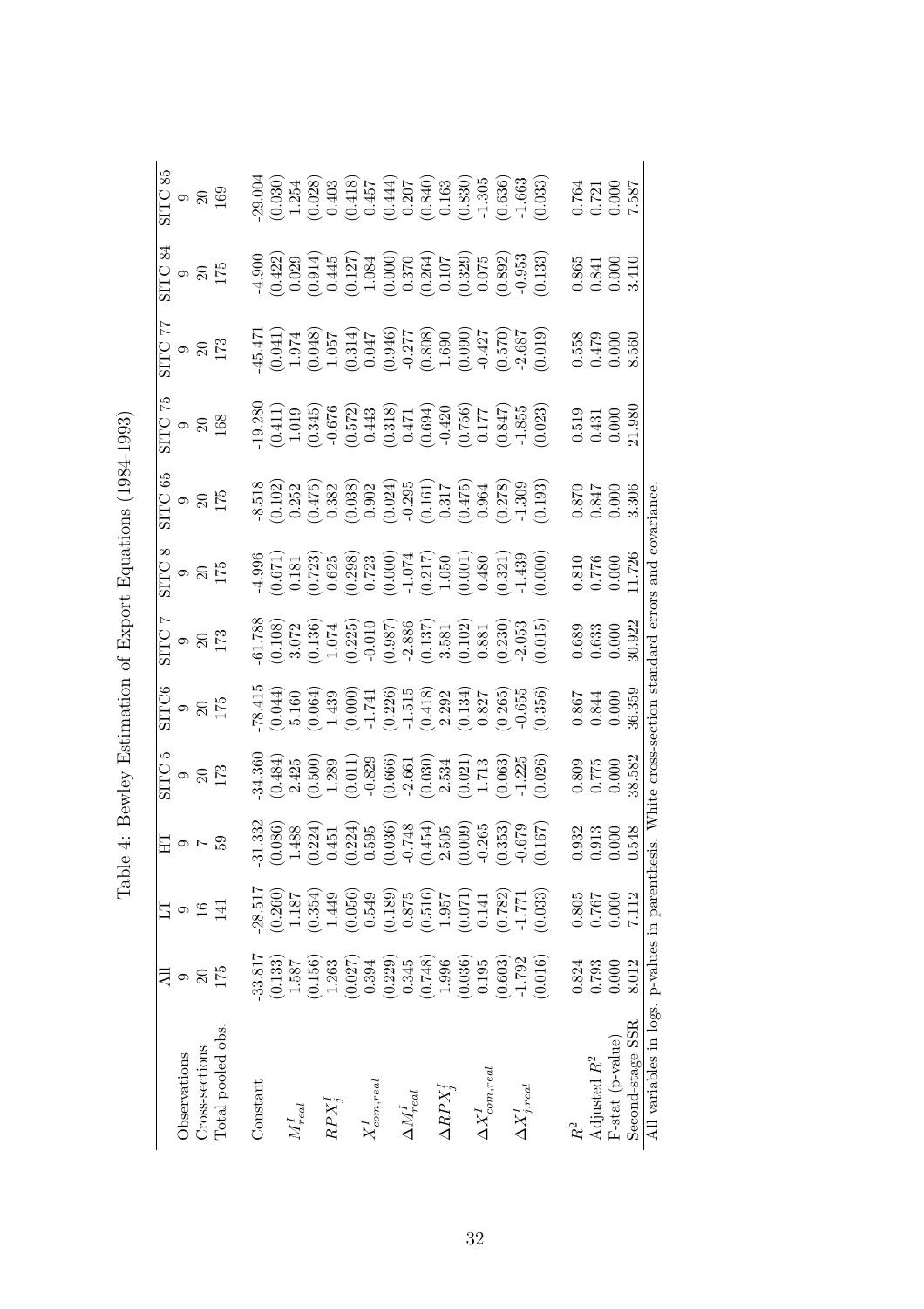Table 4: Bewley Estimation of Export Equations (1984-1993)

| | All | LT | HT | SITC 5 | SITC6 | SITC 7 | SITC 8 | SITC 65 | SITC 75 | SITC 77 | SITC 84 | SITC 85 |
|---|---|---|---|---|---|---|---|---|---|---|---|---|
| Observations | 9 | 9 | 9 | 9 | 9 | 9 | 9 | 9 | 9 | 9 | 9 | 9 |
| Cross-sections | 20 | 16 | 7 | 20 | 20 | 20 | 20 | 20 | 20 | 20 | 20 | 20 |
| Total pooled obs. | 175 | 141 | 59 | 173 | 175 | 173 | 175 | 175 | 168 | 173 | 175 | 169 |
| Constant | -33.817 | -28.517 | -31.332 | -34.360 | -78.415 | -61.788 | -4.996 | -8.518 | -19.280 | -45.471 | -4.900 | -29.004 |
| | (0.133) | (0.260) | (0.086) | (0.484) | (0.044) | (0.108) | (0.671) | (0.102) | (0.411) | (0.041) | (0.422) | (0.030) |
| $M^I_{real}$ | 1.587 | 1.187 | 1.488 | 2.425 | 5.160 | 3.072 | 0.181 | 0.252 | 1.019 | 1.974 | 0.029 | 1.254 |
| | (0.156) | (0.354) | (0.224) | (0.500) | (0.064) | (0.136) | (0.723) | (0.475) | (0.345) | (0.048) | (0.914) | (0.028) |
| $RPX^I_j$ | 1.263 | 1.449 | 0.451 | 1.289 | 1.439 | 1.074 | 0.625 | 0.382 | -0.676 | 1.057 | 0.445 | 0.403 |
| | (0.027) | (0.056) | (0.224) | (0.011) | (0.000) | (0.225) | (0.298) | (0.038) | (0.572) | (0.314) | (0.127) | (0.418) |
| $X^I_{com,real}$ | 0.394 | 0.549 | 0.595 | -0.829 | -1.741 | -0.010 | 0.723 | 0.902 | 0.443 | 0.047 | 1.084 | 0.457 |
| | (0.229) | (0.189) | (0.036) | (0.666) | (0.226) | (0.987) | (0.000) | (0.024) | (0.318) | (0.946) | (0.000) | (0.444) |
| $\Delta M^I_{real}$ | 0.345 | 0.875 | -0.748 | -2.661 | -1.515 | -2.886 | -1.074 | -0.295 | 0.471 | -0.277 | 0.370 | 0.207 |
| | (0.748) | (0.516) | (0.454) | (0.030) | (0.418) | (0.137) | (0.217) | (0.161) | (0.694) | (0.808) | (0.264) | (0.840) |
| $\Delta RPX^I_j$ | 1.996 | 1.957 | 2.505 | 2.534 | 2.292 | 3.581 | 1.050 | 0.317 | -0.420 | 1.690 | 0.107 | 0.163 |
| | (0.036) | (0.071) | (0.009) | (0.021) | (0.134) | (0.102) | (0.001) | (0.475) | (0.756) | (0.090) | (0.329) | (0.830) |
| $\Delta X^I_{com,real}$ | 0.195 | 0.141 | -0.265 | 1.713 | 0.827 | 0.881 | 0.480 | 0.964 | 0.177 | -0.427 | 0.075 | -1.305 |
| | (0.603) | (0.782) | (0.353) | (0.063) | (0.265) | (0.230) | (0.321) | (0.278) | (0.847) | (0.570) | (0.892) | (0.636) |
| $\Delta X^I_{j,real}$ | -1.792 | -1.771 | -0.679 | -1.225 | -0.655 | -2.053 | -1.439 | -1.309 | -1.855 | -2.687 | -0.953 | -1.663 |
| | (0.016) | (0.033) | (0.167) | (0.026) | (0.356) | (0.015) | (0.000) | (0.193) | (0.023) | (0.019) | (0.133) | (0.033) |
| $R^2$ | 0.824 | 0.805 | 0.932 | 0.809 | 0.867 | 0.689 | 0.810 | 0.870 | 0.519 | 0.558 | 0.865 | 0.764 |
| Adjusted $R^2$ | 0.793 | 0.767 | 0.913 | 0.775 | 0.844 | 0.633 | 0.776 | 0.847 | 0.431 | 0.479 | 0.841 | 0.721 |
| F-stat (p-value) | 0.000 | 0.000 | 0.000 | 0.000 | 0.000 | 0.000 | 0.000 | 0.000 | 0.000 | 0.000 | 0.000 | 0.000 |
| Second-stage SSR | 8.012 | 7.112 | 0.548 | 38.582 | 36.359 | 30.922 | 11.726 | 3.306 | 21.980 | 8.560 | 3.410 | 7.587 |

All variables in logs. p-values in parenthesis. White cross-section standard errors and covariance.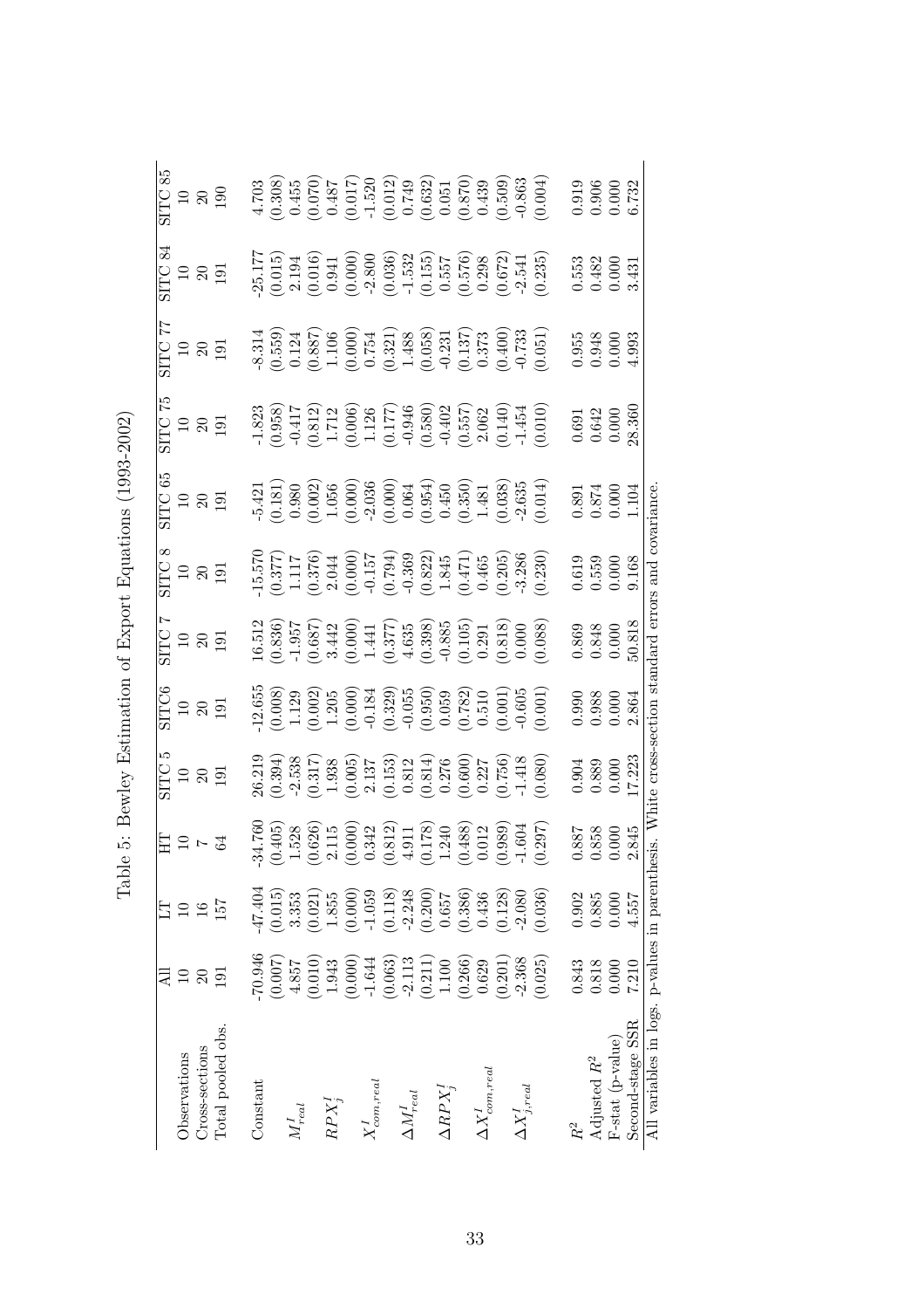Table 5: Bewley Estimation of Export Equations (1993-2002)

| | All | LT | HT | SITC 5 | SITC6 | SITC 7 | SITC 8 | SITC 65 | SITC 75 | SITC 77 | SITC 84 | SITC 85 |
|---|---|---|---|---|---|---|---|---|---|---|---|---|
| Observations | 10 | 10 | 10 | 10 | 10 | 10 | 10 | 10 | 10 | 10 | 10 | 10 |
| Cross-sections | 20 | 16 | 7 | 20 | 20 | 20 | 20 | 20 | 20 | 20 | 20 | 20 |
| Total pooled obs. | 191 | 157 | 64 | 191 | 191 | 191 | 191 | 191 | 191 | 191 | 191 | 190 |
| Constant | -70.946 | -47.404 | -34.760 | 26.219 | -12.655 | 16.512 | -15.570 | -5.421 | -1.823 | -8.314 | -25.177 | 4.703 |
| | (0.007) | (0.015) | (0.405) | (0.394) | (0.008) | (0.836) | (0.377) | (0.181) | (0.958) | (0.559) | (0.015) | (0.308) |
| $M^I_{real}$ | 4.857 | 3.353 | 1.528 | -2.538 | 1.129 | -1.957 | 1.117 | 0.980 | -0.417 | 0.124 | 2.194 | 0.455 |
| | (0.010) | (0.021) | (0.626) | (0.317) | (0.002) | (0.687) | (0.376) | (0.002) | (0.812) | (0.887) | (0.016) | (0.070) |
| $RPX^I_j$ | 1.943 | 1.855 | 2.115 | 1.938 | 1.205 | 3.442 | 2.044 | 1.056 | 1.712 | 1.106 | 0.941 | 0.487 |
| | (0.000) | (0.000) | (0.000) | (0.005) | (0.000) | (0.000) | (0.000) | (0.000) | (0.006) | (0.000) | (0.000) | (0.017) |
| $X^I_{com,real}$ | -1.644 | -1.059 | 0.342 | 2.137 | -0.184 | 1.441 | -0.157 | -2.036 | 1.126 | 0.754 | -2.800 | -1.520 |
| | (0.063) | (0.118) | (0.812) | (0.153) | (0.329) | (0.377) | (0.794) | (0.000) | (0.177) | (0.321) | (0.036) | (0.012) |
| $\Delta M^I_{real}$ | -2.113 | -2.248 | 4.911 | 0.812 | -0.055 | 4.635 | -0.369 | 0.064 | -0.946 | 1.488 | -1.532 | 0.749 |
| | (0.211) | (0.200) | (0.178) | (0.814) | (0.950) | (0.398) | (0.822) | (0.954) | (0.580) | (0.058) | (0.155) | (0.632) |
| $\Delta RPX^I_j$ | 1.100 | 0.657 | 1.240 | 0.276 | 0.059 | -0.885 | 1.845 | 0.450 | -0.402 | -0.231 | 0.557 | 0.051 |
| | (0.266) | (0.386) | (0.488) | (0.600) | (0.782) | (0.105) | (0.471) | (0.350) | (0.557) | (0.137) | (0.576) | (0.870) |
| $\Delta X^I_{com,real}$ | 0.629 | 0.436 | 0.012 | 0.227 | 0.510 | 0.291 | 0.465 | 1.481 | 2.062 | 0.373 | 0.298 | 0.439 |
| | (0.201) | (0.128) | (0.989) | (0.756) | (0.001) | (0.818) | (0.205) | (0.038) | (0.140) | (0.400) | (0.672) | (0.509) |
| $\Delta X^I_{j,real}$ | -2.368 | -2.080 | -1.604 | -1.418 | -0.605 | 0.000 | -3.286 | -2.635 | -1.454 | -0.733 | -2.541 | -0.863 |
| | (0.025) | (0.036) | (0.297) | (0.080) | (0.001) | (0.088) | (0.230) | (0.014) | (0.010) | (0.051) | (0.235) | (0.004) |
| $R^2$ | 0.843 | 0.902 | 0.887 | 0.904 | 0.990 | 0.869 | 0.619 | 0.891 | 0.691 | 0.955 | 0.553 | 0.919 |
| Adjusted $R^2$ | 0.818 | 0.885 | 0.858 | 0.889 | 0.988 | 0.848 | 0.559 | 0.874 | 0.642 | 0.948 | 0.482 | 0.906 |
| F-stat (p-value) | 0.000 | 0.000 | 0.000 | 0.000 | 0.000 | 0.000 | 0.000 | 0.000 | 0.000 | 0.000 | 0.000 | 0.000 |
| Second-stage SSR | 7.210 | 4.557 | 2.845 | 17.223 | 2.864 | 50.818 | 9.168 | 1.104 | 28.360 | 4.993 | 3.431 | 6.732 |

All variables in logs. p-values in parenthesis. White cross-section standard errors and covariance.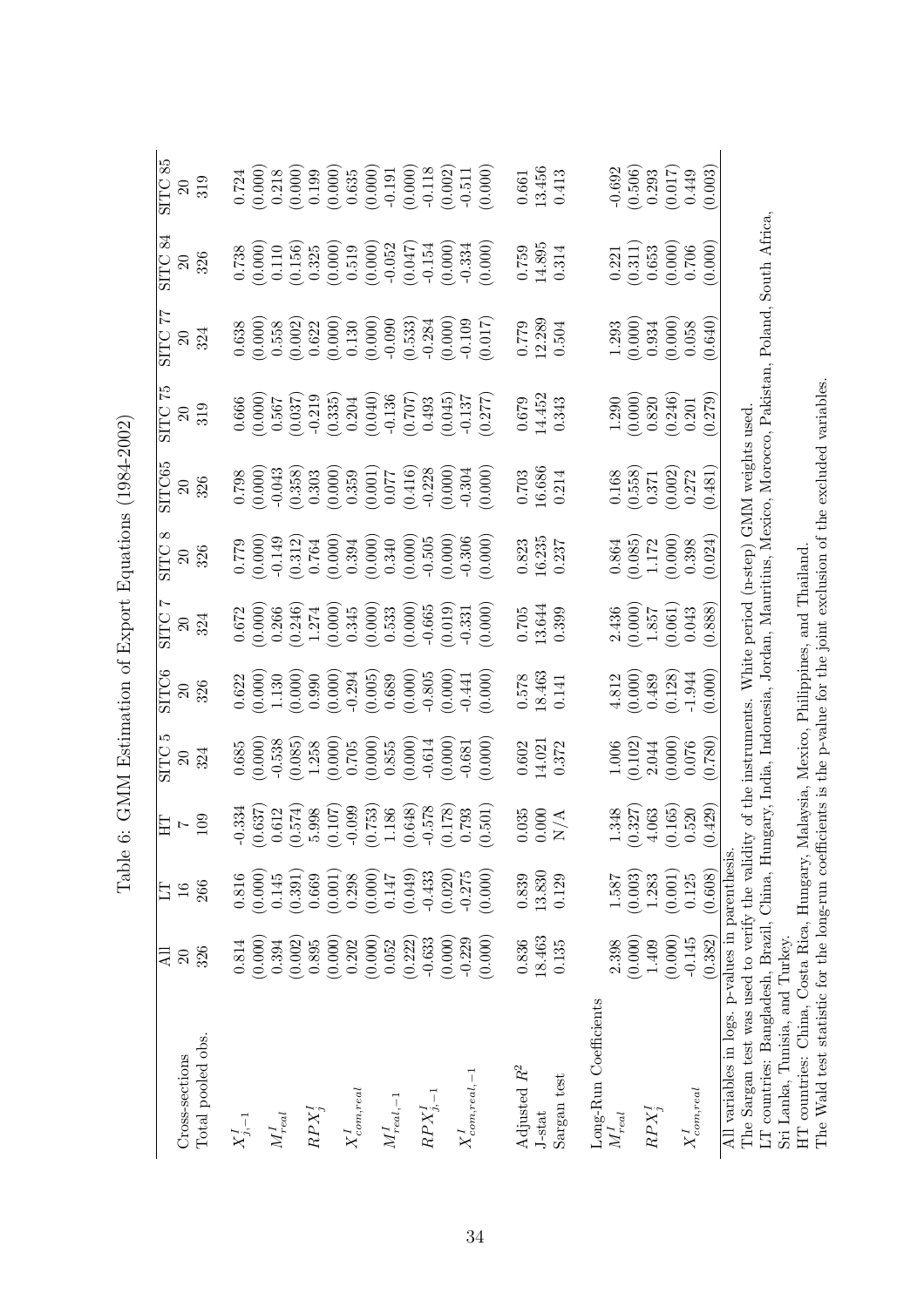Table 6: GMM Estimation of Export Equations (1984-2002)

| | All | LT | HT | SITC 5 | SITC6 | SITC 7 | SITC 8 | SITC65 | SITC 75 | SITC 77 | SITC 84 | SITC 85 |
|---|---|---|---|---|---|---|---|---|---|---|---|---|
| Cross-sections | 20 | 16 | 7 | 20 | 20 | 20 | 20 | 20 | 20 | 20 | 20 | 20 |
| Total pooled obs. | 326 | 266 | 109 | 324 | 326 | 324 | 326 | 326 | 319 | 324 | 326 | 319 |
| $X^I_{j,-1}$ | 0.814 | 0.816 | -0.334 | 0.685 | 0.622 | 0.672 | 0.779 | 0.798 | 0.666 | 0.638 | 0.738 | 0.724 |
| | (0.000) | (0.000) | (0.637) | (0.000) | (0.000) | (0.000) | (0.000) | (0.000) | (0.000) | (0.000) | (0.000) | (0.000) |
| $M^I_{real}$ | 0.394 | 0.145 | 0.612 | -0.538 | 1.130 | 0.266 | -0.149 | -0.043 | 0.567 | 0.558 | 0.110 | 0.218 |
| | (0.002) | (0.391) | (0.574) | (0.085) | (0.000) | (0.246) | (0.312) | (0.358) | (0.037) | (0.002) | (0.156) | (0.000) |
| $RPX^I_j$ | 0.895 | 0.669 | 5.998 | 1.258 | 0.990 | 1.274 | 0.764 | 0.303 | -0.219 | 0.622 | 0.325 | 0.199 |
| | (0.000) | (0.001) | (0.107) | (0.000) | (0.000) | (0.000) | (0.000) | (0.000) | (0.335) | (0.000) | (0.000) | (0.000) |
| $X^I_{com,real}$ | 0.202 | 0.298 | -0.099 | 0.705 | -0.294 | 0.345 | 0.394 | 0.359 | 0.204 | 0.130 | 0.519 | 0.635 |
| | (0.000) | (0.000) | (0.753) | (0.000) | (0.005) | (0.000) | (0.000) | (0.001) | (0.040) | (0.000) | (0.000) | (0.000) |
| $M^I_{real,-1}$ | 0.052 | 0.147 | 1.186 | 0.855 | 0.689 | 0.533 | 0.340 | 0.077 | -0.136 | -0.090 | -0.052 | -0.191 |
| | (0.222) | (0.049) | (0.648) | (0.000) | (0.000) | (0.000) | (0.000) | (0.416) | (0.707) | (0.533) | (0.047) | (0.000) |
| $RPX^I_{j,-1}$ | -0.633 | -0.433 | -0.578 | -0.614 | -0.805 | -0.665 | -0.505 | -0.228 | 0.493 | -0.284 | -0.154 | -0.118 |
| | (0.000) | (0.020) | (0.178) | (0.000) | (0.000) | (0.019) | (0.000) | (0.000) | (0.045) | (0.000) | (0.000) | (0.002) |
| $X^I_{com,real,-1}$ | -0.229 | -0.275 | 0.793 | -0.681 | -0.441 | -0.331 | -0.306 | -0.304 | -0.137 | -0.109 | -0.334 | -0.511 |
| | (0.000) | (0.000) | (0.501) | (0.000) | (0.000) | (0.000) | (0.000) | (0.000) | (0.277) | (0.017) | (0.000) | (0.000) |
| Adjusted $R^2$ | 0.836 | 0.839 | 0.035 | 0.602 | 0.578 | 0.705 | 0.823 | 0.703 | 0.679 | 0.779 | 0.759 | 0.661 |
| J-stat | 18.463 | 13.830 | 0.000 | 14.021 | 18.463 | 13.644 | 16.235 | 16.686 | 14.452 | 12.289 | 14.895 | 13.456 |
| Sargan test | 0.135 | 0.129 | N/A | 0.372 | 0.141 | 0.399 | 0.237 | 0.214 | 0.343 | 0.504 | 0.314 | 0.413 |
| Long-Run Coefficients | | | | | | | | | | | | |
| $M^I_{real}$ | 2.398 | 1.587 | 1.348 | 1.006 | 4.812 | 2.436 | 0.864 | 0.168 | 1.290 | 1.293 | 0.221 | -0.692 |
| | (0.000) | (0.003) | (0.327) | (0.102) | (0.000) | (0.000) | (0.085) | (0.558) | (0.000) | (0.000) | (0.311) | (0.506) |
| $RPX^I_j$ | 1.409 | 1.283 | 4.063 | 2.044 | 0.489 | 1.857 | 1.172 | 0.371 | 0.820 | 0.934 | 0.653 | 0.293 |
| | (0.000) | (0.001) | (0.165) | (0.000) | (0.128) | (0.061) | (0.000) | (0.002) | (0.246) | (0.000) | (0.000) | (0.017) |
| $X^I_{com,real}$ | -0.145 | 0.125 | 0.520 | 0.076 | -1.944 | 0.043 | 0.398 | 0.272 | 0.201 | 0.058 | 0.706 | 0.449 |
| | (0.382) | (0.608) | (0.429) | (0.780) | (0.000) | (0.888) | (0.024) | (0.481) | (0.279) | (0.640) | (0.000) | (0.003) |

All variables in logs. p-values in parenthesis.

The Sargan test was used to verify the validity of the instruments. White period (n-step) GMM weights used.

LT countries: Bangladesh, Brazil, China, Hungary, India, Indonesia, Jordan, Mauritius, Mexico, Morocco, Pakistan, Poland, South Africa, Sri Lanka, Tunisia, and Turkey.

HT countries: China, Costa Rica, Hungary, Malaysia, Mexico, Philippines, and Thailand.

The Wald test statistic for the long-run coefficients is the p-value for the joint exclusion of the excluded variables.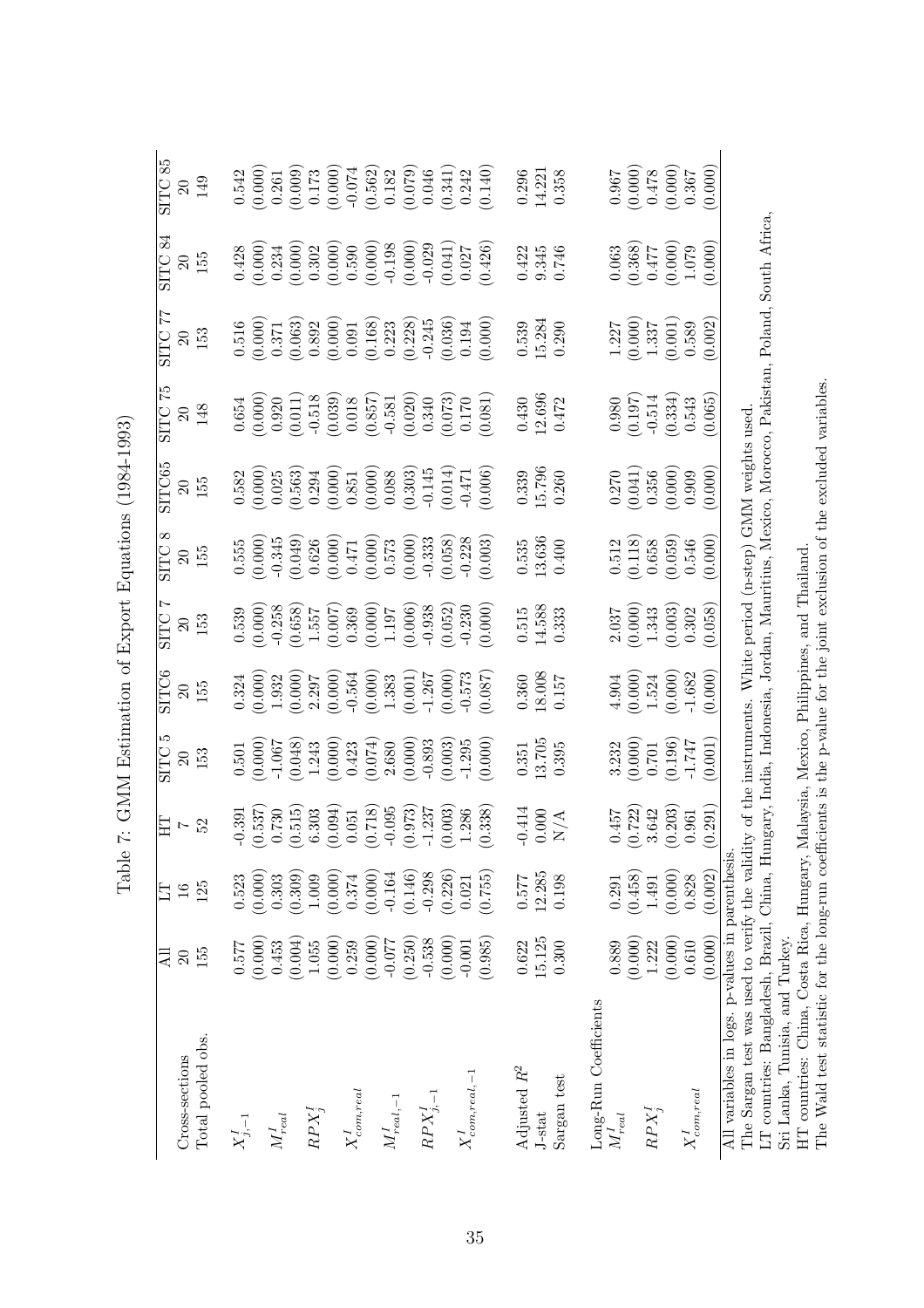Table 7: GMM Estimation of Export Equations (1984-1993)

| | All | LT | HT | SITC 5 | SITC6 | SITC 7 | SITC 8 | SITC65 | SITC 75 | SITC 77 | SITC 84 | SITC 85 |
|---|---|---|---|---|---|---|---|---|---|---|---|---|
| Cross-sections | 20 | 16 | 7 | 20 | 20 | 20 | 20 | 20 | 20 | 20 | 20 | 20 |
| Total pooled obs. | 155 | 125 | 52 | 153 | 155 | 153 | 155 | 155 | 148 | 153 | 155 | 149 |
| $X^I_{j,-1}$ | 0.577 | 0.523 | -0.391 | 0.501 | 0.324 | 0.539 | 0.555 | 0.582 | 0.654 | 0.516 | 0.428 | 0.542 |
| | (0.000) | (0.000) | (0.537) | (0.000) | (0.000) | (0.000) | (0.000) | (0.000) | (0.000) | (0.000) | (0.000) | (0.000) |
| $M^I_{real}$ | 0.453 | 0.303 | 0.730 | -1.067 | 1.932 | -0.258 | -0.345 | 0.025 | 0.920 | 0.371 | 0.234 | 0.261 |
| | (0.004) | (0.309) | (0.515) | (0.048) | (0.000) | (0.658) | (0.049) | (0.563) | (0.011) | (0.063) | (0.000) | (0.009) |
| $RPX^I_j$ | 1.055 | 1.009 | 6.303 | 1.243 | 2.297 | 1.557 | 0.626 | 0.294 | -0.518 | 0.892 | 0.302 | 0.173 |
| | (0.000) | (0.000) | (0.094) | (0.000) | (0.000) | (0.007) | (0.000) | (0.000) | (0.039) | (0.000) | (0.000) | (0.000) |
| $X^I_{com,real}$ | 0.259 | 0.374 | 0.051 | 0.423 | -0.564 | 0.369 | 0.471 | 0.851 | 0.018 | 0.091 | 0.590 | -0.074 |
| | (0.000) | (0.000) | (0.718) | (0.074) | (0.000) | (0.000) | (0.000) | (0.000) | (0.857) | (0.168) | (0.000) | (0.562) |
| $M^I_{real,-1}$ | -0.077 | -0.164 | -0.095 | 2.680 | 1.383 | 1.197 | 0.573 | 0.088 | -0.581 | 0.223 | -0.198 | 0.182 |
| | (0.250) | (0.146) | (0.973) | (0.000) | (0.001) | (0.006) | (0.000) | (0.303) | (0.020) | (0.228) | (0.000) | (0.079) |
| $RPX^I_{j,-1}$ | -0.538 | -0.298 | -1.237 | -0.893 | -1.267 | -0.938 | -0.333 | -0.145 | 0.340 | -0.245 | -0.029 | 0.046 |
| | (0.000) | (0.226) | (0.003) | (0.003) | (0.000) | (0.052) | (0.058) | (0.014) | (0.073) | (0.036) | (0.041) | (0.341) |
| $X^I_{com,real,-1}$ | -0.001 | 0.021 | 1.286 | -1.295 | -0.573 | -0.230 | -0.228 | -0.471 | 0.170 | 0.194 | 0.027 | 0.242 |
| | (0.985) | (0.755) | (0.338) | (0.000) | (0.087) | (0.000) | (0.003) | (0.006) | (0.081) | (0.000) | (0.426) | (0.140) |
| Adjusted $R^2$ | 0.622 | 0.577 | -0.414 | 0.351 | 0.360 | 0.515 | 0.535 | 0.339 | 0.430 | 0.539 | 0.422 | 0.296 |
| J-stat | 15.125 | 12.285 | 0.000 | 13.705 | 18.008 | 14.588 | 13.636 | 15.796 | 12.696 | 15.284 | 9.345 | 14.221 |
| Sargan test | 0.300 | 0.198 | N/A | 0.395 | 0.157 | 0.333 | 0.400 | 0.260 | 0.472 | 0.290 | 0.746 | 0.358 |
| Long-Run Coefficients | | | | | | | | | | | | |
| $M^I_{real}$ | 0.889 | 0.291 | 0.457 | 3.232 | 4.904 | 2.037 | 0.512 | 0.270 | 0.980 | 1.227 | 0.063 | 0.967 |
| | (0.000) | (0.458) | (0.722) | (0.000) | (0.000) | (0.000) | (0.118) | (0.041) | (0.197) | (0.000) | (0.368) | (0.000) |
| $RPX^I_j$ | 1.222 | 1.491 | 3.642 | 0.701 | 1.524 | 1.343 | 0.658 | 0.356 | -0.514 | 1.337 | 0.477 | 0.478 |
| | (0.000) | (0.000) | (0.203) | (0.196) | (0.000) | (0.003) | (0.059) | (0.000) | (0.334) | (0.001) | (0.000) | (0.000) |
| $X^I_{com,real}$ | 0.610 | 0.828 | 0.961 | -1.747 | -1.682 | 0.302 | 0.546 | 0.909 | 0.543 | 0.589 | 1.079 | 0.367 |
| | (0.000) | (0.002) | (0.291) | (0.001) | (0.000) | (0.058) | (0.000) | (0.000) | (0.065) | (0.002) | (0.000) | (0.000) |

All variables in logs. p-values in parenthesis.
The Sargan test was used to verify the validity of the instruments. White period (n-step) GMM weights used.
LT countries: Bangladesh, Brazil, China, Hungary, India, Indonesia, Jordan, Mauritius, Mexico, Morocco, Pakistan, Poland, South Africa, Sri Lanka, Tunisia, and Turkey.
HT countries: China, Costa Rica, Hungary, Malaysia, Mexico, Philippines, and Thailand.
The Wald test statistic for the long-run coefficients is the p-value for the joint exclusion of the excluded variables.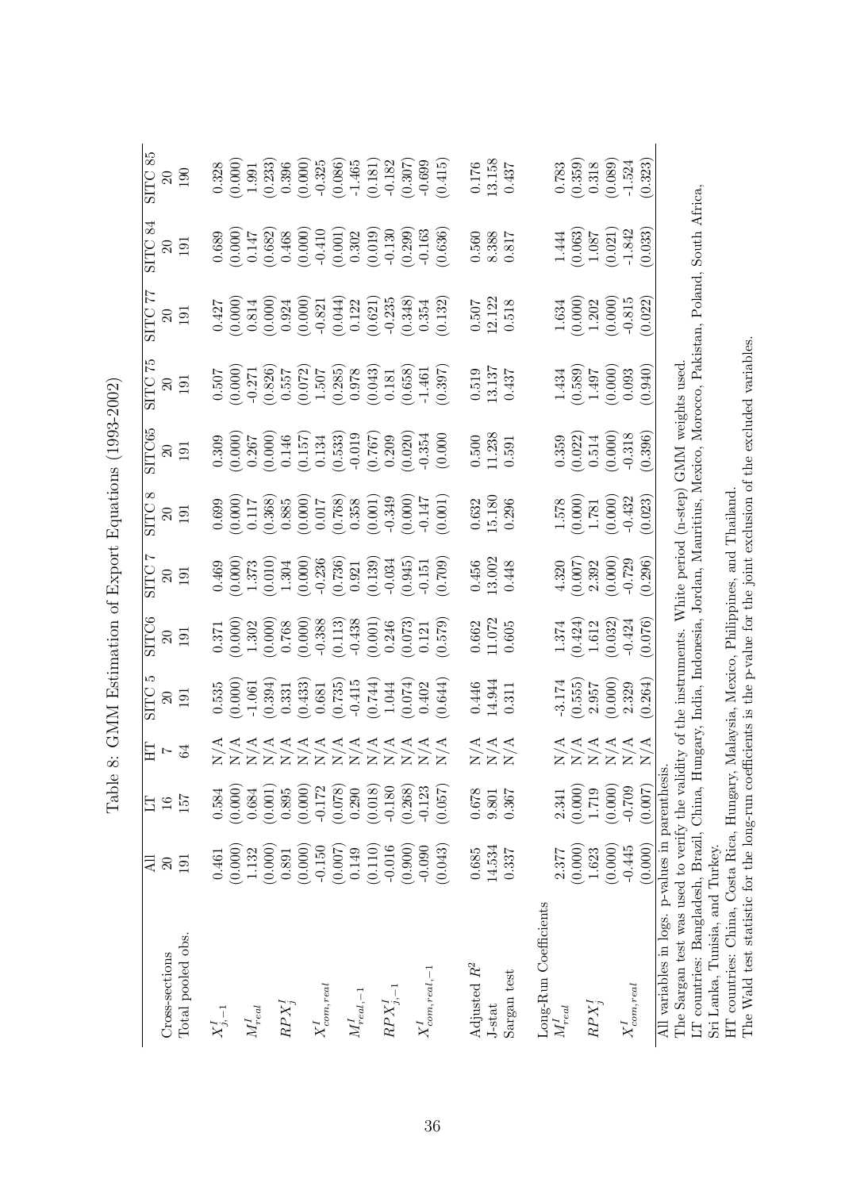Table 8: GMM Estimation of Export Equations (1993-2002)

| | All | LT | HT | SITC 5 | SITC6 | SITC 7 | SITC 8 | SITC65 | SITC 75 | SITC 77 | SITC 84 | SITC 85 |
|---|---|---|---|---|---|---|---|---|---|---|---|---|
| Cross-sections | 20 | 16 | 7 | 20 | 20 | 20 | 20 | 20 | 20 | 20 | 20 | 20 |
| Total pooled obs. | 191 | 157 | 64 | 191 | 191 | 191 | 191 | 191 | 191 | 191 | 191 | 190 |
| $X^I_{j,-1}$ | 0.461 | 0.584 | N/A | 0.535 | 0.371 | 0.469 | 0.699 | 0.309 | 0.507 | 0.427 | 0.689 | 0.328 |
| | (0.000) | (0.000) | N/A | (0.000) | (0.000) | (0.000) | (0.000) | (0.000) | (0.000) | (0.000) | (0.000) | (0.000) |
| $M^I_{real}$ | 1.132 | 0.684 | N/A | -1.061 | 1.302 | 1.373 | 0.117 | 0.267 | -0.271 | 0.814 | 0.147 | 1.991 |
| | (0.000) | (0.001) | N/A | (0.394) | (0.000) | (0.010) | (0.368) | (0.000) | (0.826) | (0.000) | (0.682) | (0.233) |
| $RPX^I_j$ | 0.891 | 0.895 | N/A | 0.331 | 0.768 | 1.304 | 0.885 | 0.146 | 0.557 | 0.924 | 0.468 | 0.396 |
| | (0.000) | (0.000) | N/A | (0.433) | (0.000) | (0.000) | (0.000) | (0.157) | (0.072) | (0.000) | (0.000) | (0.000) |
| $X^I_{com,real}$ | -0.150 | -0.172 | N/A | 0.681 | -0.388 | -0.236 | 0.017 | 0.134 | 1.507 | -0.821 | -0.410 | -0.325 |
| | (0.007) | (0.078) | N/A | (0.735) | (0.113) | (0.736) | (0.768) | (0.533) | (0.285) | (0.044) | (0.001) | (0.086) |
| $M^I_{real,-1}$ | 0.149 | 0.290 | N/A | -0.415 | -0.438 | 0.921 | 0.358 | -0.019 | 0.978 | 0.122 | 0.302 | -1.465 |
| | (0.110) | (0.018) | N/A | (0.744) | (0.001) | (0.139) | (0.001) | (0.767) | (0.043) | (0.621) | (0.019) | (0.181) |
| $RPX^I_{j,-1}$ | -0.016 | -0.180 | N/A | 1.044 | 0.246 | -0.034 | -0.349 | 0.209 | 0.181 | -0.235 | -0.130 | -0.182 |
| | (0.900) | (0.268) | N/A | (0.074) | (0.073) | (0.945) | (0.000) | (0.020) | (0.658) | (0.348) | (0.299) | (0.307) |
| $X^I_{com,real,-1}$ | -0.090 | -0.123 | N/A | 0.402 | 0.121 | -0.151 | -0.147 | -0.354 | -1.461 | 0.354 | -0.163 | -0.699 |
| | (0.043) | (0.057) | N/A | (0.644) | (0.579) | (0.709) | (0.001) | (0.000 | (0.397) | (0.132) | (0.636) | (0.415) |
| Adjusted $R^2$ | 0.685 | 0.678 | N/A | 0.446 | 0.662 | 0.456 | 0.632 | 0.500 | 0.519 | 0.507 | 0.560 | 0.176 |
| J-stat | 14.534 | 9.801 | N/A | 14.944 | 11.072 | 13.002 | 15.180 | 11.238 | 13.137 | 12.122 | 8.388 | 13.158 |
| Sargan test | 0.337 | 0.367 | N/A | 0.311 | 0.605 | 0.448 | 0.296 | 0.591 | 0.437 | 0.518 | 0.817 | 0.437 |
| Long-Run Coefficients | | | | | | | | | | | | |
| $M^I_{real}$ | 2.377 | 2.341 | N/A | -3.174 | 1.374 | 4.320 | 1.578 | 0.359 | 1.434 | 1.634 | 1.444 | 0.783 |
| | (0.000) | (0.000) | N/A | (0.555) | (0.424) | (0.007) | (0.000) | (0.022) | (0.589) | (0.000) | (0.063) | (0.359) |
| $RPX^I_j$ | 1.623 | 1.719 | N/A | 2.957 | 1.612 | 2.392 | 1.781 | 0.514 | 1.497 | 1.202 | 1.087 | 0.318 |
| | (0.000) | (0.000) | N/A | (0.000) | (0.032) | (0.000) | (0.000) | (0.000) | (0.000) | (0.000) | (0.021) | (0.089) |
| $X^I_{com,real}$ | -0.445 | -0.709 | N/A | 2.329 | -0.424 | -0.729 | -0.432 | -0.318 | 0.093 | -0.815 | -1.842 | -1.524 |
| | (0.000) | (0.007) | N/A | (0.264) | (0.076) | (0.296) | (0.023) | (0.396) | (0.940) | (0.022) | (0.033) | (0.323) |

All variables in logs. p-values in parenthesis.
The Sargan test was used to verify the validity of the instruments. White period (n-step) GMM weights used.
LT countries: Bangladesh, Brazil, China, Hungary, India, Indonesia, Jordan, Mauritius, Mexico, Morocco, Pakistan, Poland, South Africa, Sri Lanka, Tunisia, and Turkey.
HT countries: China, Costa Rica, Hungary, Malaysia, Mexico, Philippines, and Thailand.
The Wald test statistic for the long-run coefficients is the p-value for the joint exclusion of the excluded variables.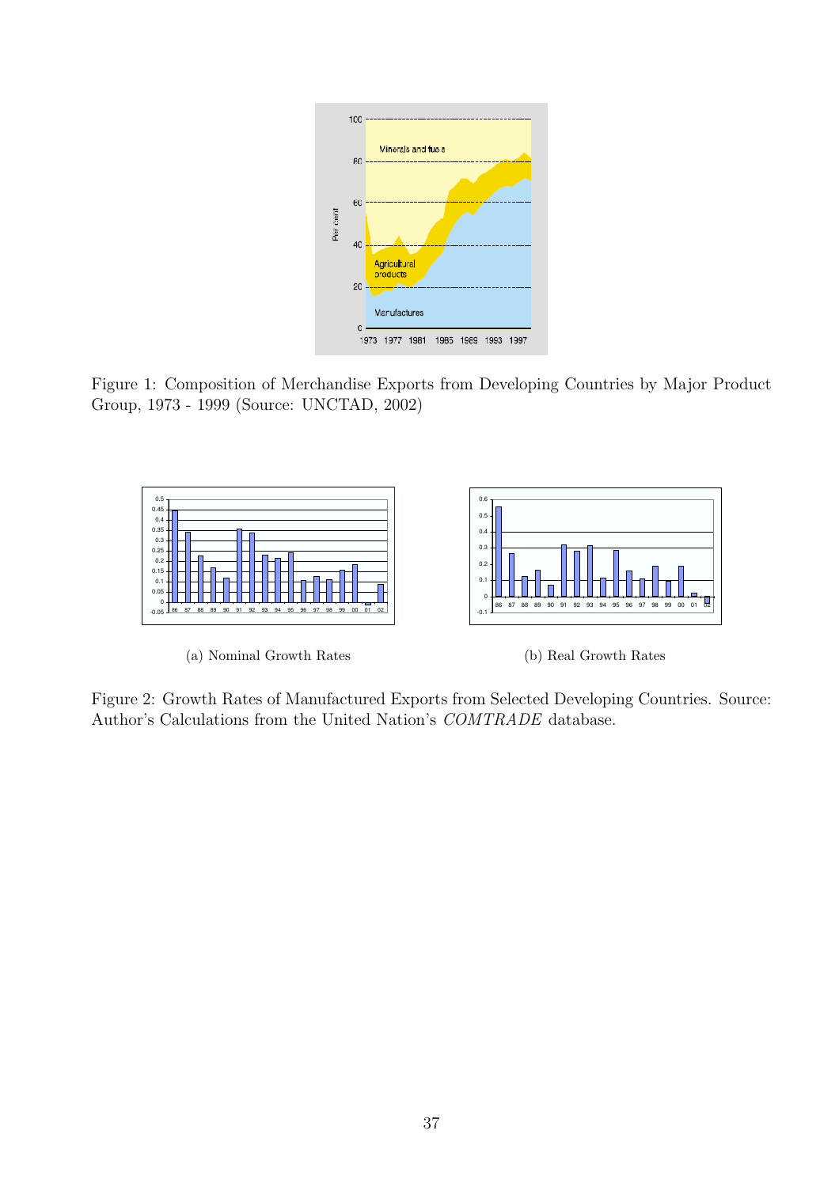Figure 1: Composition of Merchandise Exports from Developing Countries by Major Product Group, 1973 - 1999 (Source: UNCTAD, 2002)

(a) Nominal Growth Rates

(b) Real Growth Rates

Figure 2: Growth Rates of Manufactured Exports from Selected Developing Countries. Source: Author's Calculations from the United Nation's *COMTRADE* database.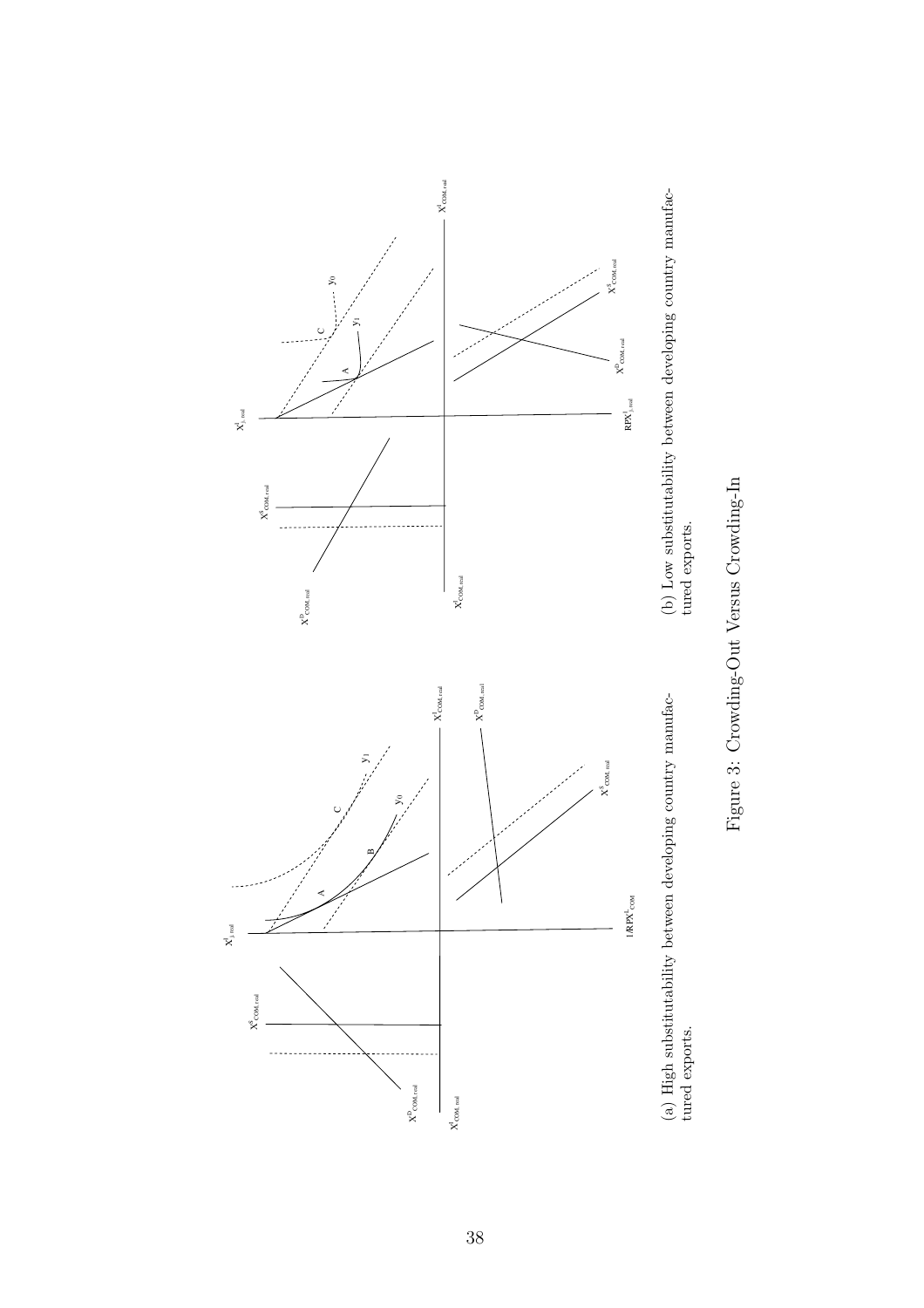$X^{I}_{j,real}$

$X^{S}_{COM,real}$

$X^{D}_{COM,real}$

$X^{I}_{COM,real}$

$1/RPX^{I}_{COM}$

$X^{D}_{COM,real}$

$X^{S}_{COM,real}$

A

B

C

$y_0$

$y_1$

(a) High substitutability between developing country manufactured exports.

$X^{I}_{j,real}$

$X^{S}_{COM,real}$

$X^{D}_{COM,real}$

$X^{I}_{COM,real}$

$RPX^{I}_{j,real}$

$X^{D}_{COM,real}$

$X^{S}_{COM,real}$

A

C

$y_0$

$y_1$

(b) Low substitutability between developing country manufactured exports.

Figure 3: Crowding-Out Versus Crowding-In